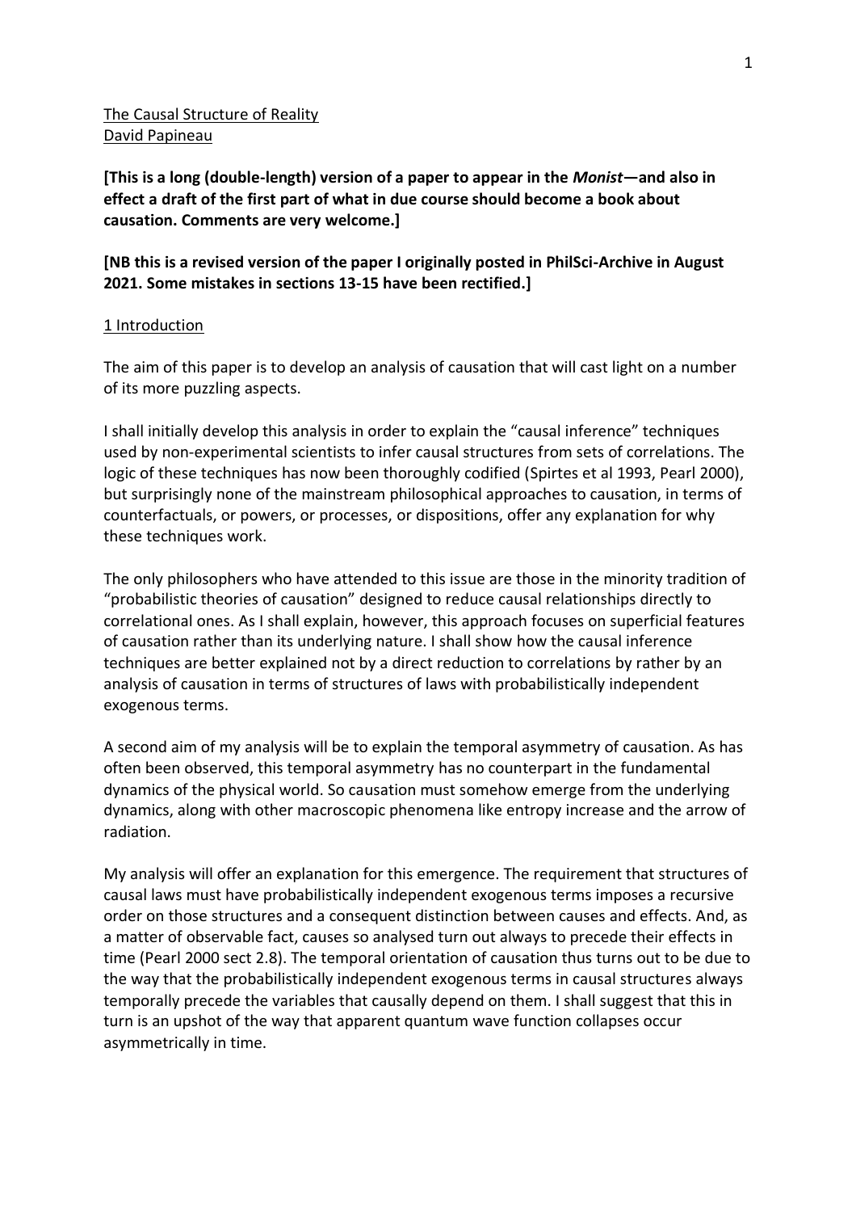The Causal Structure of Reality
David Papineau

**[This is a long (double-length) version of a paper to appear in the *Monist*—and also in effect a draft of the first part of what in due course should become a book about causation. Comments are very welcome.]**

**[NB this is a revised version of the paper I originally posted in PhilSci-Archive in August 2021. Some mistakes in sections 13-15 have been rectified.]**

## 1 Introduction

The aim of this paper is to develop an analysis of causation that will cast light on a number of its more puzzling aspects.

I shall initially develop this analysis in order to explain the "causal inference" techniques used by non-experimental scientists to infer causal structures from sets of correlations. The logic of these techniques has now been thoroughly codified (Spirtes et al 1993, Pearl 2000), but surprisingly none of the mainstream philosophical approaches to causation, in terms of counterfactuals, or powers, or processes, or dispositions, offer any explanation for why these techniques work.

The only philosophers who have attended to this issue are those in the minority tradition of "probabilistic theories of causation" designed to reduce causal relationships directly to correlational ones. As I shall explain, however, this approach focuses on superficial features of causation rather than its underlying nature. I shall show how the causal inference techniques are better explained not by a direct reduction to correlations by rather by an analysis of causation in terms of structures of laws with probabilistically independent exogenous terms.

A second aim of my analysis will be to explain the temporal asymmetry of causation. As has often been observed, this temporal asymmetry has no counterpart in the fundamental dynamics of the physical world. So causation must somehow emerge from the underlying dynamics, along with other macroscopic phenomena like entropy increase and the arrow of radiation.

My analysis will offer an explanation for this emergence. The requirement that structures of causal laws must have probabilistically independent exogenous terms imposes a recursive order on those structures and a consequent distinction between causes and effects. And, as a matter of observable fact, causes so analysed turn out always to precede their effects in time (Pearl 2000 sect 2.8). The temporal orientation of causation thus turns out to be due to the way that the probabilistically independent exogenous terms in causal structures always temporally precede the variables that causally depend on them. I shall suggest that this in turn is an upshot of the way that apparent quantum wave function collapses occur asymmetrically in time.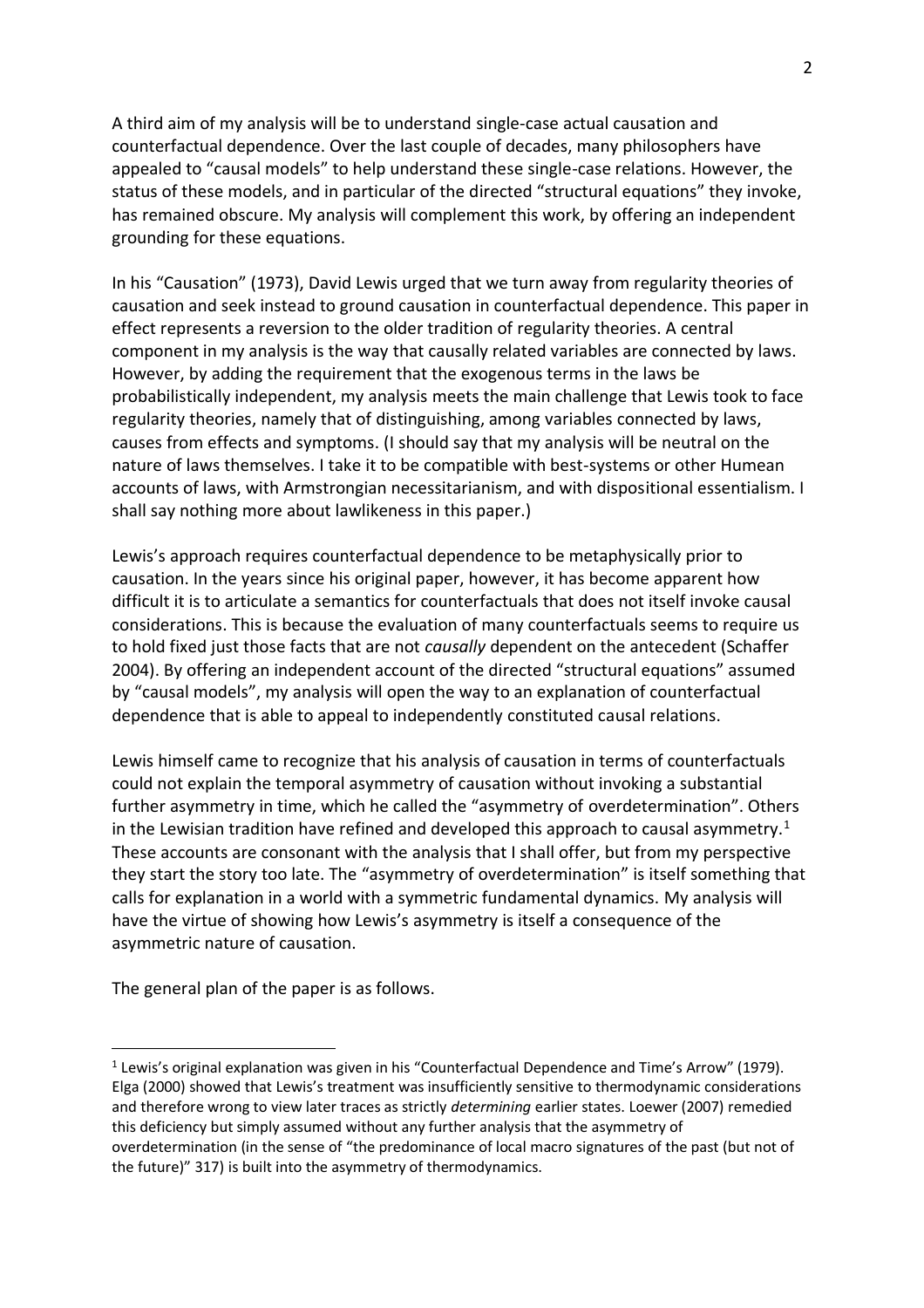A third aim of my analysis will be to understand single-case actual causation and counterfactual dependence. Over the last couple of decades, many philosophers have appealed to "causal models" to help understand these single-case relations. However, the status of these models, and in particular of the directed "structural equations" they invoke, has remained obscure. My analysis will complement this work, by offering an independent grounding for these equations.

In his "Causation" (1973), David Lewis urged that we turn away from regularity theories of causation and seek instead to ground causation in counterfactual dependence. This paper in effect represents a reversion to the older tradition of regularity theories. A central component in my analysis is the way that causally related variables are connected by laws. However, by adding the requirement that the exogenous terms in the laws be probabilistically independent, my analysis meets the main challenge that Lewis took to face regularity theories, namely that of distinguishing, among variables connected by laws, causes from effects and symptoms. (I should say that my analysis will be neutral on the nature of laws themselves. I take it to be compatible with best-systems or other Humean accounts of laws, with Armstrongian necessitarianism, and with dispositional essentialism. I shall say nothing more about lawlikeness in this paper.)

Lewis's approach requires counterfactual dependence to be metaphysically prior to causation. In the years since his original paper, however, it has become apparent how difficult it is to articulate a semantics for counterfactuals that does not itself invoke causal considerations. This is because the evaluation of many counterfactuals seems to require us to hold fixed just those facts that are not *causally* dependent on the antecedent (Schaffer 2004). By offering an independent account of the directed "structural equations" assumed by "causal models", my analysis will open the way to an explanation of counterfactual dependence that is able to appeal to independently constituted causal relations.

Lewis himself came to recognize that his analysis of causation in terms of counterfactuals could not explain the temporal asymmetry of causation without invoking a substantial further asymmetry in time, which he called the "asymmetry of overdetermination". Others in the Lewisian tradition have refined and developed this approach to causal asymmetry.[1] These accounts are consonant with the analysis that I shall offer, but from my perspective they start the story too late. The "asymmetry of overdetermination" is itself something that calls for explanation in a world with a symmetric fundamental dynamics. My analysis will have the virtue of showing how Lewis's asymmetry is itself a consequence of the asymmetric nature of causation.

The general plan of the paper is as follows.

[1] Lewis's original explanation was given in his "Counterfactual Dependence and Time's Arrow" (1979). Elga (2000) showed that Lewis's treatment was insufficiently sensitive to thermodynamic considerations and therefore wrong to view later traces as strictly *determining* earlier states. Loewer (2007) remedied this deficiency but simply assumed without any further analysis that the asymmetry of overdetermination (in the sense of "the predominance of local macro signatures of the past (but not of the future)" 317) is built into the asymmetry of thermodynamics.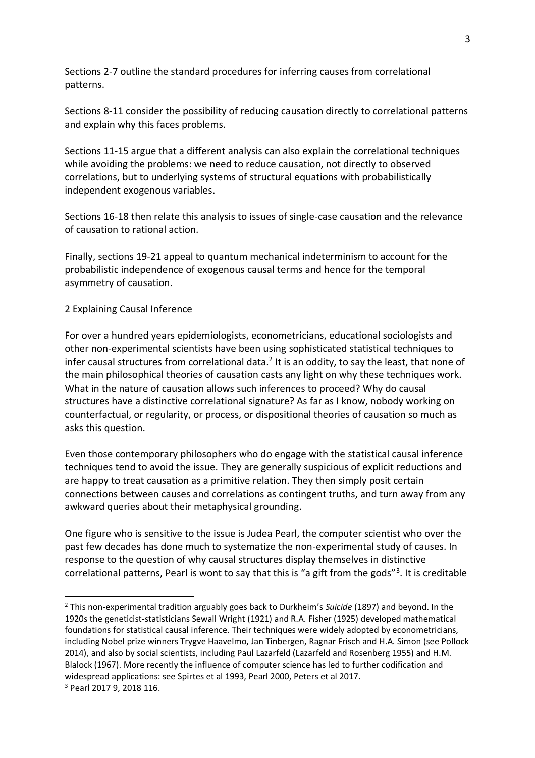Sections 2-7 outline the standard procedures for inferring causes from correlational patterns.

Sections 8-11 consider the possibility of reducing causation directly to correlational patterns and explain why this faces problems.

Sections 11-15 argue that a different analysis can also explain the correlational techniques while avoiding the problems: we need to reduce causation, not directly to observed correlations, but to underlying systems of structural equations with probabilistically independent exogenous variables.

Sections 16-18 then relate this analysis to issues of single-case causation and the relevance of causation to rational action.

Finally, sections 19-21 appeal to quantum mechanical indeterminism to account for the probabilistic independence of exogenous causal terms and hence for the temporal asymmetry of causation.

## 2 Explaining Causal Inference

For over a hundred years epidemiologists, econometricians, educational sociologists and other non-experimental scientists have been using sophisticated statistical techniques to infer causal structures from correlational data.[2] It is an oddity, to say the least, that none of the main philosophical theories of causation casts any light on why these techniques work. What in the nature of causation allows such inferences to proceed? Why do causal structures have a distinctive correlational signature? As far as I know, nobody working on counterfactual, or regularity, or process, or dispositional theories of causation so much as asks this question.

Even those contemporary philosophers who do engage with the statistical causal inference techniques tend to avoid the issue. They are generally suspicious of explicit reductions and are happy to treat causation as a primitive relation. They then simply posit certain connections between causes and correlations as contingent truths, and turn away from any awkward queries about their metaphysical grounding.

One figure who is sensitive to the issue is Judea Pearl, the computer scientist who over the past few decades has done much to systematize the non-experimental study of causes. In response to the question of why causal structures display themselves in distinctive correlational patterns, Pearl is wont to say that this is "a gift from the gods"[3]. It is creditable

---

[2] This non-experimental tradition arguably goes back to Durkheim's *Suicide* (1897) and beyond. In the 1920s the geneticist-statisticians Sewall Wright (1921) and R.A. Fisher (1925) developed mathematical foundations for statistical causal inference. Their techniques were widely adopted by econometricians, including Nobel prize winners Trygve Haavelmo, Jan Tinbergen, Ragnar Frisch and H.A. Simon (see Pollock 2014), and also by social scientists, including Paul Lazarfeld (Lazarfeld and Rosenberg 1955) and H.M. Blalock (1967). More recently the influence of computer science has led to further codification and widespread applications: see Spirtes et al 1993, Pearl 2000, Peters et al 2017.

[3] Pearl 2017 9, 2018 116.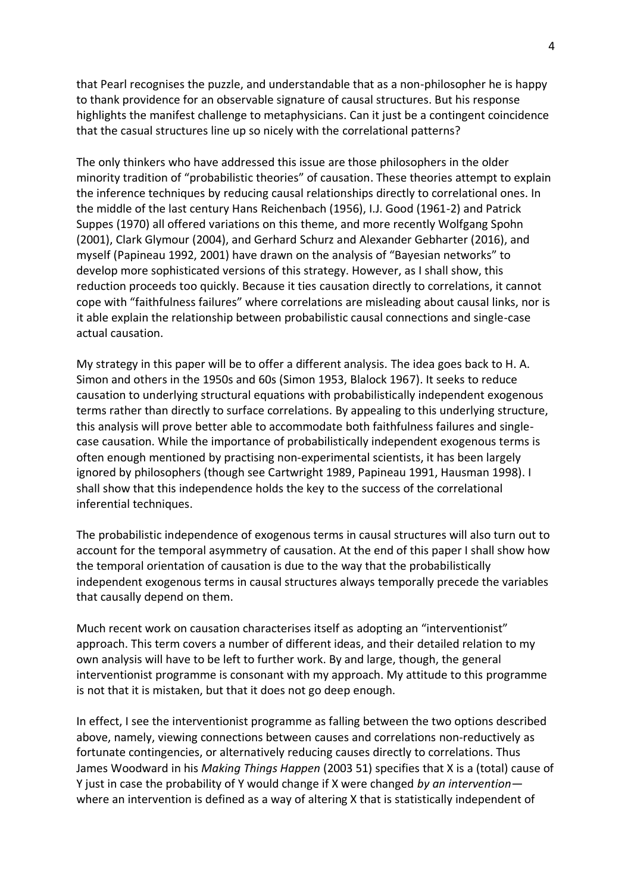that Pearl recognises the puzzle, and understandable that as a non-philosopher he is happy to thank providence for an observable signature of causal structures. But his response highlights the manifest challenge to metaphysicians. Can it just be a contingent coincidence that the casual structures line up so nicely with the correlational patterns?

The only thinkers who have addressed this issue are those philosophers in the older minority tradition of "probabilistic theories" of causation. These theories attempt to explain the inference techniques by reducing causal relationships directly to correlational ones. In the middle of the last century Hans Reichenbach (1956), I.J. Good (1961-2) and Patrick Suppes (1970) all offered variations on this theme, and more recently Wolfgang Spohn (2001), Clark Glymour (2004), and Gerhard Schurz and Alexander Gebharter (2016), and myself (Papineau 1992, 2001) have drawn on the analysis of "Bayesian networks" to develop more sophisticated versions of this strategy. However, as I shall show, this reduction proceeds too quickly. Because it ties causation directly to correlations, it cannot cope with "faithfulness failures" where correlations are misleading about causal links, nor is it able explain the relationship between probabilistic causal connections and single-case actual causation.

My strategy in this paper will be to offer a different analysis. The idea goes back to H. A. Simon and others in the 1950s and 60s (Simon 1953, Blalock 1967). It seeks to reduce causation to underlying structural equations with probabilistically independent exogenous terms rather than directly to surface correlations. By appealing to this underlying structure, this analysis will prove better able to accommodate both faithfulness failures and single-case causation. While the importance of probabilistically independent exogenous terms is often enough mentioned by practising non-experimental scientists, it has been largely ignored by philosophers (though see Cartwright 1989, Papineau 1991, Hausman 1998). I shall show that this independence holds the key to the success of the correlational inferential techniques.

The probabilistic independence of exogenous terms in causal structures will also turn out to account for the temporal asymmetry of causation. At the end of this paper I shall show how the temporal orientation of causation is due to the way that the probabilistically independent exogenous terms in causal structures always temporally precede the variables that causally depend on them.

Much recent work on causation characterises itself as adopting an "interventionist" approach. This term covers a number of different ideas, and their detailed relation to my own analysis will have to be left to further work. By and large, though, the general interventionist programme is consonant with my approach. My attitude to this programme is not that it is mistaken, but that it does not go deep enough.

In effect, I see the interventionist programme as falling between the two options described above, namely, viewing connections between causes and correlations non-reductively as fortunate contingencies, or alternatively reducing causes directly to correlations. Thus James Woodward in his *Making Things Happen* (2003 51) specifies that X is a (total) cause of Y just in case the probability of Y would change if X were changed *by an intervention*—where an intervention is defined as a way of altering X that is statistically independent of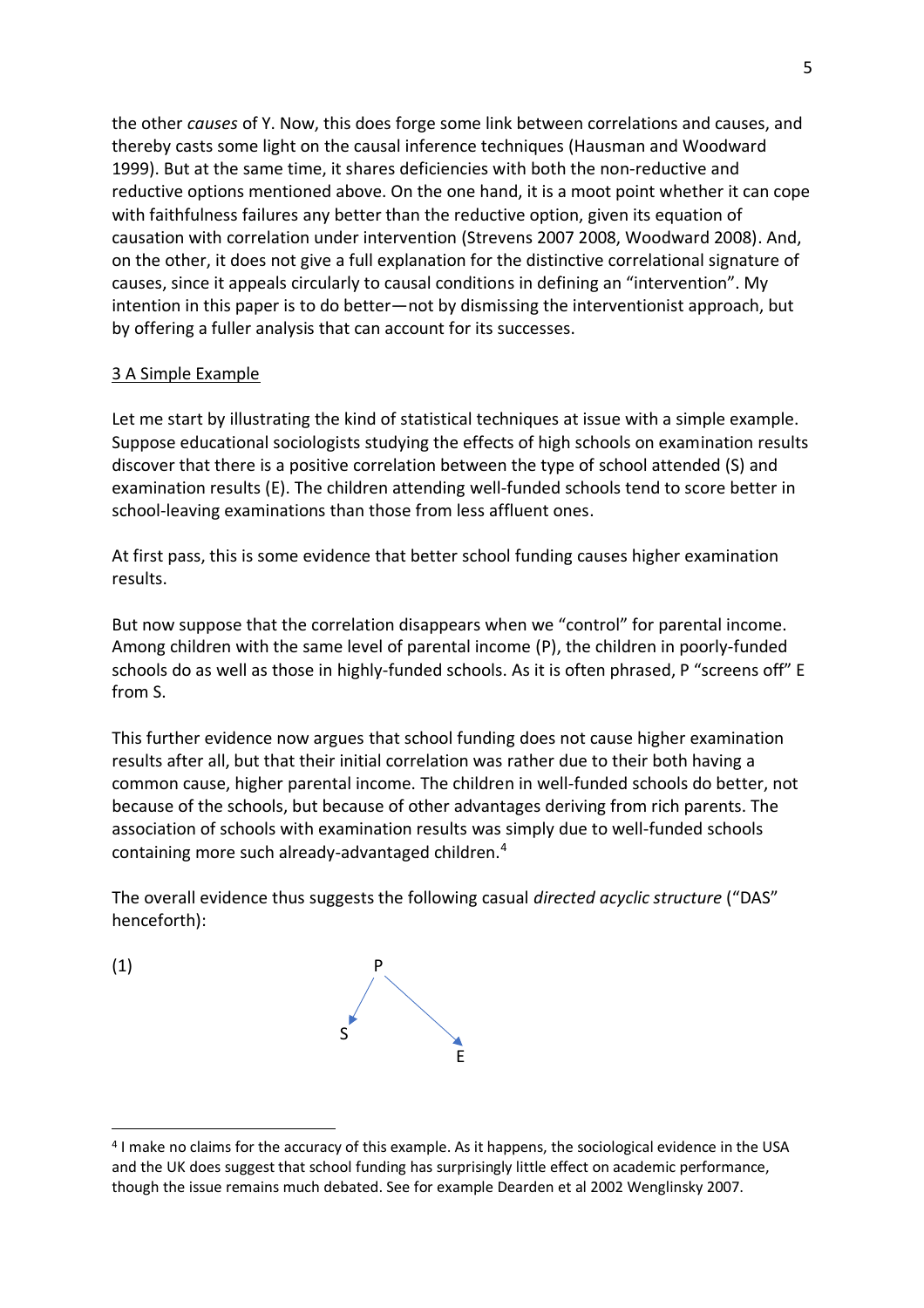the other *causes* of Y. Now, this does forge some link between correlations and causes, and thereby casts some light on the causal inference techniques (Hausman and Woodward 1999). But at the same time, it shares deficiencies with both the non-reductive and reductive options mentioned above. On the one hand, it is a moot point whether it can cope with faithfulness failures any better than the reductive option, given its equation of causation with correlation under intervention (Strevens 2007 2008, Woodward 2008). And, on the other, it does not give a full explanation for the distinctive correlational signature of causes, since it appeals circularly to causal conditions in defining an "intervention". My intention in this paper is to do better—not by dismissing the interventionist approach, but by offering a fuller analysis that can account for its successes.

## 3 A Simple Example

Let me start by illustrating the kind of statistical techniques at issue with a simple example. Suppose educational sociologists studying the effects of high schools on examination results discover that there is a positive correlation between the type of school attended (S) and examination results (E). The children attending well-funded schools tend to score better in school-leaving examinations than those from less affluent ones.

At first pass, this is some evidence that better school funding causes higher examination results.

But now suppose that the correlation disappears when we "control" for parental income. Among children with the same level of parental income (P), the children in poorly-funded schools do as well as those in highly-funded schools. As it is often phrased, P "screens off" E from S.

This further evidence now argues that school funding does not cause higher examination results after all, but that their initial correlation was rather due to their both having a common cause, higher parental income. The children in well-funded schools do better, not because of the schools, but because of other advantages deriving from rich parents. The association of schools with examination results was simply due to well-funded schools containing more such already-advantaged children.[4]

The overall evidence thus suggests the following casual *directed acyclic structure* ("DAS" henceforth):

(1)

```
        P
       / \
      v   v
     S     E
```

[4] I make no claims for the accuracy of this example. As it happens, the sociological evidence in the USA and the UK does suggest that school funding has surprisingly little effect on academic performance, though the issue remains much debated. See for example Dearden et al 2002 Wenglinsky 2007.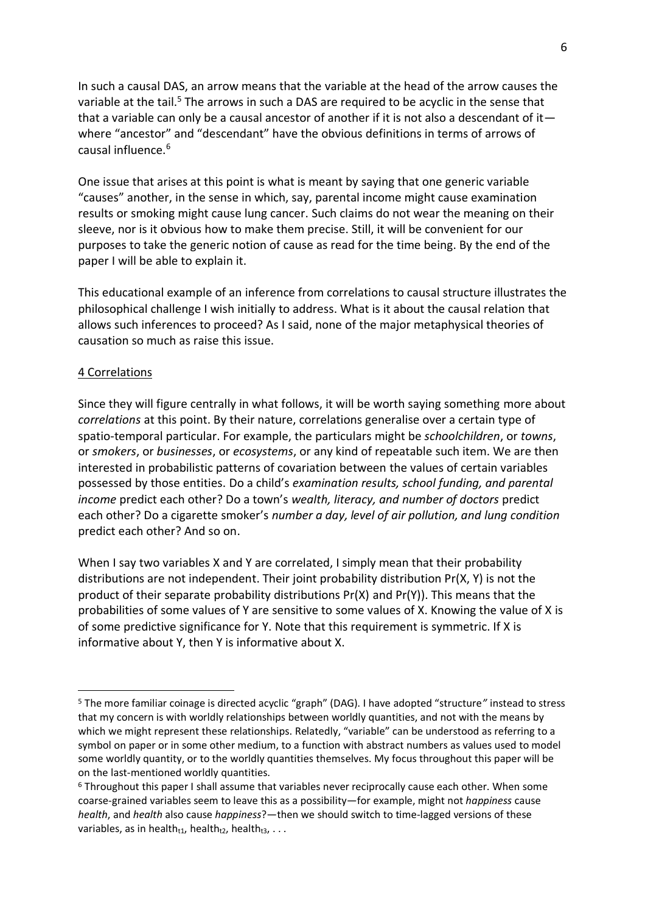In such a causal DAS, an arrow means that the variable at the head of the arrow causes the variable at the tail.[5] The arrows in such a DAS are required to be acyclic in the sense that that a variable can only be a causal ancestor of another if it is not also a descendant of it—where "ancestor" and "descendant" have the obvious definitions in terms of arrows of causal influence.[6]

One issue that arises at this point is what is meant by saying that one generic variable "causes" another, in the sense in which, say, parental income might cause examination results or smoking might cause lung cancer. Such claims do not wear the meaning on their sleeve, nor is it obvious how to make them precise. Still, it will be convenient for our purposes to take the generic notion of cause as read for the time being. By the end of the paper I will be able to explain it.

This educational example of an inference from correlations to causal structure illustrates the philosophical challenge I wish initially to address. What is it about the causal relation that allows such inferences to proceed? As I said, none of the major metaphysical theories of causation so much as raise this issue.

## 4 Correlations

Since they will figure centrally in what follows, it will be worth saying something more about *correlations* at this point. By their nature, correlations generalise over a certain type of spatio-temporal particular. For example, the particulars might be *schoolchildren*, or *towns*, or *smokers*, or *businesses*, or *ecosystems*, or any kind of repeatable such item. We are then interested in probabilistic patterns of covariation between the values of certain variables possessed by those entities. Do a child's *examination results, school funding, and parental income* predict each other? Do a town's *wealth, literacy, and number of doctors* predict each other? Do a cigarette smoker's *number a day, level of air pollution, and lung condition* predict each other? And so on.

When I say two variables X and Y are correlated, I simply mean that their probability distributions are not independent. Their joint probability distribution Pr(X, Y) is not the product of their separate probability distributions Pr(X) and Pr(Y)). This means that the probabilities of some values of Y are sensitive to some values of X. Knowing the value of X is of some predictive significance for Y. Note that this requirement is symmetric. If X is informative about Y, then Y is informative about X.

---

[5] The more familiar coinage is directed acyclic "graph" (DAG). I have adopted "structure" instead to stress that my concern is with worldly relationships between worldly quantities, and not with the means by which we might represent these relationships. Relatedly, "variable" can be understood as referring to a symbol on paper or in some other medium, to a function with abstract numbers as values used to model some worldly quantity, or to the worldly quantities themselves. My focus throughout this paper will be on the last-mentioned worldly quantities.

[6] Throughout this paper I shall assume that variables never reciprocally cause each other. When some coarse-grained variables seem to leave this as a possibility—for example, might not *happiness* cause *health*, and *health* also cause *happiness*?—then we should switch to time-lagged versions of these variables, as in $\text{health}_{t1}$, $\text{health}_{t2}$, $\text{health}_{t3}$, . . .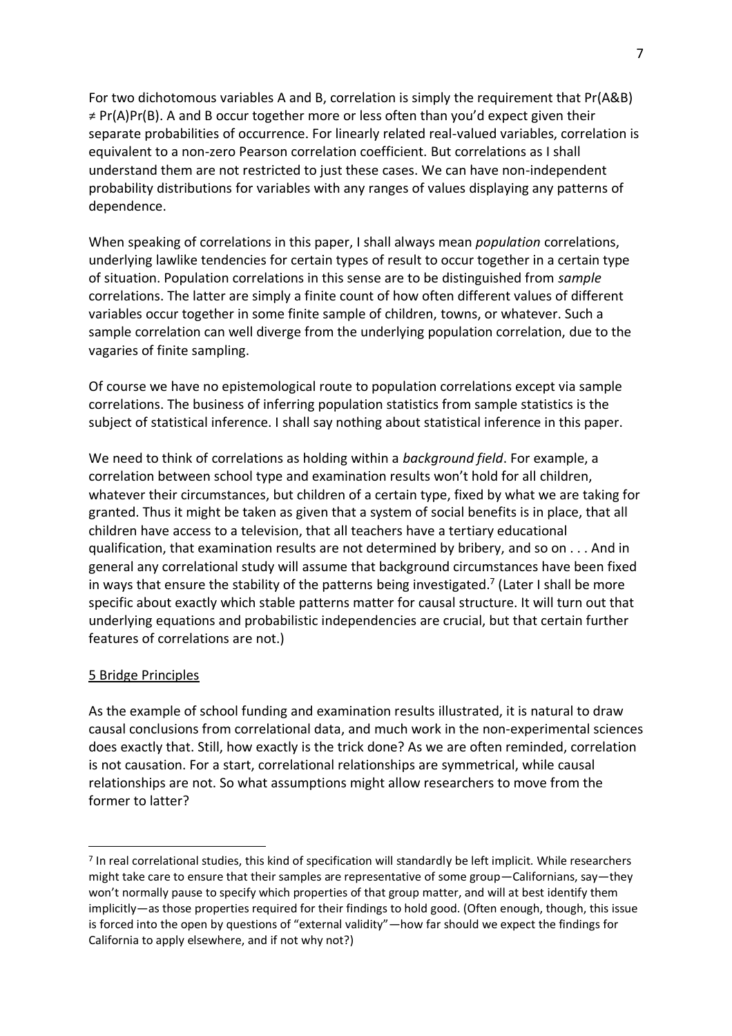For two dichotomous variables A and B, correlation is simply the requirement that $\Pr(A\&B) \neq \Pr(A)\Pr(B)$. A and B occur together more or less often than you'd expect given their separate probabilities of occurrence. For linearly related real-valued variables, correlation is equivalent to a non-zero Pearson correlation coefficient. But correlations as I shall understand them are not restricted to just these cases. We can have non-independent probability distributions for variables with any ranges of values displaying any patterns of dependence.

When speaking of correlations in this paper, I shall always mean *population* correlations, underlying lawlike tendencies for certain types of result to occur together in a certain type of situation. Population correlations in this sense are to be distinguished from *sample* correlations. The latter are simply a finite count of how often different values of different variables occur together in some finite sample of children, towns, or whatever. Such a sample correlation can well diverge from the underlying population correlation, due to the vagaries of finite sampling.

Of course we have no epistemological route to population correlations except via sample correlations. The business of inferring population statistics from sample statistics is the subject of statistical inference. I shall say nothing about statistical inference in this paper.

We need to think of correlations as holding within a *background field*. For example, a correlation between school type and examination results won't hold for all children, whatever their circumstances, but children of a certain type, fixed by what we are taking for granted. Thus it might be taken as given that a system of social benefits is in place, that all children have access to a television, that all teachers have a tertiary educational qualification, that examination results are not determined by bribery, and so on . . . And in general any correlational study will assume that background circumstances have been fixed in ways that ensure the stability of the patterns being investigated.[7] (Later I shall be more specific about exactly which stable patterns matter for causal structure. It will turn out that underlying equations and probabilistic independencies are crucial, but that certain further features of correlations are not.)

## 5 Bridge Principles

As the example of school funding and examination results illustrated, it is natural to draw causal conclusions from correlational data, and much work in the non-experimental sciences does exactly that. Still, how exactly is the trick done? As we are often reminded, correlation is not causation. For a start, correlational relationships are symmetrical, while causal relationships are not. So what assumptions might allow researchers to move from the former to latter?

[7] In real correlational studies, this kind of specification will standardly be left implicit. While researchers might take care to ensure that their samples are representative of some group—Californians, say—they won't normally pause to specify which properties of that group matter, and will at best identify them implicitly—as those properties required for their findings to hold good. (Often enough, though, this issue is forced into the open by questions of "external validity"—how far should we expect the findings for California to apply elsewhere, and if not why not?)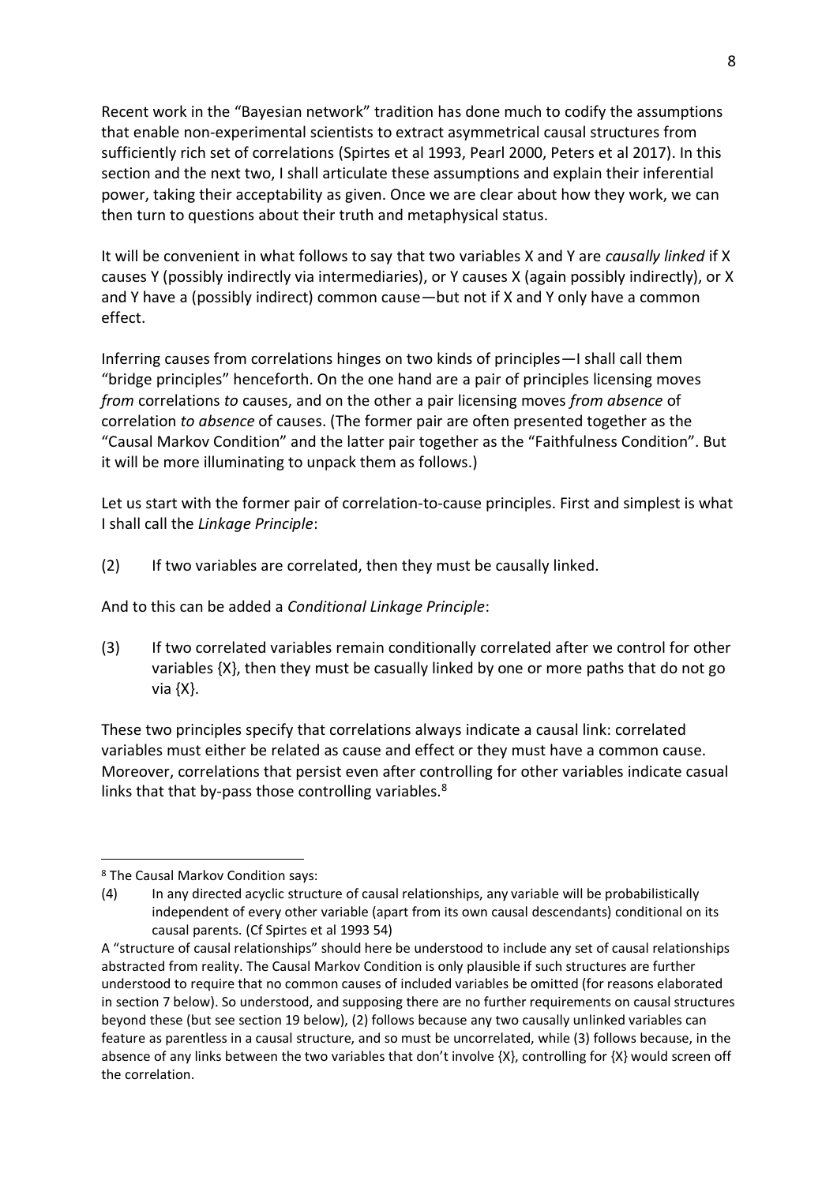Recent work in the "Bayesian network" tradition has done much to codify the assumptions that enable non-experimental scientists to extract asymmetrical causal structures from sufficiently rich set of correlations (Spirtes et al 1993, Pearl 2000, Peters et al 2017). In this section and the next two, I shall articulate these assumptions and explain their inferential power, taking their acceptability as given. Once we are clear about how they work, we can then turn to questions about their truth and metaphysical status.

It will be convenient in what follows to say that two variables X and Y are *causally linked* if X causes Y (possibly indirectly via intermediaries), or Y causes X (again possibly indirectly), or X and Y have a (possibly indirect) common cause—but not if X and Y only have a common effect.

Inferring causes from correlations hinges on two kinds of principles—I shall call them "bridge principles" henceforth. On the one hand are a pair of principles licensing moves *from* correlations *to* causes, and on the other a pair licensing moves *from absence* of correlation *to absence* of causes. (The former pair are often presented together as the "Causal Markov Condition" and the latter pair together as the "Faithfulness Condition". But it will be more illuminating to unpack them as follows.)

Let us start with the former pair of correlation-to-cause principles. First and simplest is what I shall call the *Linkage Principle*:

(2) If two variables are correlated, then they must be causally linked.

And to this can be added a *Conditional Linkage Principle*:

(3) If two correlated variables remain conditionally correlated after we control for other variables {X}, then they must be casually linked by one or more paths that do not go via {X}.

These two principles specify that correlations always indicate a causal link: correlated variables must either be related as cause and effect or they must have a common cause. Moreover, correlations that persist even after controlling for other variables indicate casual links that that by-pass those controlling variables.[8]

---

[8] The Causal Markov Condition says:

(4) In any directed acyclic structure of causal relationships, any variable will be probabilistically independent of every other variable (apart from its own causal descendants) conditional on its causal parents. (Cf Spirtes et al 1993 54)

A "structure of causal relationships" should here be understood to include any set of causal relationships abstracted from reality. The Causal Markov Condition is only plausible if such structures are further understood to require that no common causes of included variables be omitted (for reasons elaborated in section 7 below). So understood, and supposing there are no further requirements on causal structures beyond these (but see section 19 below), (2) follows because any two causally unlinked variables can feature as parentless in a causal structure, and so must be uncorrelated, while (3) follows because, in the absence of any links between the two variables that don't involve {X}, controlling for {X} would screen off the correlation.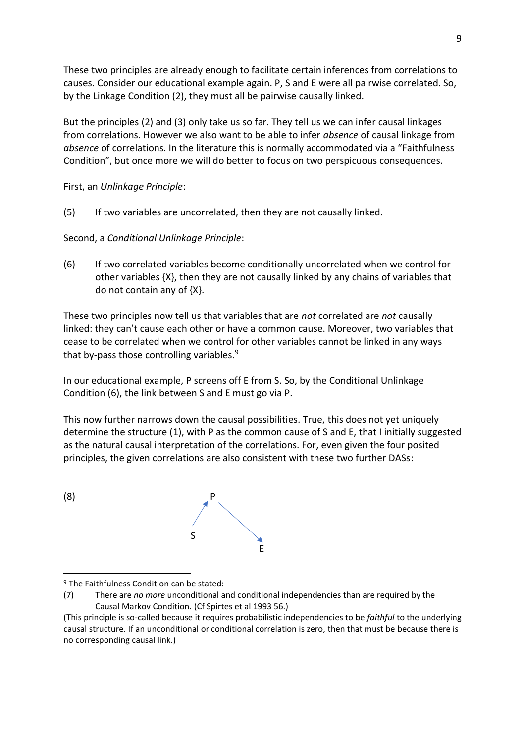These two principles are already enough to facilitate certain inferences from correlations to causes. Consider our educational example again. P, S and E were all pairwise correlated. So, by the Linkage Condition (2), they must all be pairwise causally linked.

But the principles (2) and (3) only take us so far. They tell us we can infer causal linkages from correlations. However we also want to be able to infer *absence* of causal linkage from *absence* of correlations. In the literature this is normally accommodated via a "Faithfulness Condition", but once more we will do better to focus on two perspicuous consequences.

First, an *Unlinkage Principle*:

(5) If two variables are uncorrelated, then they are not causally linked.

Second, a *Conditional Unlinkage Principle*:

(6) If two correlated variables become conditionally uncorrelated when we control for other variables {X}, then they are not causally linked by any chains of variables that do not contain any of {X}.

These two principles now tell us that variables that are *not* correlated are *not* causally linked: they can't cause each other or have a common cause. Moreover, two variables that cease to be correlated when we control for other variables cannot be linked in any ways that by-pass those controlling variables.[9]

In our educational example, P screens off E from S. So, by the Conditional Unlinkage Condition (6), the link between S and E must go via P.

This now further narrows down the causal possibilities. True, this does not yet uniquely determine the structure (1), with P as the common cause of S and E, that I initially suggested as the natural causal interpretation of the correlations. For, even given the four posited principles, the given correlations are also consistent with these two further DASs:

(8) S → P → E

---

[9] The Faithfulness Condition can be stated:

(7) There are *no more* unconditional and conditional independencies than are required by the Causal Markov Condition. (Cf Spirtes et al 1993 56.)

(This principle is so-called because it requires probabilistic independencies to be *faithful* to the underlying causal structure. If an unconditional or conditional correlation is zero, then that must be because there is no corresponding causal link.)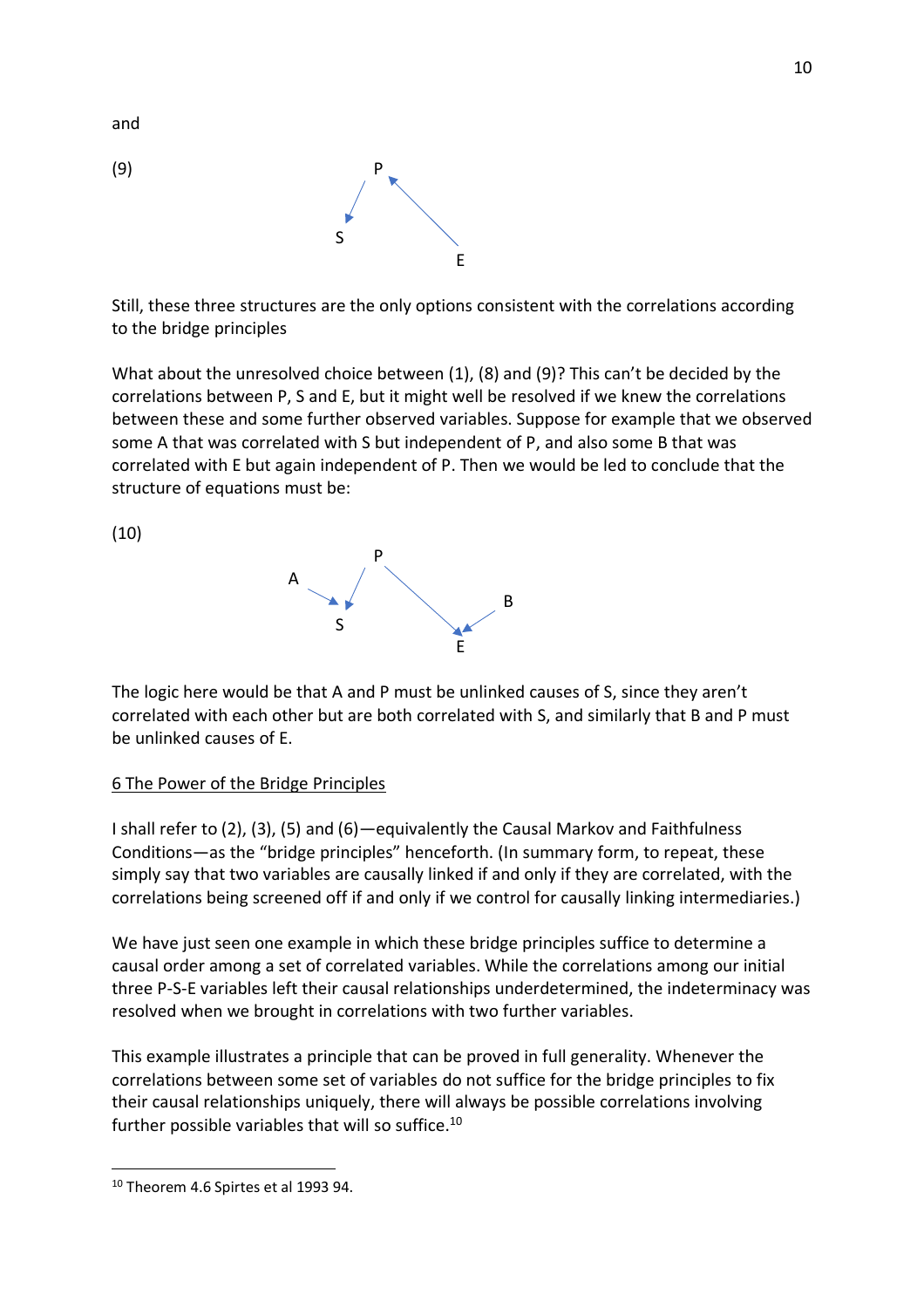and

(9)

Still, these three structures are the only options consistent with the correlations according to the bridge principles

What about the unresolved choice between (1), (8) and (9)? This can't be decided by the correlations between P, S and E, but it might well be resolved if we knew the correlations between these and some further observed variables. Suppose for example that we observed some A that was correlated with S but independent of P, and also some B that was correlated with E but again independent of P. Then we would be led to conclude that the structure of equations must be:

(10)

The logic here would be that A and P must be unlinked causes of S, since they aren't correlated with each other but are both correlated with S, and similarly that B and P must be unlinked causes of E.

## 6 The Power of the Bridge Principles

I shall refer to (2), (3), (5) and (6)—equivalently the Causal Markov and Faithfulness Conditions—as the "bridge principles" henceforth. (In summary form, to repeat, these simply say that two variables are causally linked if and only if they are correlated, with the correlations being screened off if and only if we control for causally linking intermediaries.)

We have just seen one example in which these bridge principles suffice to determine a causal order among a set of correlated variables. While the correlations among our initial three P-S-E variables left their causal relationships underdetermined, the indeterminacy was resolved when we brought in correlations with two further variables.

This example illustrates a principle that can be proved in full generality. Whenever the correlations between some set of variables do not suffice for the bridge principles to fix their causal relationships uniquely, there will always be possible correlations involving further possible variables that will so suffice.[10]

---

[10] Theorem 4.6 Spirtes et al 1993 94.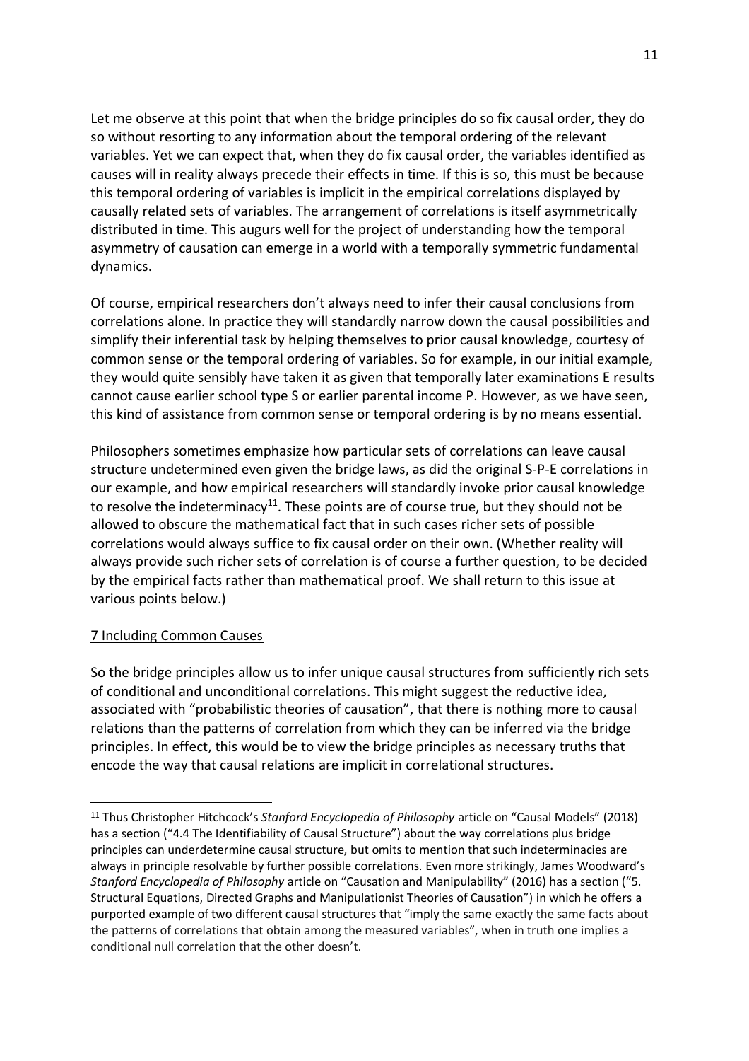Let me observe at this point that when the bridge principles do so fix causal order, they do so without resorting to any information about the temporal ordering of the relevant variables. Yet we can expect that, when they do fix causal order, the variables identified as causes will in reality always precede their effects in time. If this is so, this must be because this temporal ordering of variables is implicit in the empirical correlations displayed by causally related sets of variables. The arrangement of correlations is itself asymmetrically distributed in time. This augurs well for the project of understanding how the temporal asymmetry of causation can emerge in a world with a temporally symmetric fundamental dynamics.

Of course, empirical researchers don't always need to infer their causal conclusions from correlations alone. In practice they will standardly narrow down the causal possibilities and simplify their inferential task by helping themselves to prior causal knowledge, courtesy of common sense or the temporal ordering of variables. So for example, in our initial example, they would quite sensibly have taken it as given that temporally later examinations E results cannot cause earlier school type S or earlier parental income P. However, as we have seen, this kind of assistance from common sense or temporal ordering is by no means essential.

Philosophers sometimes emphasize how particular sets of correlations can leave causal structure undetermined even given the bridge laws, as did the original S-P-E correlations in our example, and how empirical researchers will standardly invoke prior causal knowledge to resolve the indeterminacy[11]. These points are of course true, but they should not be allowed to obscure the mathematical fact that in such cases richer sets of possible correlations would always suffice to fix causal order on their own. (Whether reality will always provide such richer sets of correlation is of course a further question, to be decided by the empirical facts rather than mathematical proof. We shall return to this issue at various points below.)

## 7 Including Common Causes

So the bridge principles allow us to infer unique causal structures from sufficiently rich sets of conditional and unconditional correlations. This might suggest the reductive idea, associated with "probabilistic theories of causation", that there is nothing more to causal relations than the patterns of correlation from which they can be inferred via the bridge principles. In effect, this would be to view the bridge principles as necessary truths that encode the way that causal relations are implicit in correlational structures.

---

[11] Thus Christopher Hitchcock's *Stanford Encyclopedia of Philosophy* article on "Causal Models" (2018) has a section ("4.4 The Identifiability of Causal Structure") about the way correlations plus bridge principles can underdetermine causal structure, but omits to mention that such indeterminacies are always in principle resolvable by further possible correlations. Even more strikingly, James Woodward's *Stanford Encyclopedia of Philosophy* article on "Causation and Manipulability" (2016) has a section ("5. Structural Equations, Directed Graphs and Manipulationist Theories of Causation") in which he offers a purported example of two different causal structures that "imply the same exactly the same facts about the patterns of correlations that obtain among the measured variables", when in truth one implies a conditional null correlation that the other doesn't.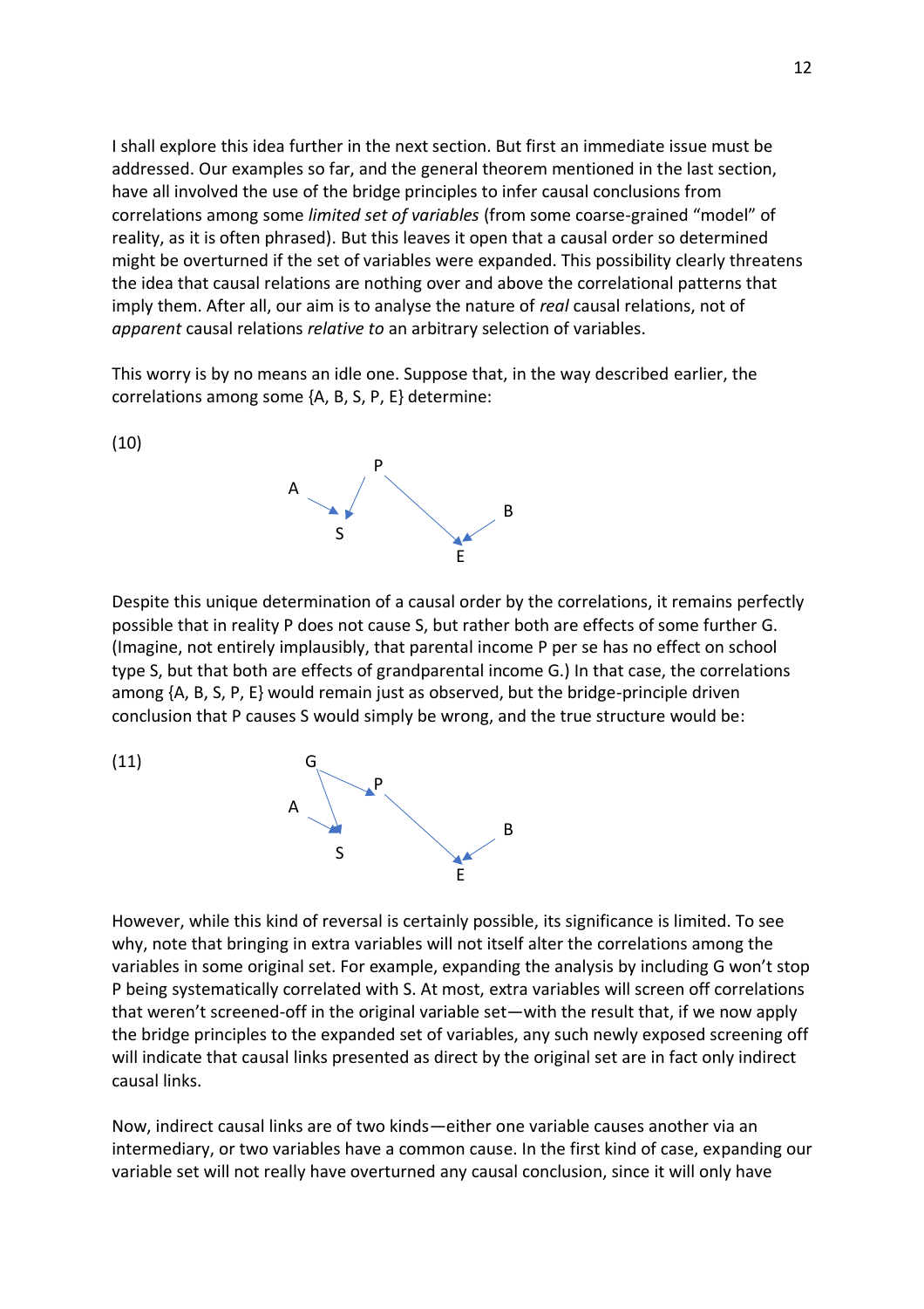I shall explore this idea further in the next section. But first an immediate issue must be addressed. Our examples so far, and the general theorem mentioned in the last section, have all involved the use of the bridge principles to infer causal conclusions from correlations among some *limited set of variables* (from some coarse-grained "model" of reality, as it is often phrased). But this leaves it open that a causal order so determined might be overturned if the set of variables were expanded. This possibility clearly threatens the idea that causal relations are nothing over and above the correlational patterns that imply them. After all, our aim is to analyse the nature of *real* causal relations, not of *apparent* causal relations *relative to* an arbitrary selection of variables.

This worry is by no means an idle one. Suppose that, in the way described earlier, the correlations among some {A, B, S, P, E} determine:

(10)

Despite this unique determination of a causal order by the correlations, it remains perfectly possible that in reality P does not cause S, but rather both are effects of some further G. (Imagine, not entirely implausibly, that parental income P per se has no effect on school type S, but that both are effects of grandparental income G.) In that case, the correlations among {A, B, S, P, E} would remain just as observed, but the bridge-principle driven conclusion that P causes S would simply be wrong, and the true structure would be:

(11)

However, while this kind of reversal is certainly possible, its significance is limited. To see why, note that bringing in extra variables will not itself alter the correlations among the variables in some original set. For example, expanding the analysis by including G won't stop P being systematically correlated with S. At most, extra variables will screen off correlations that weren't screened-off in the original variable set—with the result that, if we now apply the bridge principles to the expanded set of variables, any such newly exposed screening off will indicate that causal links presented as direct by the original set are in fact only indirect causal links.

Now, indirect causal links are of two kinds—either one variable causes another via an intermediary, or two variables have a common cause. In the first kind of case, expanding our variable set will not really have overturned any causal conclusion, since it will only have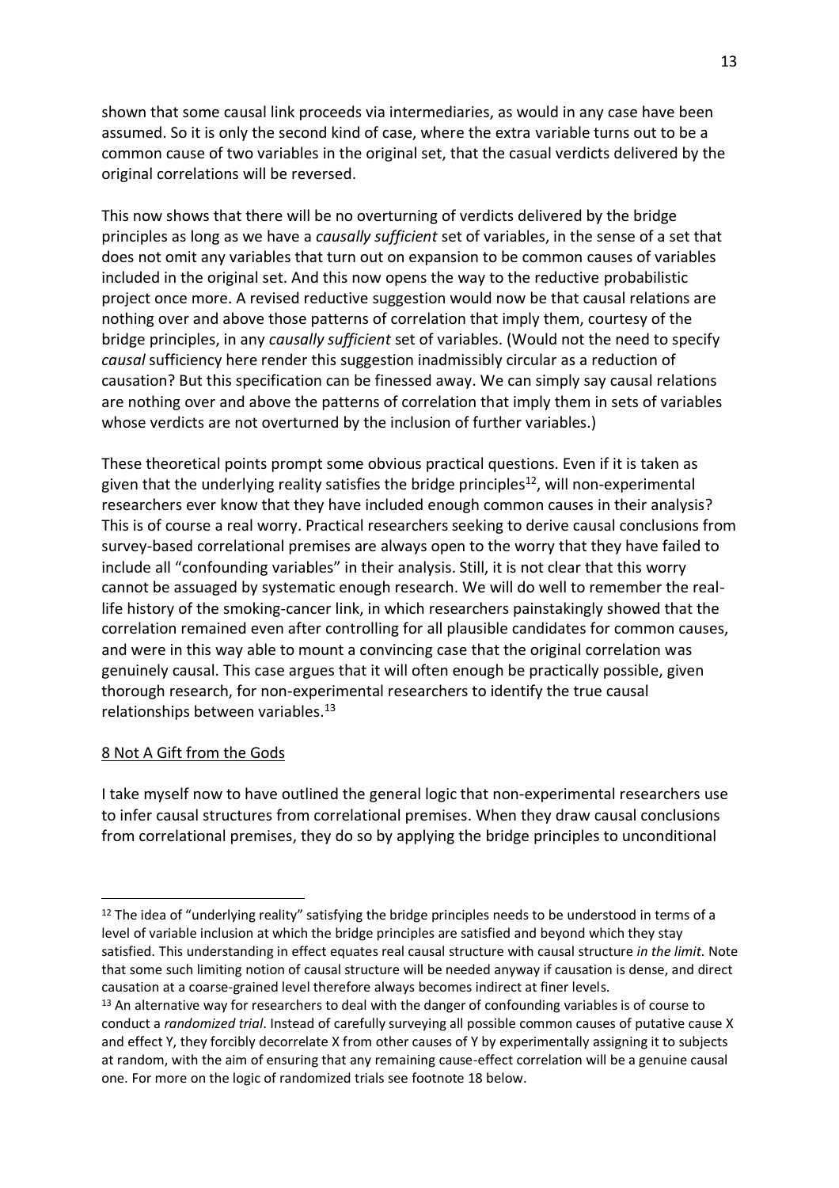shown that some causal link proceeds via intermediaries, as would in any case have been assumed. So it is only the second kind of case, where the extra variable turns out to be a common cause of two variables in the original set, that the casual verdicts delivered by the original correlations will be reversed.

This now shows that there will be no overturning of verdicts delivered by the bridge principles as long as we have a *causally sufficient* set of variables, in the sense of a set that does not omit any variables that turn out on expansion to be common causes of variables included in the original set. And this now opens the way to the reductive probabilistic project once more. A revised reductive suggestion would now be that causal relations are nothing over and above those patterns of correlation that imply them, courtesy of the bridge principles, in any *causally sufficient* set of variables. (Would not the need to specify *causal* sufficiency here render this suggestion inadmissibly circular as a reduction of causation? But this specification can be finessed away. We can simply say causal relations are nothing over and above the patterns of correlation that imply them in sets of variables whose verdicts are not overturned by the inclusion of further variables.)

These theoretical points prompt some obvious practical questions. Even if it is taken as given that the underlying reality satisfies the bridge principles[12], will non-experimental researchers ever know that they have included enough common causes in their analysis? This is of course a real worry. Practical researchers seeking to derive causal conclusions from survey-based correlational premises are always open to the worry that they have failed to include all "confounding variables" in their analysis. Still, it is not clear that this worry cannot be assuaged by systematic enough research. We will do well to remember the real-life history of the smoking-cancer link, in which researchers painstakingly showed that the correlation remained even after controlling for all plausible candidates for common causes, and were in this way able to mount a convincing case that the original correlation was genuinely causal. This case argues that it will often enough be practically possible, given thorough research, for non-experimental researchers to identify the true causal relationships between variables.[13]

## 8 Not A Gift from the Gods

I take myself now to have outlined the general logic that non-experimental researchers use to infer causal structures from correlational premises. When they draw causal conclusions from correlational premises, they do so by applying the bridge principles to unconditional

---

[12] The idea of "underlying reality" satisfying the bridge principles needs to be understood in terms of a level of variable inclusion at which the bridge principles are satisfied and beyond which they stay satisfied. This understanding in effect equates real causal structure with causal structure *in the limit*. Note that some such limiting notion of causal structure will be needed anyway if causation is dense, and direct causation at a coarse-grained level therefore always becomes indirect at finer levels.

[13] An alternative way for researchers to deal with the danger of confounding variables is of course to conduct a *randomized trial*. Instead of carefully surveying all possible common causes of putative cause X and effect Y, they forcibly decorrelate X from other causes of Y by experimentally assigning it to subjects at random, with the aim of ensuring that any remaining cause-effect correlation will be a genuine causal one. For more on the logic of randomized trials see footnote 18 below.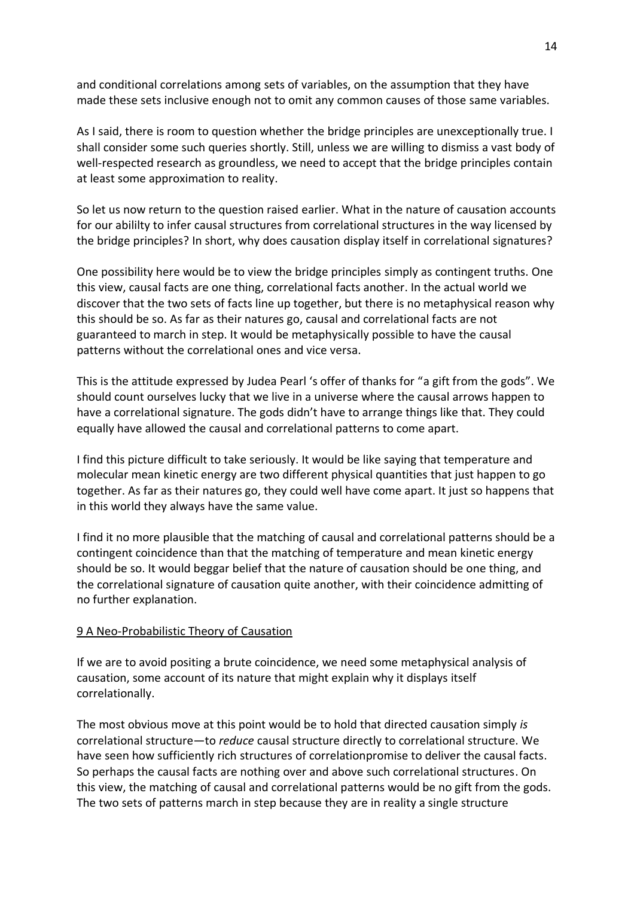and conditional correlations among sets of variables, on the assumption that they have made these sets inclusive enough not to omit any common causes of those same variables.

As I said, there is room to question whether the bridge principles are unexceptionally true. I shall consider some such queries shortly. Still, unless we are willing to dismiss a vast body of well-respected research as groundless, we need to accept that the bridge principles contain at least some approximation to reality.

So let us now return to the question raised earlier. What in the nature of causation accounts for our abililty to infer causal structures from correlational structures in the way licensed by the bridge principles? In short, why does causation display itself in correlational signatures?

One possibility here would be to view the bridge principles simply as contingent truths. One this view, causal facts are one thing, correlational facts another. In the actual world we discover that the two sets of facts line up together, but there is no metaphysical reason why this should be so. As far as their natures go, causal and correlational facts are not guaranteed to march in step. It would be metaphysically possible to have the causal patterns without the correlational ones and vice versa.

This is the attitude expressed by Judea Pearl 's offer of thanks for "a gift from the gods". We should count ourselves lucky that we live in a universe where the causal arrows happen to have a correlational signature. The gods didn't have to arrange things like that. They could equally have allowed the causal and correlational patterns to come apart.

I find this picture difficult to take seriously. It would be like saying that temperature and molecular mean kinetic energy are two different physical quantities that just happen to go together. As far as their natures go, they could well have come apart. It just so happens that in this world they always have the same value.

I find it no more plausible that the matching of causal and correlational patterns should be a contingent coincidence than that the matching of temperature and mean kinetic energy should be so. It would beggar belief that the nature of causation should be one thing, and the correlational signature of causation quite another, with their coincidence admitting of no further explanation.

## 9 A Neo-Probabilistic Theory of Causation

If we are to avoid positing a brute coincidence, we need some metaphysical analysis of causation, some account of its nature that might explain why it displays itself correlationally.

The most obvious move at this point would be to hold that directed causation simply *is* correlational structure—to *reduce* causal structure directly to correlational structure. We have seen how sufficiently rich structures of correlationpromise to deliver the causal facts. So perhaps the causal facts are nothing over and above such correlational structures. On this view, the matching of causal and correlational patterns would be no gift from the gods. The two sets of patterns march in step because they are in reality a single structure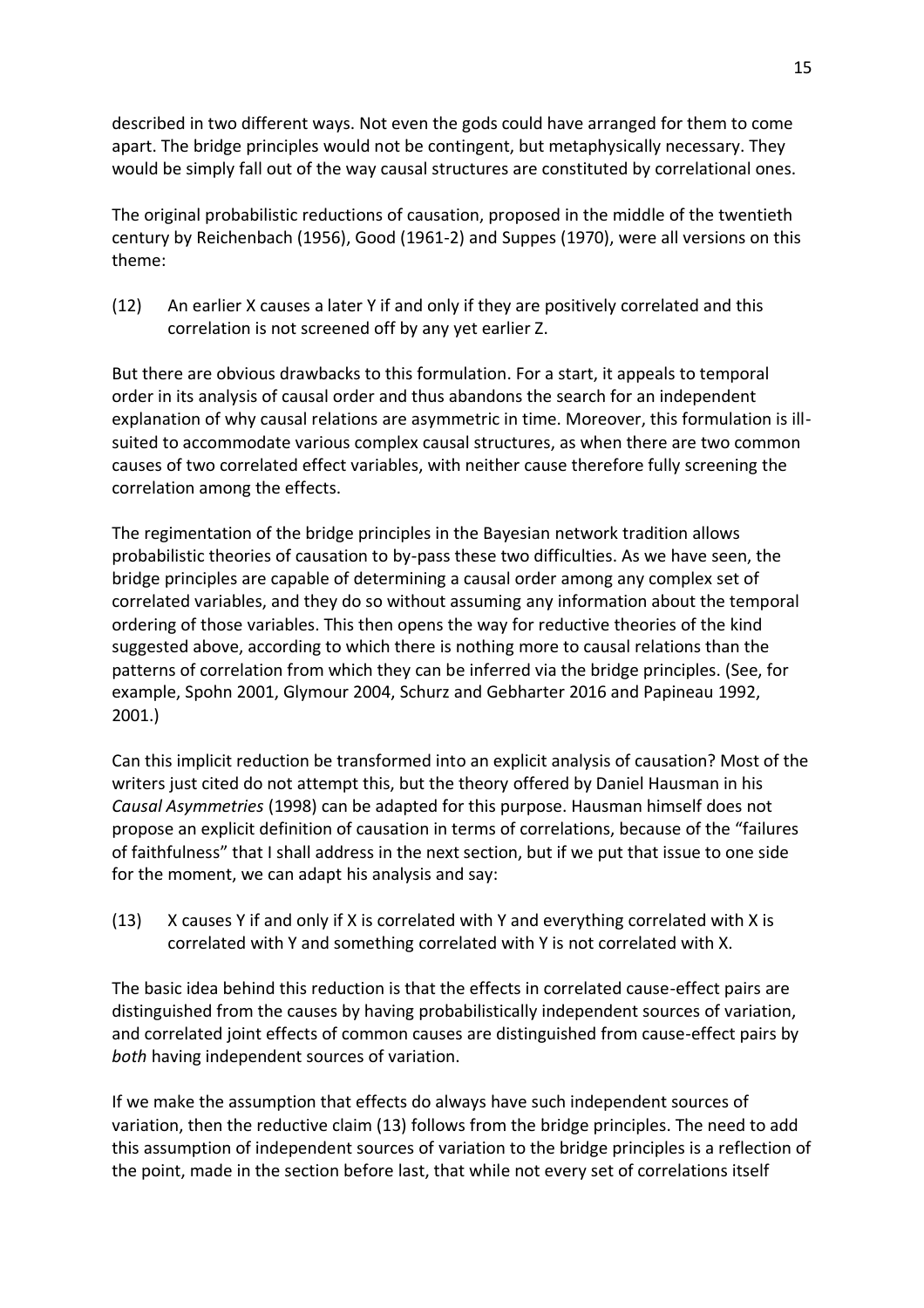described in two different ways. Not even the gods could have arranged for them to come apart. The bridge principles would not be contingent, but metaphysically necessary. They would be simply fall out of the way causal structures are constituted by correlational ones.

The original probabilistic reductions of causation, proposed in the middle of the twentieth century by Reichenbach (1956), Good (1961-2) and Suppes (1970), were all versions on this theme:

(12) An earlier X causes a later Y if and only if they are positively correlated and this correlation is not screened off by any yet earlier Z.

But there are obvious drawbacks to this formulation. For a start, it appeals to temporal order in its analysis of causal order and thus abandons the search for an independent explanation of why causal relations are asymmetric in time. Moreover, this formulation is ill-suited to accommodate various complex causal structures, as when there are two common causes of two correlated effect variables, with neither cause therefore fully screening the correlation among the effects.

The regimentation of the bridge principles in the Bayesian network tradition allows probabilistic theories of causation to by-pass these two difficulties. As we have seen, the bridge principles are capable of determining a causal order among any complex set of correlated variables, and they do so without assuming any information about the temporal ordering of those variables. This then opens the way for reductive theories of the kind suggested above, according to which there is nothing more to causal relations than the patterns of correlation from which they can be inferred via the bridge principles. (See, for example, Spohn 2001, Glymour 2004, Schurz and Gebharter 2016 and Papineau 1992, 2001.)

Can this implicit reduction be transformed into an explicit analysis of causation? Most of the writers just cited do not attempt this, but the theory offered by Daniel Hausman in his *Causal Asymmetries* (1998) can be adapted for this purpose. Hausman himself does not propose an explicit definition of causation in terms of correlations, because of the "failures of faithfulness" that I shall address in the next section, but if we put that issue to one side for the moment, we can adapt his analysis and say:

(13) X causes Y if and only if X is correlated with Y and everything correlated with X is correlated with Y and something correlated with Y is not correlated with X.

The basic idea behind this reduction is that the effects in correlated cause-effect pairs are distinguished from the causes by having probabilistically independent sources of variation, and correlated joint effects of common causes are distinguished from cause-effect pairs by *both* having independent sources of variation.

If we make the assumption that effects do always have such independent sources of variation, then the reductive claim (13) follows from the bridge principles. The need to add this assumption of independent sources of variation to the bridge principles is a reflection of the point, made in the section before last, that while not every set of correlations itself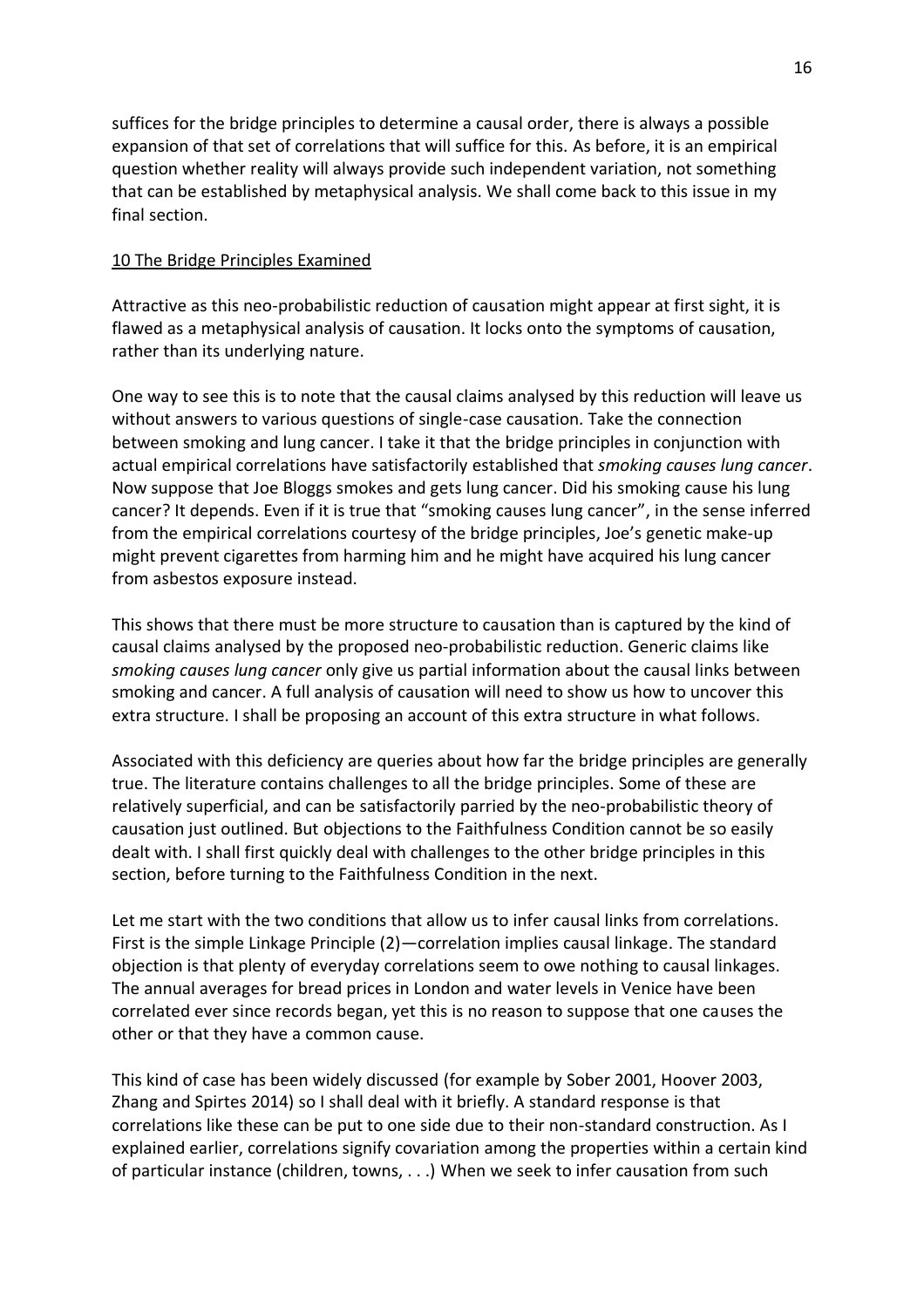suffices for the bridge principles to determine a causal order, there is always a possible expansion of that set of correlations that will suffice for this. As before, it is an empirical question whether reality will always provide such independent variation, not something that can be established by metaphysical analysis. We shall come back to this issue in my final section.

## 10 The Bridge Principles Examined

Attractive as this neo-probabilistic reduction of causation might appear at first sight, it is flawed as a metaphysical analysis of causation. It locks onto the symptoms of causation, rather than its underlying nature.

One way to see this is to note that the causal claims analysed by this reduction will leave us without answers to various questions of single-case causation. Take the connection between smoking and lung cancer. I take it that the bridge principles in conjunction with actual empirical correlations have satisfactorily established that *smoking causes lung cancer*. Now suppose that Joe Bloggs smokes and gets lung cancer. Did his smoking cause his lung cancer? It depends. Even if it is true that "smoking causes lung cancer", in the sense inferred from the empirical correlations courtesy of the bridge principles, Joe's genetic make-up might prevent cigarettes from harming him and he might have acquired his lung cancer from asbestos exposure instead.

This shows that there must be more structure to causation than is captured by the kind of causal claims analysed by the proposed neo-probabilistic reduction. Generic claims like *smoking causes lung cancer* only give us partial information about the causal links between smoking and cancer. A full analysis of causation will need to show us how to uncover this extra structure. I shall be proposing an account of this extra structure in what follows.

Associated with this deficiency are queries about how far the bridge principles are generally true. The literature contains challenges to all the bridge principles. Some of these are relatively superficial, and can be satisfactorily parried by the neo-probabilistic theory of causation just outlined. But objections to the Faithfulness Condition cannot be so easily dealt with. I shall first quickly deal with challenges to the other bridge principles in this section, before turning to the Faithfulness Condition in the next.

Let me start with the two conditions that allow us to infer causal links from correlations. First is the simple Linkage Principle (2)—correlation implies causal linkage. The standard objection is that plenty of everyday correlations seem to owe nothing to causal linkages. The annual averages for bread prices in London and water levels in Venice have been correlated ever since records began, yet this is no reason to suppose that one causes the other or that they have a common cause.

This kind of case has been widely discussed (for example by Sober 2001, Hoover 2003, Zhang and Spirtes 2014) so I shall deal with it briefly. A standard response is that correlations like these can be put to one side due to their non-standard construction. As I explained earlier, correlations signify covariation among the properties within a certain kind of particular instance (children, towns, . . .) When we seek to infer causation from such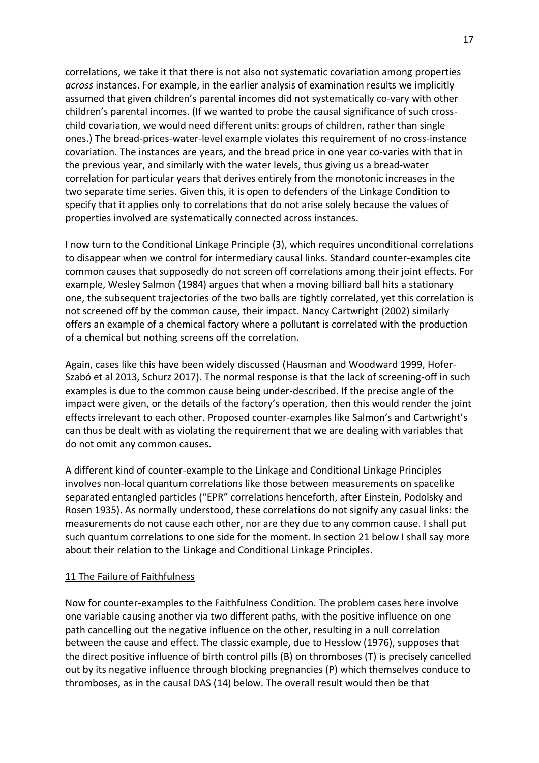correlations, we take it that there is not also not systematic covariation among properties *across* instances. For example, in the earlier analysis of examination results we implicitly assumed that given children's parental incomes did not systematically co-vary with other children's parental incomes. (If we wanted to probe the causal significance of such cross-child covariation, we would need different units: groups of children, rather than single ones.) The bread-prices-water-level example violates this requirement of no cross-instance covariation. The instances are years, and the bread price in one year co-varies with that in the previous year, and similarly with the water levels, thus giving us a bread-water correlation for particular years that derives entirely from the monotonic increases in the two separate time series. Given this, it is open to defenders of the Linkage Condition to specify that it applies only to correlations that do not arise solely because the values of properties involved are systematically connected across instances.

I now turn to the Conditional Linkage Principle (3), which requires unconditional correlations to disappear when we control for intermediary causal links. Standard counter-examples cite common causes that supposedly do not screen off correlations among their joint effects. For example, Wesley Salmon (1984) argues that when a moving billiard ball hits a stationary one, the subsequent trajectories of the two balls are tightly correlated, yet this correlation is not screened off by the common cause, their impact. Nancy Cartwright (2002) similarly offers an example of a chemical factory where a pollutant is correlated with the production of a chemical but nothing screens off the correlation.

Again, cases like this have been widely discussed (Hausman and Woodward 1999, Hofer-Szabó et al 2013, Schurz 2017). The normal response is that the lack of screening-off in such examples is due to the common cause being under-described. If the precise angle of the impact were given, or the details of the factory's operation, then this would render the joint effects irrelevant to each other. Proposed counter-examples like Salmon's and Cartwright's can thus be dealt with as violating the requirement that we are dealing with variables that do not omit any common causes.

A different kind of counter-example to the Linkage and Conditional Linkage Principles involves non-local quantum correlations like those between measurements on spacelike separated entangled particles ("EPR" correlations henceforth, after Einstein, Podolsky and Rosen 1935). As normally understood, these correlations do not signify any casual links: the measurements do not cause each other, nor are they due to any common cause. I shall put such quantum correlations to one side for the moment. In section 21 below I shall say more about their relation to the Linkage and Conditional Linkage Principles.

## 11 The Failure of Faithfulness

Now for counter-examples to the Faithfulness Condition. The problem cases here involve one variable causing another via two different paths, with the positive influence on one path cancelling out the negative influence on the other, resulting in a null correlation between the cause and effect. The classic example, due to Hesslow (1976), supposes that the direct positive influence of birth control pills (B) on thromboses (T) is precisely cancelled out by its negative influence through blocking pregnancies (P) which themselves conduce to thromboses, as in the causal DAS (14) below. The overall result would then be that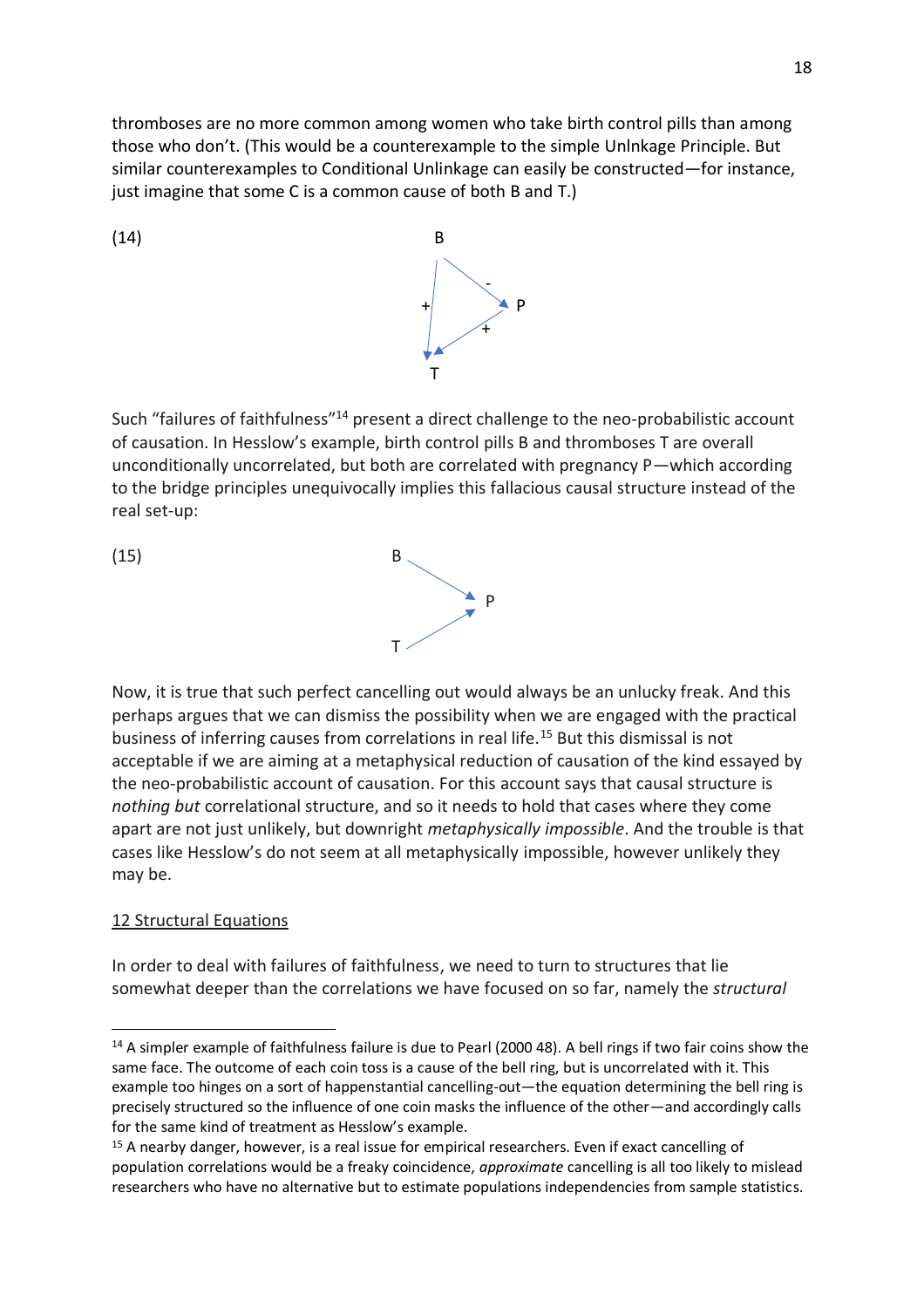thromboses are no more common among women who take birth control pills than among those who don't. (This would be a counterexample to the simple Unlnkage Principle. But similar counterexamples to Conditional Unlinkage can easily be constructed—for instance, just imagine that some C is a common cause of both B and T.)

(14)

Such "failures of faithfulness"[14] present a direct challenge to the neo-probabilistic account of causation. In Hesslow's example, birth control pills B and thromboses T are overall unconditionally uncorrelated, but both are correlated with pregnancy P—which according to the bridge principles unequivocally implies this fallacious causal structure instead of the real set-up:

(15)

Now, it is true that such perfect cancelling out would always be an unlucky freak. And this perhaps argues that we can dismiss the possibility when we are engaged with the practical business of inferring causes from correlations in real life.[15] But this dismissal is not acceptable if we are aiming at a metaphysical reduction of causation of the kind essayed by the neo-probabilistic account of causation. For this account says that causal structure is *nothing but* correlational structure, and so it needs to hold that cases where they come apart are not just unlikely, but downright *metaphysically impossible*. And the trouble is that cases like Hesslow's do not seem at all metaphysically impossible, however unlikely they may be.

## 12 Structural Equations

In order to deal with failures of faithfulness, we need to turn to structures that lie somewhat deeper than the correlations we have focused on so far, namely the *structural*

[14] A simpler example of faithfulness failure is due to Pearl (2000 48). A bell rings if two fair coins show the same face. The outcome of each coin toss is a cause of the bell ring, but is uncorrelated with it. This example too hinges on a sort of happenstantial cancelling-out—the equation determining the bell ring is precisely structured so the influence of one coin masks the influence of the other—and accordingly calls for the same kind of treatment as Hesslow's example.

[15] A nearby danger, however, is a real issue for empirical researchers. Even if exact cancelling of population correlations would be a freaky coincidence, *approximate* cancelling is all too likely to mislead researchers who have no alternative but to estimate populations independencies from sample statistics.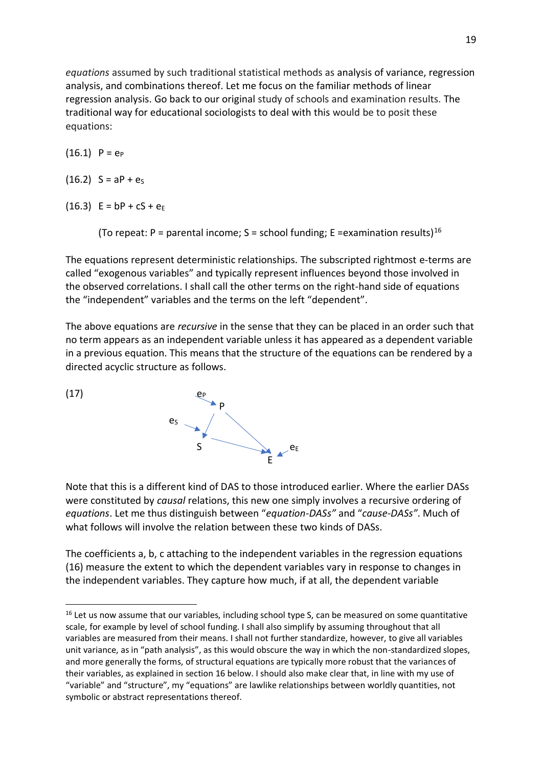*equations* assumed by such traditional statistical methods as analysis of variance, regression analysis, and combinations thereof. Let me focus on the familiar methods of linear regression analysis. Go back to our original study of schools and examination results. The traditional way for educational sociologists to deal with this would be to posit these equations:

(16.1) $P = e_P$

(16.2) $S = aP + e_S$

(16.3) $E = bP + cS + e_E$

(To repeat: P = parental income; S = school funding; E =examination results)[16]

The equations represent deterministic relationships. The subscripted rightmost e-terms are called "exogenous variables" and typically represent influences beyond those involved in the observed correlations. I shall call the other terms on the right-hand side of equations the "independent" variables and the terms on the left "dependent".

The above equations are *recursive* in the sense that they can be placed in an order such that no term appears as an independent variable unless it has appeared as a dependent variable in a previous equation. This means that the structure of the equations can be rendered by a directed acyclic structure as follows.

(17)

$$e_P \rightarrow P,\quad e_S \rightarrow S,\quad P \rightarrow S,\quad P \rightarrow E,\quad S \rightarrow E,\quad e_E \rightarrow E$$

Note that this is a different kind of DAS to those introduced earlier. Where the earlier DASs were constituted by *causal* relations, this new one simply involves a recursive ordering of *equations*. Let me thus distinguish between "*equation-DASs"* and "*cause-DASs"*. Much of what follows will involve the relation between these two kinds of DASs.

The coefficients a, b, c attaching to the independent variables in the regression equations (16) measure the extent to which the dependent variables vary in response to changes in the independent variables. They capture how much, if at all, the dependent variable

---

[16] Let us now assume that our variables, including school type S, can be measured on some quantitative scale, for example by level of school funding. I shall also simplify by assuming throughout that all variables are measured from their means. I shall not further standardize, however, to give all variables unit variance, as in "path analysis", as this would obscure the way in which the non-standardized slopes, and more generally the forms, of structural equations are typically more robust that the variances of their variables, as explained in section 16 below. I should also make clear that, in line with my use of "variable" and "structure", my "equations" are lawlike relationships between worldly quantities, not symbolic or abstract representations thereof.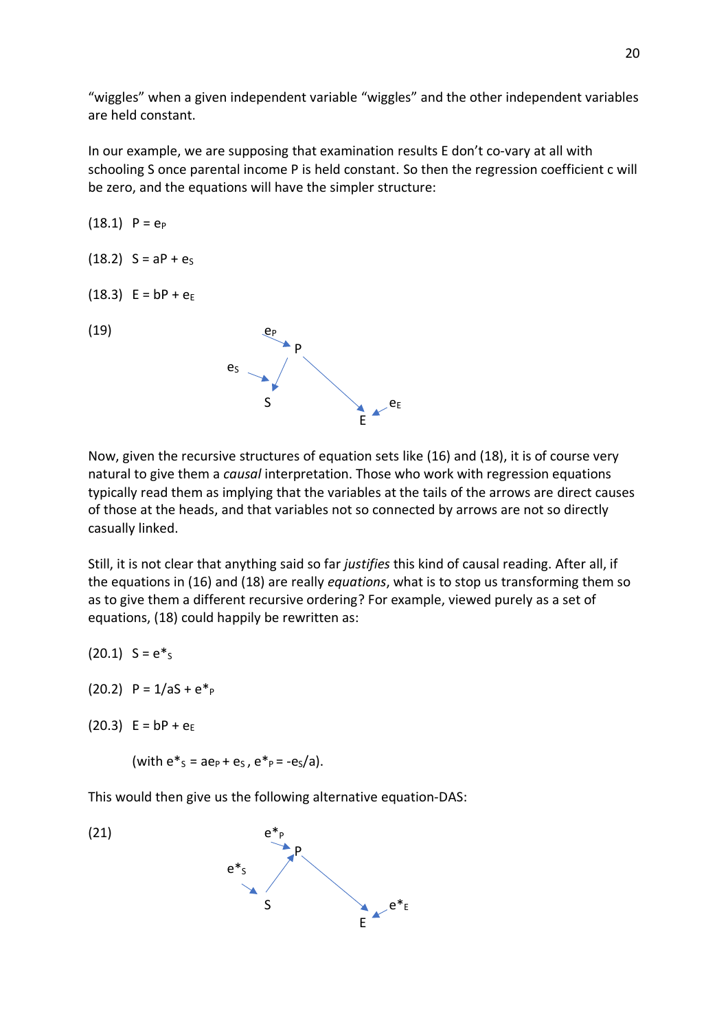"wiggles" when a given independent variable "wiggles" and the other independent variables are held constant.

In our example, we are supposing that examination results E don't co-vary at all with schooling S once parental income P is held constant. So then the regression coefficient c will be zero, and the equations will have the simpler structure:

(18.1) $P = e_P$

(18.2) $S = aP + e_S$

(18.3) $E = bP + e_E$

(19)

Now, given the recursive structures of equation sets like (16) and (18), it is of course very natural to give them a *causal* interpretation. Those who work with regression equations typically read them as implying that the variables at the tails of the arrows are direct causes of those at the heads, and that variables not so connected by arrows are not so directly casually linked.

Still, it is not clear that anything said so far *justifies* this kind of causal reading. After all, if the equations in (16) and (18) are really *equations*, what is to stop us transforming them so as to give them a different recursive ordering? For example, viewed purely as a set of equations, (18) could happily be rewritten as:

(20.1) $S = e^*_S$

(20.2) $P = 1/aS + e^*_P$

(20.3) $E = bP + e_E$

(with $e^*_S = ae_P + e_S$, $e^*_P = -e_S/a$).

This would then give us the following alternative equation-DAS:

(21)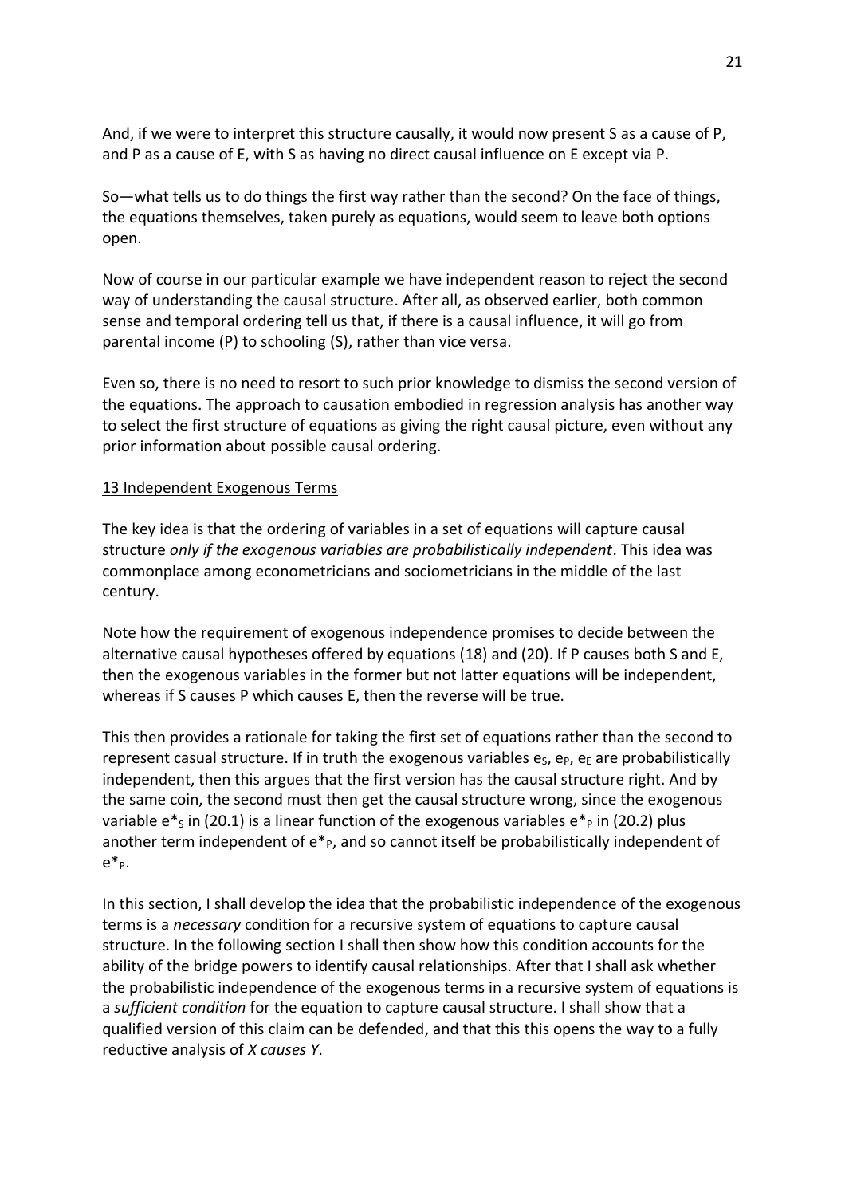And, if we were to interpret this structure causally, it would now present S as a cause of P, and P as a cause of E, with S as having no direct causal influence on E except via P.

So—what tells us to do things the first way rather than the second? On the face of things, the equations themselves, taken purely as equations, would seem to leave both options open.

Now of course in our particular example we have independent reason to reject the second way of understanding the causal structure. After all, as observed earlier, both common sense and temporal ordering tell us that, if there is a causal influence, it will go from parental income (P) to schooling (S), rather than vice versa.

Even so, there is no need to resort to such prior knowledge to dismiss the second version of the equations. The approach to causation embodied in regression analysis has another way to select the first structure of equations as giving the right causal picture, even without any prior information about possible causal ordering.

## 13 Independent Exogenous Terms

The key idea is that the ordering of variables in a set of equations will capture causal structure *only if the exogenous variables are probabilistically independent*. This idea was commonplace among econometricians and sociometricians in the middle of the last century.

Note how the requirement of exogenous independence promises to decide between the alternative causal hypotheses offered by equations (18) and (20). If P causes both S and E, then the exogenous variables in the former but not latter equations will be independent, whereas if S causes P which causes E, then the reverse will be true.

This then provides a rationale for taking the first set of equations rather than the second to represent casual structure. If in truth the exogenous variables $e_S$, $e_P$, $e_E$ are probabilistically independent, then this argues that the first version has the causal structure right. And by the same coin, the second must then get the causal structure wrong, since the exogenous variable $e^*_S$ in (20.1) is a linear function of the exogenous variables $e^*_P$ in (20.2) plus another term independent of $e^*_P$, and so cannot itself be probabilistically independent of $e^*_P$.

In this section, I shall develop the idea that the probabilistic independence of the exogenous terms is a *necessary* condition for a recursive system of equations to capture causal structure. In the following section I shall then show how this condition accounts for the ability of the bridge powers to identify causal relationships. After that I shall ask whether the probabilistic independence of the exogenous terms in a recursive system of equations is a *sufficient condition* for the equation to capture causal structure. I shall show that a qualified version of this claim can be defended, and that this this opens the way to a fully reductive analysis of *X causes Y*.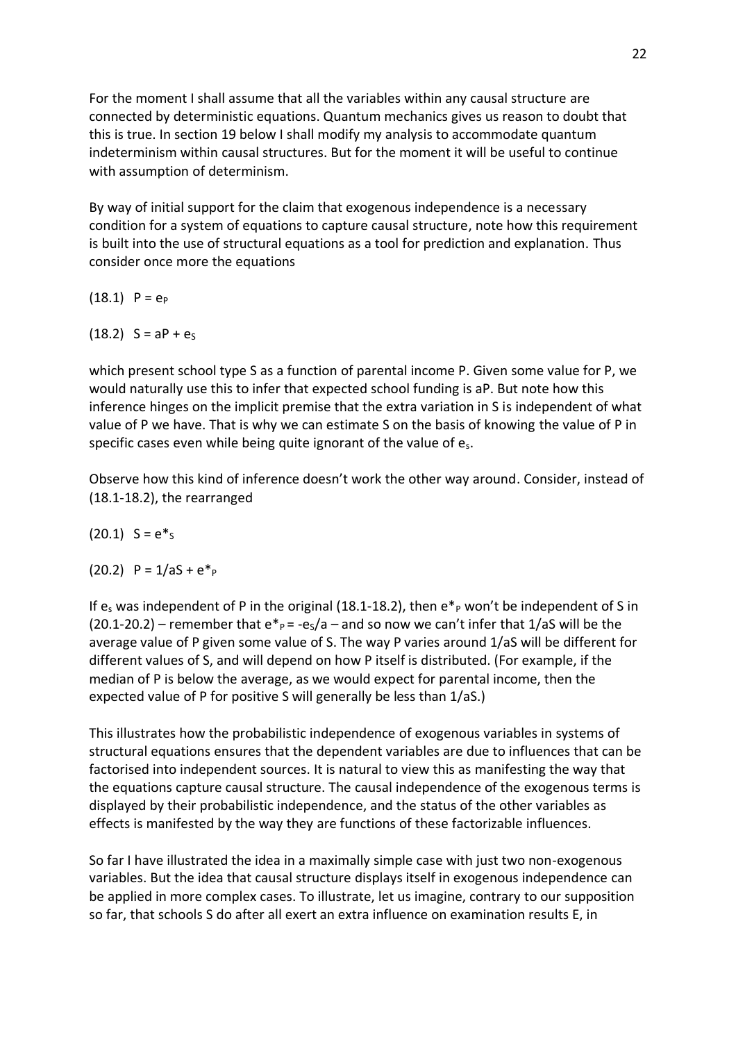For the moment I shall assume that all the variables within any causal structure are connected by deterministic equations. Quantum mechanics gives us reason to doubt that this is true. In section 19 below I shall modify my analysis to accommodate quantum indeterminism within causal structures. But for the moment it will be useful to continue with assumption of determinism.

By way of initial support for the claim that exogenous independence is a necessary condition for a system of equations to capture causal structure, note how this requirement is built into the use of structural equations as a tool for prediction and explanation. Thus consider once more the equations

(18.1) $P = e_P$

(18.2) $S = aP + e_S$

which present school type S as a function of parental income P. Given some value for P, we would naturally use this to infer that expected school funding is aP. But note how this inference hinges on the implicit premise that the extra variation in S is independent of what value of P we have. That is why we can estimate S on the basis of knowing the value of P in specific cases even while being quite ignorant of the value of $e_s$.

Observe how this kind of inference doesn't work the other way around. Consider, instead of (18.1-18.2), the rearranged

(20.1) $S = e^*_S$

(20.2) $P = 1/aS + e^*_P$

If $e_s$ was independent of P in the original (18.1-18.2), then $e^*_P$ won't be independent of S in (20.1-20.2) – remember that $e^*_P = -e_S/a$ – and so now we can't infer that 1/aS will be the average value of P given some value of S. The way P varies around 1/aS will be different for different values of S, and will depend on how P itself is distributed. (For example, if the median of P is below the average, as we would expect for parental income, then the expected value of P for positive S will generally be less than 1/aS.)

This illustrates how the probabilistic independence of exogenous variables in systems of structural equations ensures that the dependent variables are due to influences that can be factorised into independent sources. It is natural to view this as manifesting the way that the equations capture causal structure. The causal independence of the exogenous terms is displayed by their probabilistic independence, and the status of the other variables as effects is manifested by the way they are functions of these factorizable influences.

So far I have illustrated the idea in a maximally simple case with just two non-exogenous variables. But the idea that causal structure displays itself in exogenous independence can be applied in more complex cases. To illustrate, let us imagine, contrary to our supposition so far, that schools S do after all exert an extra influence on examination results E, in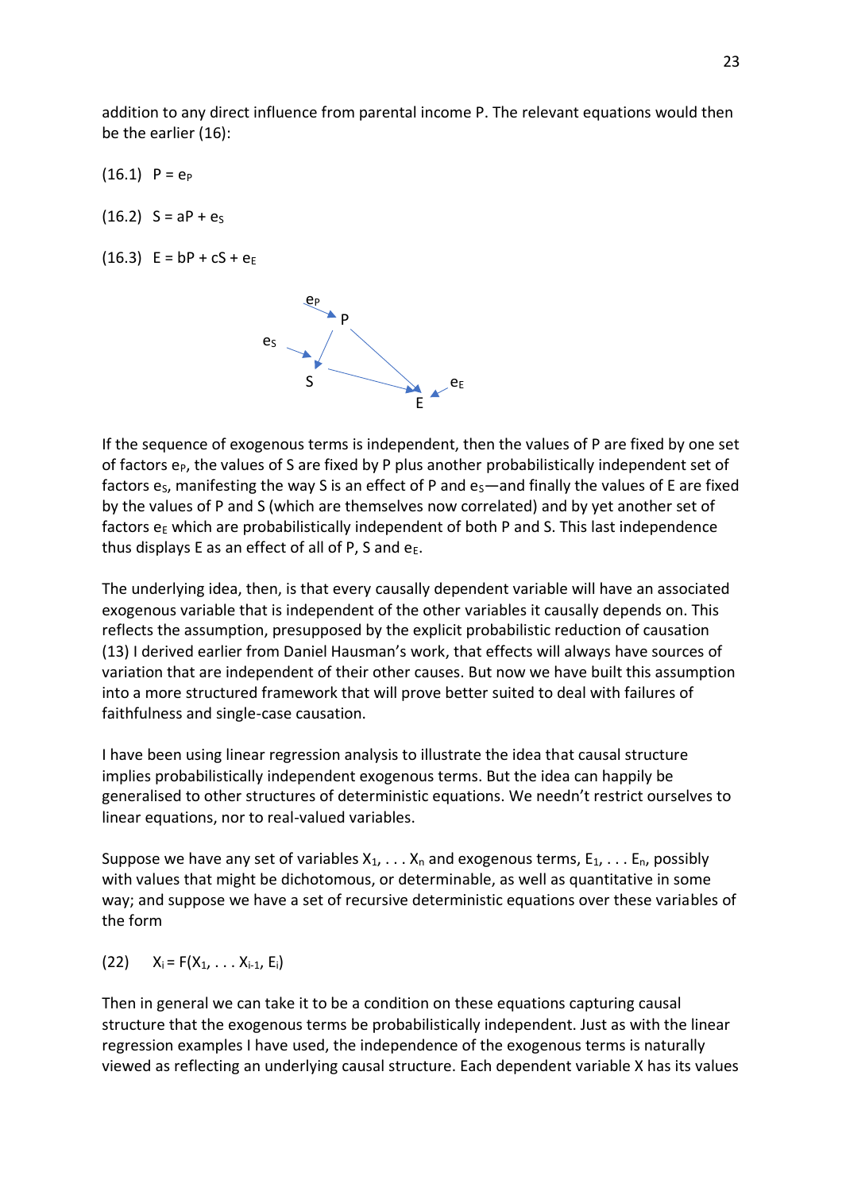addition to any direct influence from parental income P. The relevant equations would then be the earlier (16):

(16.1) $P = e_P$

(16.2) $S = aP + e_S$

(16.3) $E = bP + cS + e_E$

If the sequence of exogenous terms is independent, then the values of P are fixed by one set of factors $e_P$, the values of S are fixed by P plus another probabilistically independent set of factors $e_S$, manifesting the way S is an effect of P and $e_S$—and finally the values of E are fixed by the values of P and S (which are themselves now correlated) and by yet another set of factors $e_E$ which are probabilistically independent of both P and S. This last independence thus displays E as an effect of all of P, S and $e_E$.

The underlying idea, then, is that every causally dependent variable will have an associated exogenous variable that is independent of the other variables it causally depends on. This reflects the assumption, presupposed by the explicit probabilistic reduction of causation (13) I derived earlier from Daniel Hausman's work, that effects will always have sources of variation that are independent of their other causes. But now we have built this assumption into a more structured framework that will prove better suited to deal with failures of faithfulness and single-case causation.

I have been using linear regression analysis to illustrate the idea that causal structure implies probabilistically independent exogenous terms. But the idea can happily be generalised to other structures of deterministic equations. We needn't restrict ourselves to linear equations, nor to real-valued variables.

Suppose we have any set of variables $X_1, \ldots X_n$ and exogenous terms, $E_1, \ldots E_n$, possibly with values that might be dichotomous, or determinable, as well as quantitative in some way; and suppose we have a set of recursive deterministic equations over these variables of the form

(22) $X_i = F(X_1, \ldots X_{i-1}, E_i)$

Then in general we can take it to be a condition on these equations capturing causal structure that the exogenous terms be probabilistically independent. Just as with the linear regression examples I have used, the independence of the exogenous terms is naturally viewed as reflecting an underlying causal structure. Each dependent variable X has its values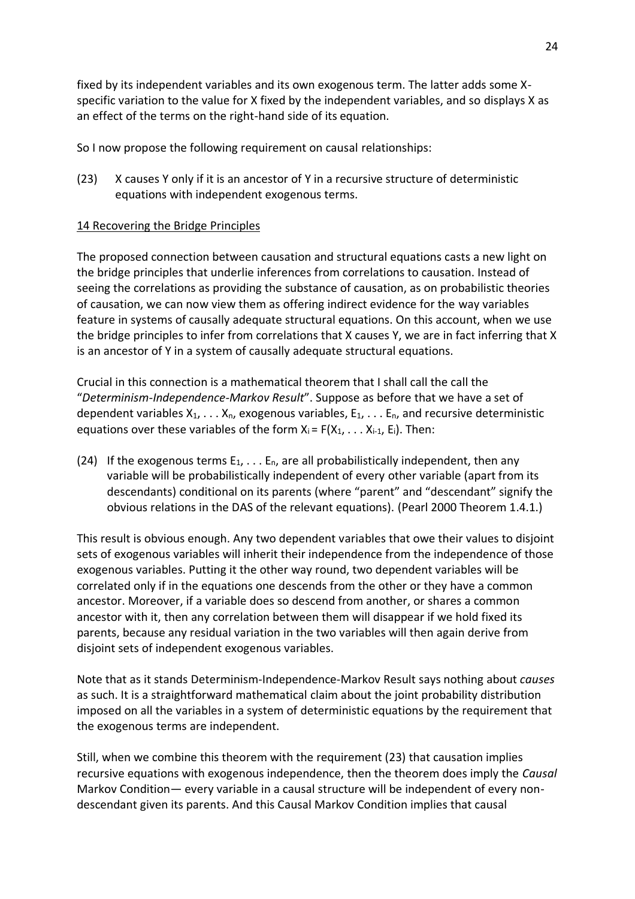fixed by its independent variables and its own exogenous term. The latter adds some X-specific variation to the value for X fixed by the independent variables, and so displays X as an effect of the terms on the right-hand side of its equation.

So I now propose the following requirement on causal relationships:

(23) X causes Y only if it is an ancestor of Y in a recursive structure of deterministic equations with independent exogenous terms.

## 14 Recovering the Bridge Principles

The proposed connection between causation and structural equations casts a new light on the bridge principles that underlie inferences from correlations to causation. Instead of seeing the correlations as providing the substance of causation, as on probabilistic theories of causation, we can now view them as offering indirect evidence for the way variables feature in systems of causally adequate structural equations. On this account, when we use the bridge principles to infer from correlations that X causes Y, we are in fact inferring that X is an ancestor of Y in a system of causally adequate structural equations.

Crucial in this connection is a mathematical theorem that I shall call the call the "*Determinism-Independence-Markov Result*". Suppose as before that we have a set of dependent variables $X_1, \ldots X_n$, exogenous variables, $E_1, \ldots E_n$, and recursive deterministic equations over these variables of the form $X_i = F(X_1, \ldots X_{i-1}, E_i)$. Then:

(24) If the exogenous terms $E_1, \ldots E_n$, are all probabilistically independent, then any variable will be probabilistically independent of every other variable (apart from its descendants) conditional on its parents (where "parent" and "descendant" signify the obvious relations in the DAS of the relevant equations). (Pearl 2000 Theorem 1.4.1.)

This result is obvious enough. Any two dependent variables that owe their values to disjoint sets of exogenous variables will inherit their independence from the independence of those exogenous variables. Putting it the other way round, two dependent variables will be correlated only if in the equations one descends from the other or they have a common ancestor. Moreover, if a variable does so descend from another, or shares a common ancestor with it, then any correlation between them will disappear if we hold fixed its parents, because any residual variation in the two variables will then again derive from disjoint sets of independent exogenous variables.

Note that as it stands Determinism-Independence-Markov Result says nothing about *causes* as such. It is a straightforward mathematical claim about the joint probability distribution imposed on all the variables in a system of deterministic equations by the requirement that the exogenous terms are independent.

Still, when we combine this theorem with the requirement (23) that causation implies recursive equations with exogenous independence, then the theorem does imply the *Causal* Markov Condition— every variable in a causal structure will be independent of every non-descendant given its parents. And this Causal Markov Condition implies that causal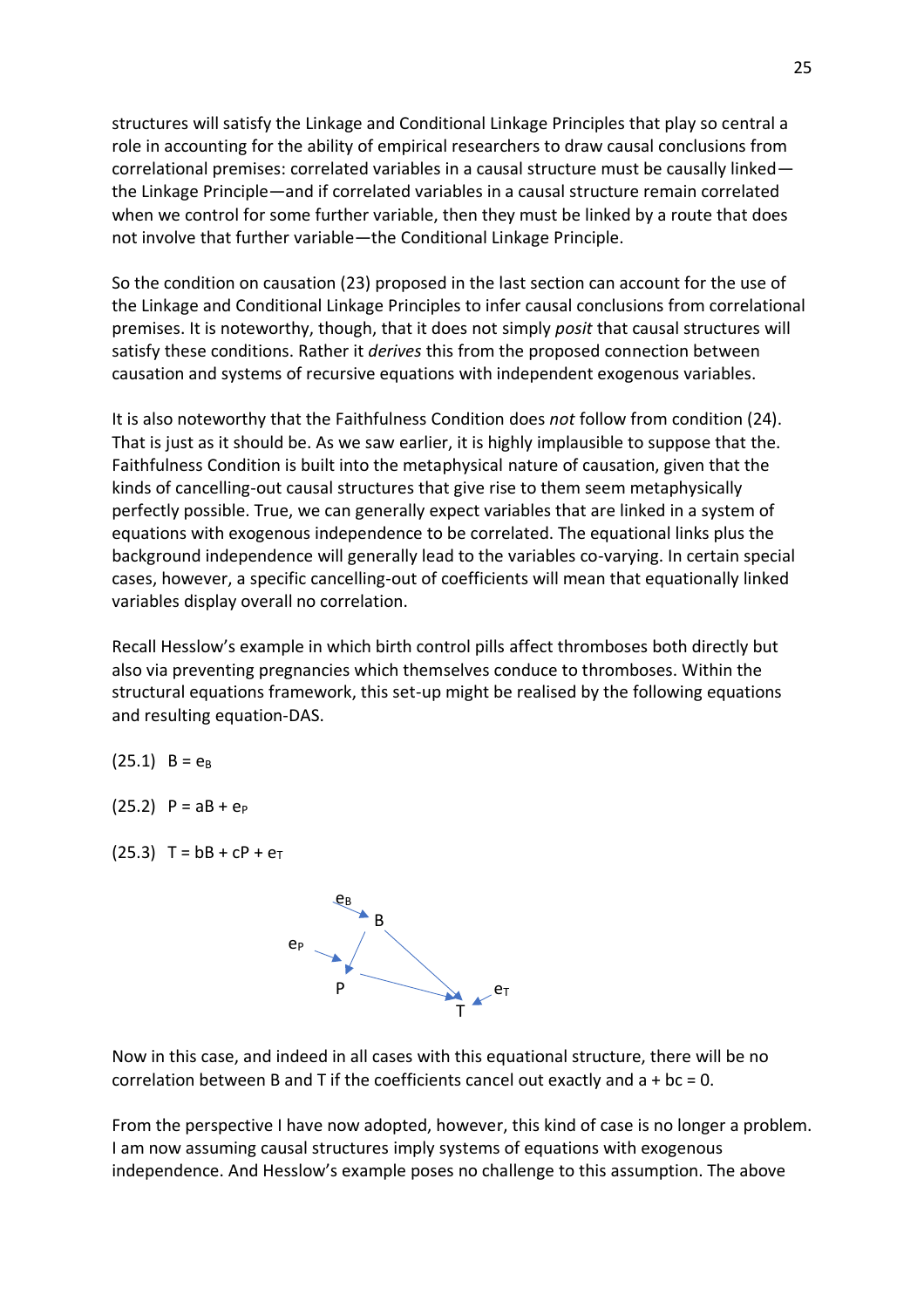structures will satisfy the Linkage and Conditional Linkage Principles that play so central a role in accounting for the ability of empirical researchers to draw causal conclusions from correlational premises: correlated variables in a causal structure must be causally linked—the Linkage Principle—and if correlated variables in a causal structure remain correlated when we control for some further variable, then they must be linked by a route that does not involve that further variable—the Conditional Linkage Principle.

So the condition on causation (23) proposed in the last section can account for the use of the Linkage and Conditional Linkage Principles to infer causal conclusions from correlational premises. It is noteworthy, though, that it does not simply *posit* that causal structures will satisfy these conditions. Rather it *derives* this from the proposed connection between causation and systems of recursive equations with independent exogenous variables.

It is also noteworthy that the Faithfulness Condition does *not* follow from condition (24). That is just as it should be. As we saw earlier, it is highly implausible to suppose that the. Faithfulness Condition is built into the metaphysical nature of causation, given that the kinds of cancelling-out causal structures that give rise to them seem metaphysically perfectly possible. True, we can generally expect variables that are linked in a system of equations with exogenous independence to be correlated. The equational links plus the background independence will generally lead to the variables co-varying. In certain special cases, however, a specific cancelling-out of coefficients will mean that equationally linked variables display overall no correlation.

Recall Hesslow's example in which birth control pills affect thromboses both directly but also via preventing pregnancies which themselves conduce to thromboses. Within the structural equations framework, this set-up might be realised by the following equations and resulting equation-DAS.

(25.1) $B = e_B$

(25.2) $P = aB + e_P$

(25.3) $T = bB + cP + e_T$

Now in this case, and indeed in all cases with this equational structure, there will be no correlation between B and T if the coefficients cancel out exactly and $a + bc = 0$.

From the perspective I have now adopted, however, this kind of case is no longer a problem. I am now assuming causal structures imply systems of equations with exogenous independence. And Hesslow's example poses no challenge to this assumption. The above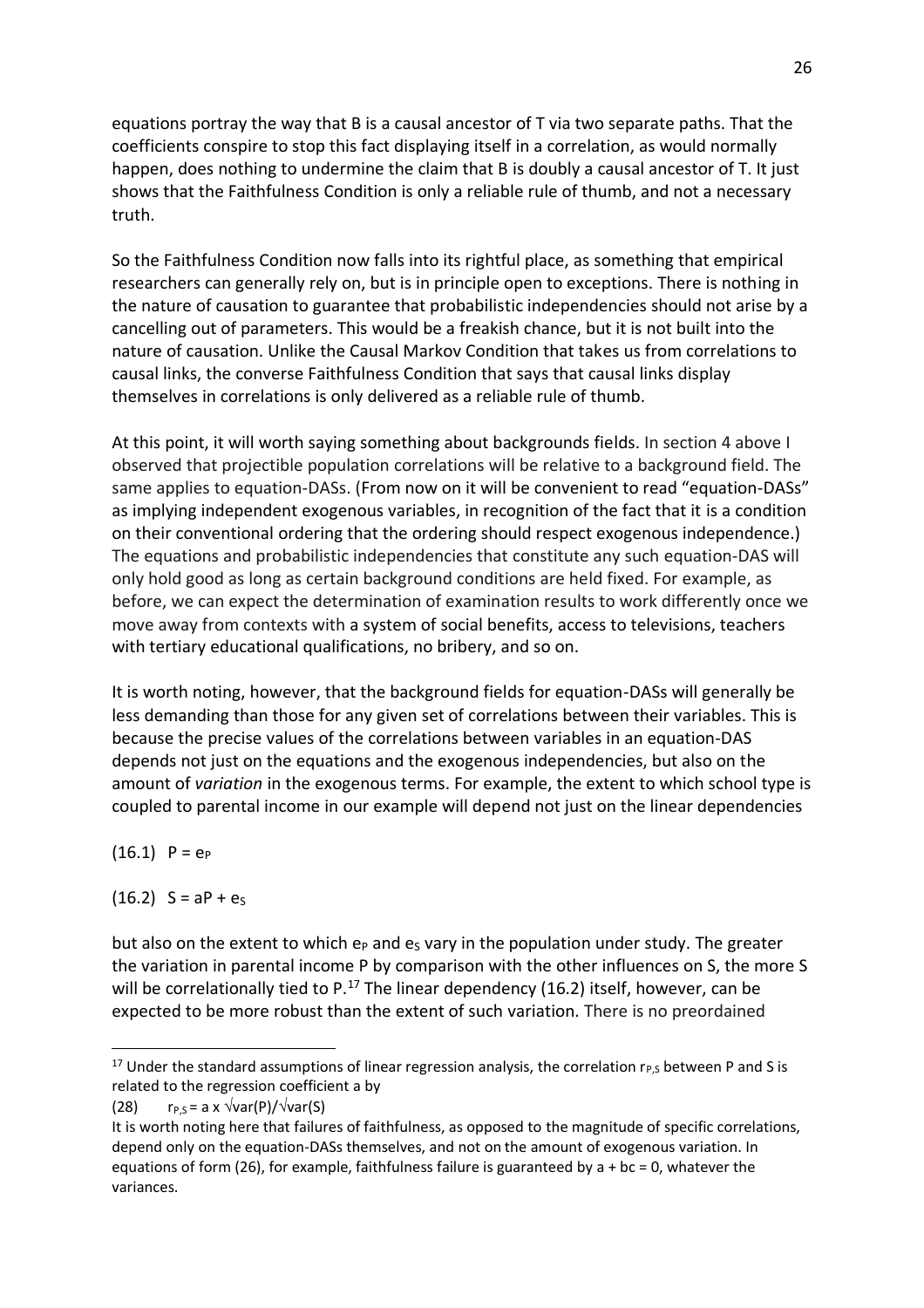equations portray the way that B is a causal ancestor of T via two separate paths. That the coefficients conspire to stop this fact displaying itself in a correlation, as would normally happen, does nothing to undermine the claim that B is doubly a causal ancestor of T. It just shows that the Faithfulness Condition is only a reliable rule of thumb, and not a necessary truth.

So the Faithfulness Condition now falls into its rightful place, as something that empirical researchers can generally rely on, but is in principle open to exceptions. There is nothing in the nature of causation to guarantee that probabilistic independencies should not arise by a cancelling out of parameters. This would be a freakish chance, but it is not built into the nature of causation. Unlike the Causal Markov Condition that takes us from correlations to causal links, the converse Faithfulness Condition that says that causal links display themselves in correlations is only delivered as a reliable rule of thumb.

At this point, it will worth saying something about backgrounds fields. In section 4 above I observed that projectible population correlations will be relative to a background field. The same applies to equation-DASs. (From now on it will be convenient to read "equation-DASs" as implying independent exogenous variables, in recognition of the fact that it is a condition on their conventional ordering that the ordering should respect exogenous independence.) The equations and probabilistic independencies that constitute any such equation-DAS will only hold good as long as certain background conditions are held fixed. For example, as before, we can expect the determination of examination results to work differently once we move away from contexts with a system of social benefits, access to televisions, teachers with tertiary educational qualifications, no bribery, and so on.

It is worth noting, however, that the background fields for equation-DASs will generally be less demanding than those for any given set of correlations between their variables. This is because the precise values of the correlations between variables in an equation-DAS depends not just on the equations and the exogenous independencies, but also on the amount of *variation* in the exogenous terms. For example, the extent to which school type is coupled to parental income in our example will depend not just on the linear dependencies

(16.1) $P = e_P$

(16.2) $S = aP + e_S$

but also on the extent to which $e_P$ and $e_S$ vary in the population under study. The greater the variation in parental income P by comparison with the other influences on S, the more S will be correlationally tied to P.[17] The linear dependency (16.2) itself, however, can be expected to be more robust than the extent of such variation. There is no preordained

---

[17] Under the standard assumptions of linear regression analysis, the correlation $r_{P,S}$ between P and S is related to the regression coefficient a by

(28) $r_{P,S} = a \times \sqrt{var(P)}/\sqrt{var(S)}$

It is worth noting here that failures of faithfulness, as opposed to the magnitude of specific correlations, depend only on the equation-DASs themselves, and not on the amount of exogenous variation. In equations of form (26), for example, faithfulness failure is guaranteed by $a + bc = 0$, whatever the variances.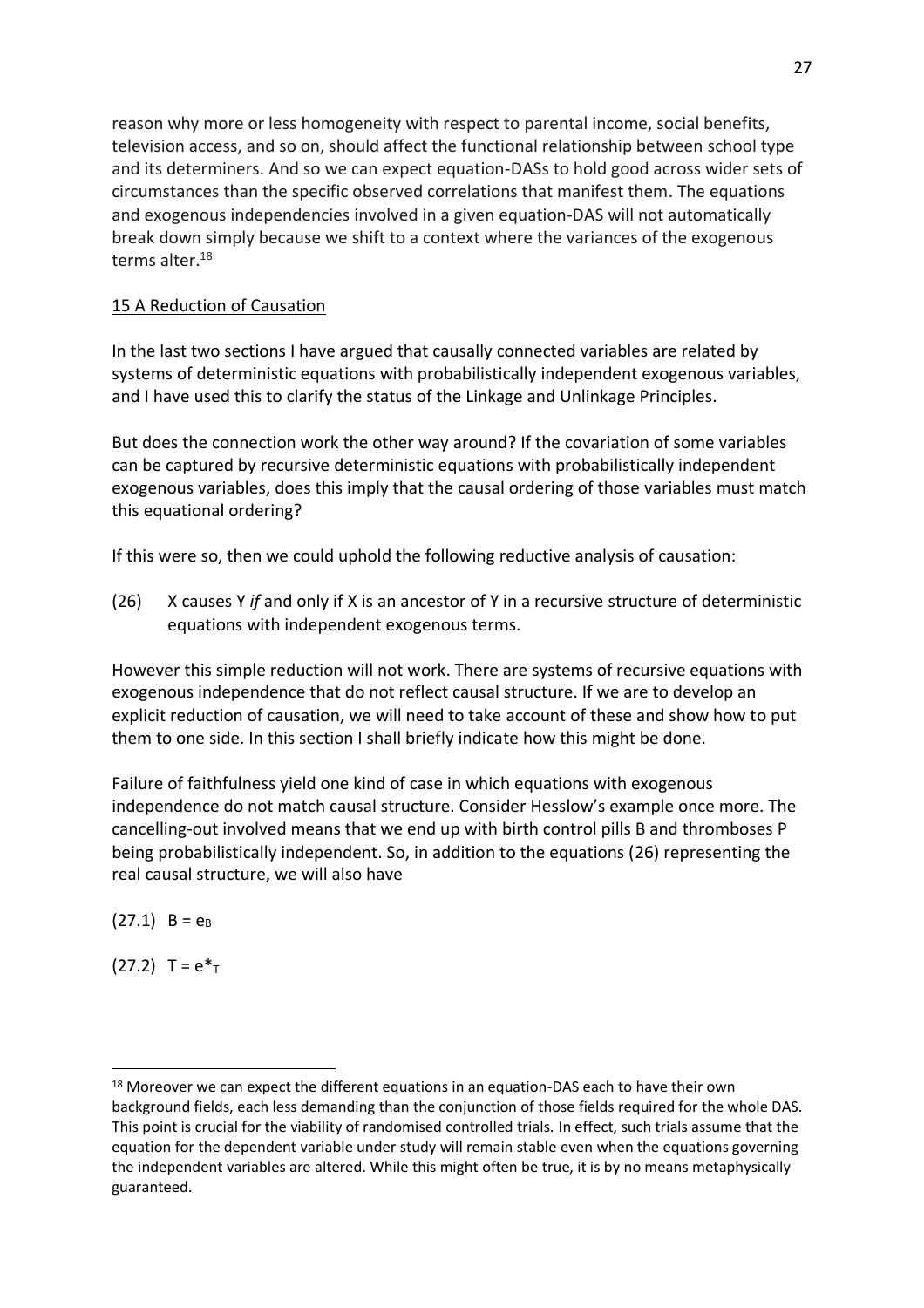reason why more or less homogeneity with respect to parental income, social benefits, television access, and so on, should affect the functional relationship between school type and its determiners. And so we can expect equation-DASs to hold good across wider sets of circumstances than the specific observed correlations that manifest them. The equations and exogenous independencies involved in a given equation-DAS will not automatically break down simply because we shift to a context where the variances of the exogenous terms alter.[18]

## 15 A Reduction of Causation

In the last two sections I have argued that causally connected variables are related by systems of deterministic equations with probabilistically independent exogenous variables, and I have used this to clarify the status of the Linkage and Unlinkage Principles.

But does the connection work the other way around? If the covariation of some variables can be captured by recursive deterministic equations with probabilistically independent exogenous variables, does this imply that the causal ordering of those variables must match this equational ordering?

If this were so, then we could uphold the following reductive analysis of causation:

(26) X causes Y *if* and only if X is an ancestor of Y in a recursive structure of deterministic equations with independent exogenous terms.

However this simple reduction will not work. There are systems of recursive equations with exogenous independence that do not reflect causal structure. If we are to develop an explicit reduction of causation, we will need to take account of these and show how to put them to one side. In this section I shall briefly indicate how this might be done.

Failure of faithfulness yield one kind of case in which equations with exogenous independence do not match causal structure. Consider Hesslow's example once more. The cancelling-out involved means that we end up with birth control pills B and thromboses P being probabilistically independent. So, in addition to the equations (26) representing the real causal structure, we will also have

(27.1) $B = e_B$

(27.2) $T = e^*_T$

---

[18] Moreover we can expect the different equations in an equation-DAS each to have their own background fields, each less demanding than the conjunction of those fields required for the whole DAS. This point is crucial for the viability of randomised controlled trials. In effect, such trials assume that the equation for the dependent variable under study will remain stable even when the equations governing the independent variables are altered. While this might often be true, it is by no means metaphysically guaranteed.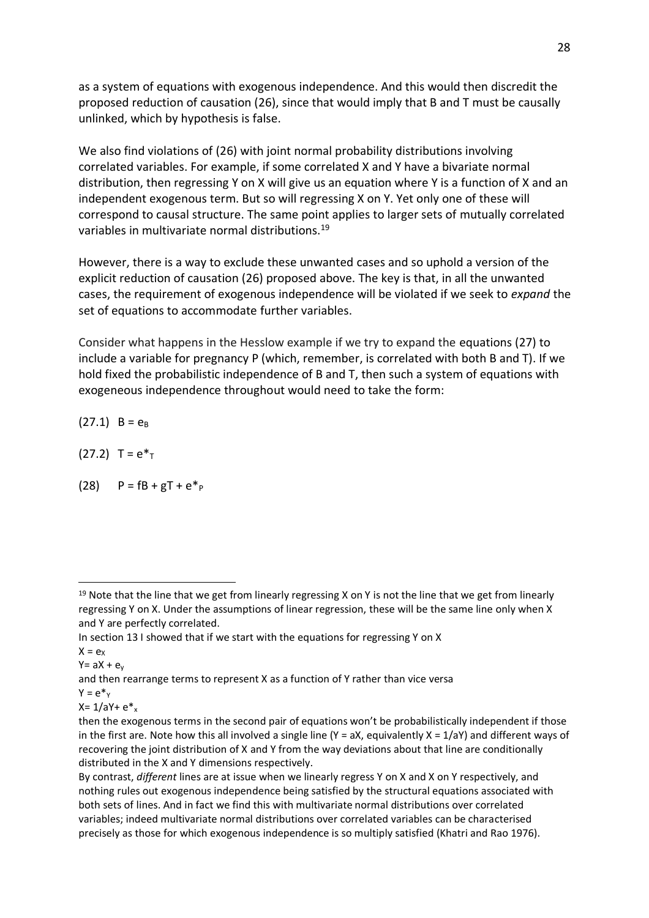as a system of equations with exogenous independence. And this would then discredit the proposed reduction of causation (26), since that would imply that B and T must be causally unlinked, which by hypothesis is false.

We also find violations of (26) with joint normal probability distributions involving correlated variables. For example, if some correlated X and Y have a bivariate normal distribution, then regressing Y on X will give us an equation where Y is a function of X and an independent exogenous term. But so will regressing X on Y. Yet only one of these will correspond to causal structure. The same point applies to larger sets of mutually correlated variables in multivariate normal distributions.[19]

However, there is a way to exclude these unwanted cases and so uphold a version of the explicit reduction of causation (26) proposed above. The key is that, in all the unwanted cases, the requirement of exogenous independence will be violated if we seek to *expand* the set of equations to accommodate further variables.

Consider what happens in the Hesslow example if we try to expand the equations (27) to include a variable for pregnancy P (which, remember, is correlated with both B and T). If we hold fixed the probabilistic independence of B and T, then such a system of equations with exogeneous independence throughout would need to take the form:

(27.1) $B = e_B$

(27.2) $T = e^*_T$

(28) $P = fB + gT + e^*_P$

---

[19] Note that the line that we get from linearly regressing X on Y is not the line that we get from linearly regressing Y on X. Under the assumptions of linear regression, these will be the same line only when X and Y are perfectly correlated.

In section 13 I showed that if we start with the equations for regressing Y on X

$X = e_X$

$Y = aX + e_y$

and then rearrange terms to represent X as a function of Y rather than vice versa

$Y = e^*_Y$

$X = 1/aY + e^*_x$

then the exogenous terms in the second pair of equations won't be probabilistically independent if those in the first are. Note how this all involved a single line ($Y = aX$, equivalently $X = 1/aY$) and different ways of recovering the joint distribution of X and Y from the way deviations about that line are conditionally distributed in the X and Y dimensions respectively.

By contrast, *different* lines are at issue when we linearly regress Y on X and X on Y respectively, and nothing rules out exogenous independence being satisfied by the structural equations associated with both sets of lines. And in fact we find this with multivariate normal distributions over correlated variables; indeed multivariate normal distributions over correlated variables can be characterised precisely as those for which exogenous independence is so multiply satisfied (Khatri and Rao 1976).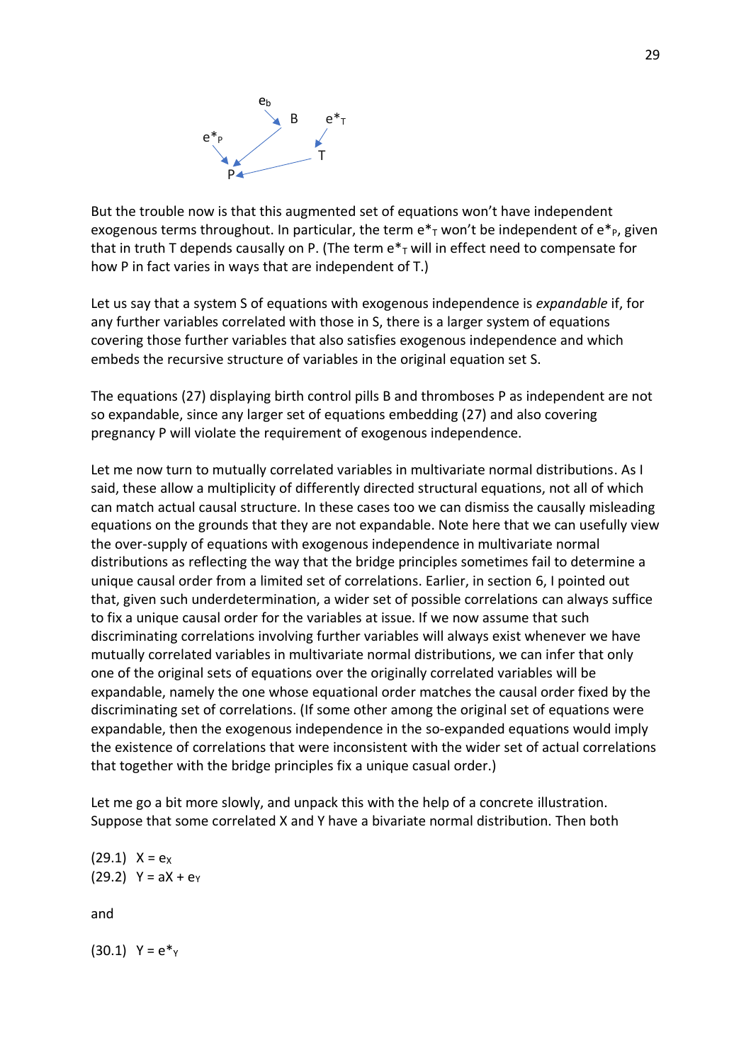But the trouble now is that this augmented set of equations won't have independent exogenous terms throughout. In particular, the term $e^*_T$ won't be independent of $e^*_P$, given that in truth T depends causally on P. (The term $e^*_T$ will in effect need to compensate for how P in fact varies in ways that are independent of T.)

Let us say that a system S of equations with exogenous independence is *expandable* if, for any further variables correlated with those in S, there is a larger system of equations covering those further variables that also satisfies exogenous independence and which embeds the recursive structure of variables in the original equation set S.

The equations (27) displaying birth control pills B and thromboses P as independent are not so expandable, since any larger set of equations embedding (27) and also covering pregnancy P will violate the requirement of exogenous independence.

Let me now turn to mutually correlated variables in multivariate normal distributions. As I said, these allow a multiplicity of differently directed structural equations, not all of which can match actual causal structure. In these cases too we can dismiss the causally misleading equations on the grounds that they are not expandable. Note here that we can usefully view the over-supply of equations with exogenous independence in multivariate normal distributions as reflecting the way that the bridge principles sometimes fail to determine a unique causal order from a limited set of correlations. Earlier, in section 6, I pointed out that, given such underdetermination, a wider set of possible correlations can always suffice to fix a unique causal order for the variables at issue. If we now assume that such discriminating correlations involving further variables will always exist whenever we have mutually correlated variables in multivariate normal distributions, we can infer that only one of the original sets of equations over the originally correlated variables will be expandable, namely the one whose equational order matches the causal order fixed by the discriminating set of correlations. (If some other among the original set of equations were expandable, then the exogenous independence in the so-expanded equations would imply the existence of correlations that were inconsistent with the wider set of actual correlations that together with the bridge principles fix a unique casual order.)

Let me go a bit more slowly, and unpack this with the help of a concrete illustration. Suppose that some correlated X and Y have a bivariate normal distribution. Then both

(29.1) $X = e_X$
(29.2) $Y = aX + e_Y$

and

(30.1) $Y = e^*_Y$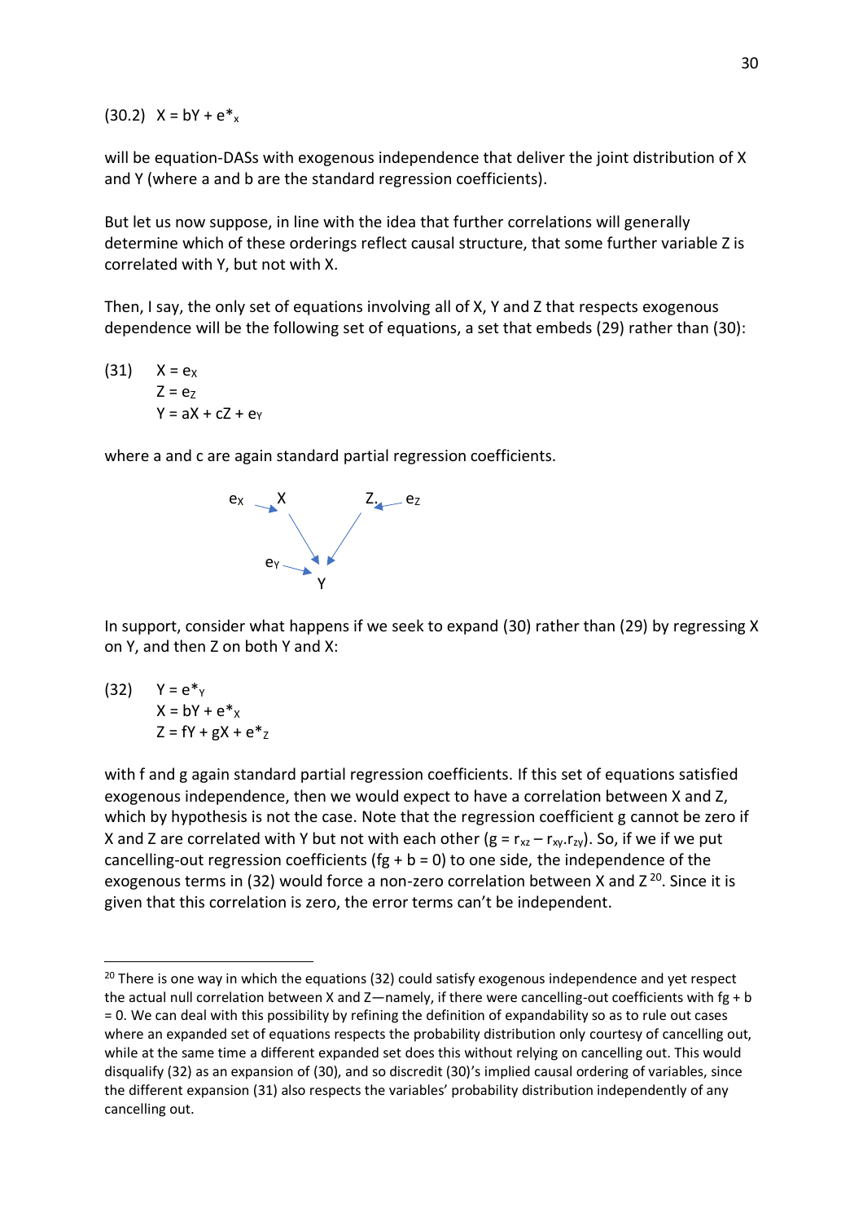(30.2) $X = bY + e^*_x$

will be equation-DASs with exogenous independence that deliver the joint distribution of X and Y (where a and b are the standard regression coefficients).

But let us now suppose, in line with the idea that further correlations will generally determine which of these orderings reflect causal structure, that some further variable Z is correlated with Y, but not with X.

Then, I say, the only set of equations involving all of X, Y and Z that respects exogenous dependence will be the following set of equations, a set that embeds (29) rather than (30):

(31) $X = e_X$
$Z = e_Z$
$Y = aX + cZ + e_Y$

where a and c are again standard partial regression coefficients.

In support, consider what happens if we seek to expand (30) rather than (29) by regressing X on Y, and then Z on both Y and X:

(32) $Y = e^*_Y$
$X = bY + e^*_X$
$Z = fY + gX + e^*_Z$

with f and g again standard partial regression coefficients. If this set of equations satisfied exogenous independence, then we would expect to have a correlation between X and Z, which by hypothesis is not the case. Note that the regression coefficient g cannot be zero if X and Z are correlated with Y but not with each other ($g = r_{xz} – r_{xy}.r_{zy}$). So, if we if we put cancelling-out regression coefficients ($fg + b = 0$) to one side, the independence of the exogenous terms in (32) would force a non-zero correlation between X and Z [20]. Since it is given that this correlation is zero, the error terms can't be independent.

[20] There is one way in which the equations (32) could satisfy exogenous independence and yet respect the actual null correlation between X and Z—namely, if there were cancelling-out coefficients with $fg + b = 0$. We can deal with this possibility by refining the definition of expandability so as to rule out cases where an expanded set of equations respects the probability distribution only courtesy of cancelling out, while at the same time a different expanded set does this without relying on cancelling out. This would disqualify (32) as an expansion of (30), and so discredit (30)'s implied causal ordering of variables, since the different expansion (31) also respects the variables' probability distribution independently of any cancelling out.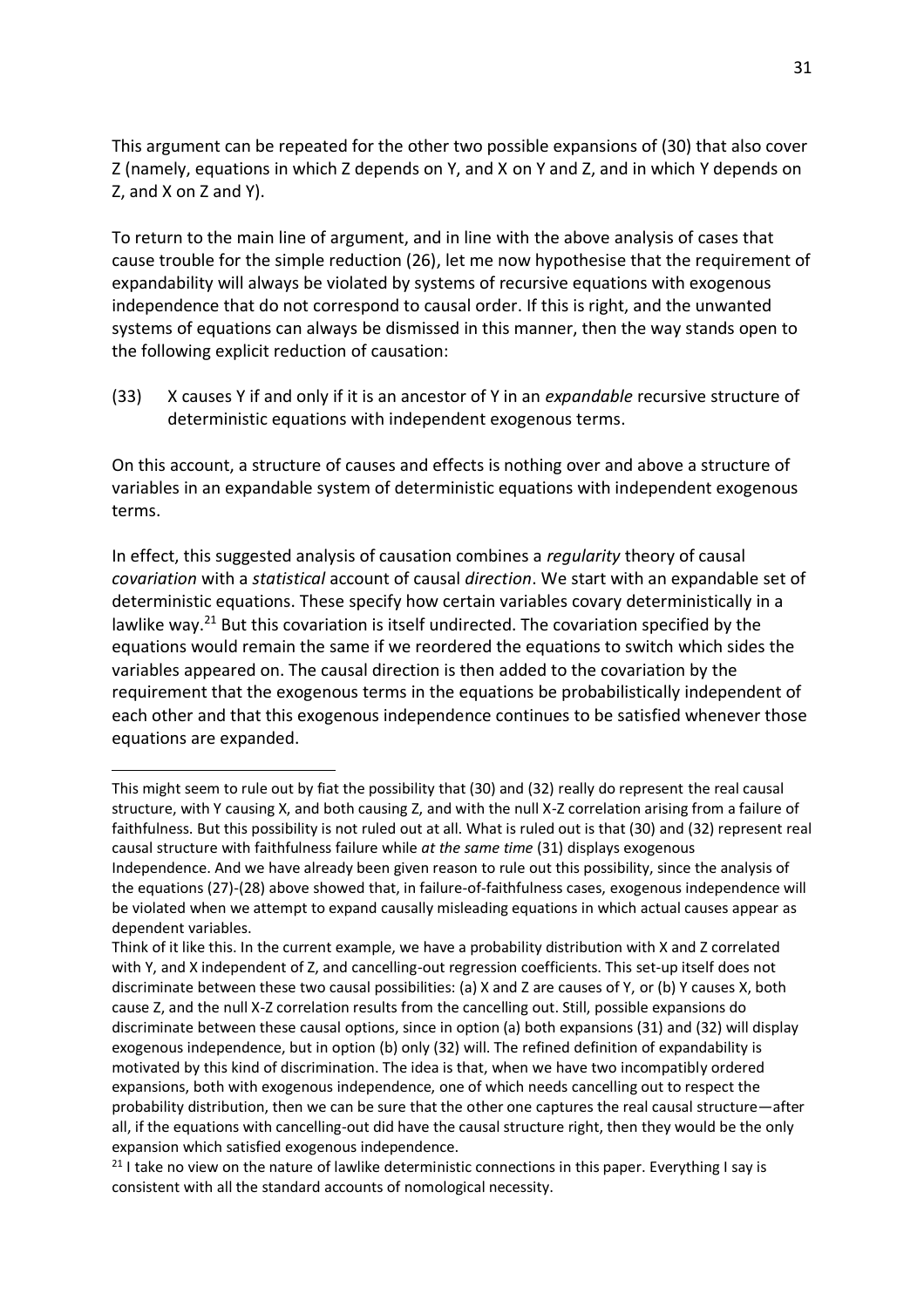This argument can be repeated for the other two possible expansions of (30) that also cover Z (namely, equations in which Z depends on Y, and X on Y and Z, and in which Y depends on Z, and X on Z and Y).

To return to the main line of argument, and in line with the above analysis of cases that cause trouble for the simple reduction (26), let me now hypothesise that the requirement of expandability will always be violated by systems of recursive equations with exogenous independence that do not correspond to causal order. If this is right, and the unwanted systems of equations can always be dismissed in this manner, then the way stands open to the following explicit reduction of causation:

(33) X causes Y if and only if it is an ancestor of Y in an *expandable* recursive structure of deterministic equations with independent exogenous terms.

On this account, a structure of causes and effects is nothing over and above a structure of variables in an expandable system of deterministic equations with independent exogenous terms.

In effect, this suggested analysis of causation combines a *regularity* theory of causal *covariation* with a *statistical* account of causal *direction*. We start with an expandable set of deterministic equations. These specify how certain variables covary deterministically in a lawlike way.[21] But this covariation is itself undirected. The covariation specified by the equations would remain the same if we reordered the equations to switch which sides the variables appeared on. The causal direction is then added to the covariation by the requirement that the exogenous terms in the equations be probabilistically independent of each other and that this exogenous independence continues to be satisfied whenever those equations are expanded.

---

This might seem to rule out by fiat the possibility that (30) and (32) really do represent the real causal structure, with Y causing X, and both causing Z, and with the null X-Z correlation arising from a failure of faithfulness. But this possibility is not ruled out at all. What is ruled out is that (30) and (32) represent real causal structure with faithfulness failure while *at the same time* (31) displays exogenous Independence. And we have already been given reason to rule out this possibility, since the analysis of the equations (27)-(28) above showed that, in failure-of-faithfulness cases, exogenous independence will be violated when we attempt to expand causally misleading equations in which actual causes appear as dependent variables.

Think of it like this. In the current example, we have a probability distribution with X and Z correlated with Y, and X independent of Z, and cancelling-out regression coefficients. This set-up itself does not discriminate between these two causal possibilities: (a) X and Z are causes of Y, or (b) Y causes X, both cause Z, and the null X-Z correlation results from the cancelling out. Still, possible expansions do discriminate between these causal options, since in option (a) both expansions (31) and (32) will display exogenous independence, but in option (b) only (32) will. The refined definition of expandability is motivated by this kind of discrimination. The idea is that, when we have two incompatibly ordered expansions, both with exogenous independence, one of which needs cancelling out to respect the probability distribution, then we can be sure that the other one captures the real causal structure—after all, if the equations with cancelling-out did have the causal structure right, then they would be the only expansion which satisfied exogenous independence.

[21] I take no view on the nature of lawlike deterministic connections in this paper. Everything I say is consistent with all the standard accounts of nomological necessity.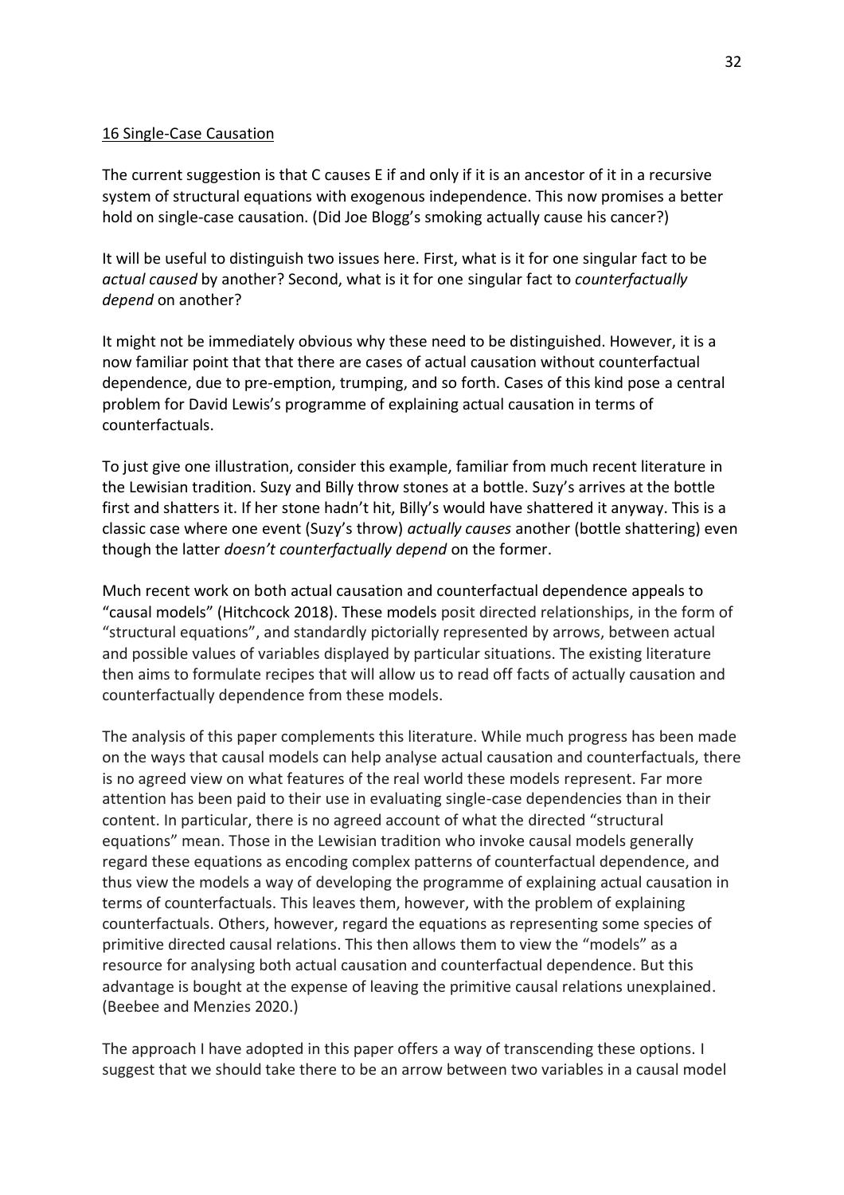## 16 Single-Case Causation

The current suggestion is that C causes E if and only if it is an ancestor of it in a recursive system of structural equations with exogenous independence. This now promises a better hold on single-case causation. (Did Joe Blogg's smoking actually cause his cancer?)

It will be useful to distinguish two issues here. First, what is it for one singular fact to be *actual caused* by another? Second, what is it for one singular fact to *counterfactually depend* on another?

It might not be immediately obvious why these need to be distinguished. However, it is a now familiar point that that there are cases of actual causation without counterfactual dependence, due to pre-emption, trumping, and so forth. Cases of this kind pose a central problem for David Lewis's programme of explaining actual causation in terms of counterfactuals.

To just give one illustration, consider this example, familiar from much recent literature in the Lewisian tradition. Suzy and Billy throw stones at a bottle. Suzy's arrives at the bottle first and shatters it. If her stone hadn't hit, Billy's would have shattered it anyway. This is a classic case where one event (Suzy's throw) *actually causes* another (bottle shattering) even though the latter *doesn't counterfactually depend* on the former.

Much recent work on both actual causation and counterfactual dependence appeals to "causal models" (Hitchcock 2018). These models posit directed relationships, in the form of "structural equations", and standardly pictorially represented by arrows, between actual and possible values of variables displayed by particular situations. The existing literature then aims to formulate recipes that will allow us to read off facts of actually causation and counterfactually dependence from these models.

The analysis of this paper complements this literature. While much progress has been made on the ways that causal models can help analyse actual causation and counterfactuals, there is no agreed view on what features of the real world these models represent. Far more attention has been paid to their use in evaluating single-case dependencies than in their content. In particular, there is no agreed account of what the directed "structural equations" mean. Those in the Lewisian tradition who invoke causal models generally regard these equations as encoding complex patterns of counterfactual dependence, and thus view the models a way of developing the programme of explaining actual causation in terms of counterfactuals. This leaves them, however, with the problem of explaining counterfactuals. Others, however, regard the equations as representing some species of primitive directed causal relations. This then allows them to view the "models" as a resource for analysing both actual causation and counterfactual dependence. But this advantage is bought at the expense of leaving the primitive causal relations unexplained. (Beebee and Menzies 2020.)

The approach I have adopted in this paper offers a way of transcending these options. I suggest that we should take there to be an arrow between two variables in a causal model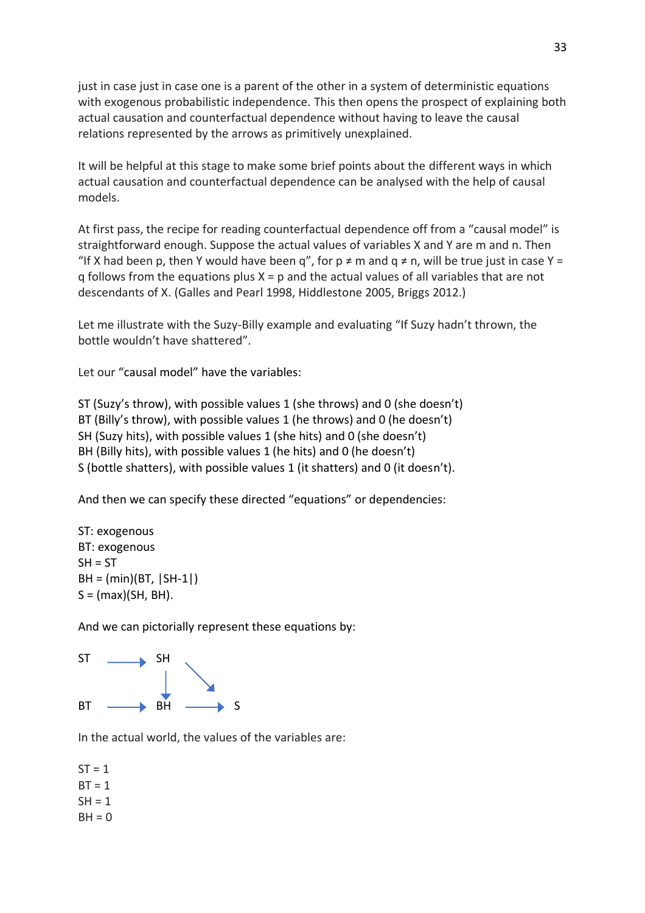just in case just in case one is a parent of the other in a system of deterministic equations with exogenous probabilistic independence. This then opens the prospect of explaining both actual causation and counterfactual dependence without having to leave the causal relations represented by the arrows as primitively unexplained.

It will be helpful at this stage to make some brief points about the different ways in which actual causation and counterfactual dependence can be analysed with the help of causal models.

At first pass, the recipe for reading counterfactual dependence off from a "causal model" is straightforward enough. Suppose the actual values of variables X and Y are m and n. Then "If X had been p, then Y would have been q", for $p \neq m$ and $q \neq n$, will be true just in case $Y = q$ follows from the equations plus $X = p$ and the actual values of all variables that are not descendants of X. (Galles and Pearl 1998, Hiddlestone 2005, Briggs 2012.)

Let me illustrate with the Suzy-Billy example and evaluating "If Suzy hadn't thrown, the bottle wouldn't have shattered".

Let our "causal model" have the variables:

ST (Suzy's throw), with possible values 1 (she throws) and 0 (she doesn't)
BT (Billy's throw), with possible values 1 (he throws) and 0 (he doesn't)
SH (Suzy hits), with possible values 1 (she hits) and 0 (she doesn't)
BH (Billy hits), with possible values 1 (he hits) and 0 (he doesn't)
S (bottle shatters), with possible values 1 (it shatters) and 0 (it doesn't).

And then we can specify these directed "equations" or dependencies:

ST: exogenous
BT: exogenous
$SH = ST$
$BH = (\min)(BT, |SH-1|)$
$S = (\max)(SH, BH)$.

And we can pictorially represent these equations by:

```
ST  ────►  SH
           │   ╲
           ▼    ╲►
BT  ────►  BH  ────►  S
```

In the actual world, the values of the variables are:

$ST = 1$
$BT = 1$
$SH = 1$
$BH = 0$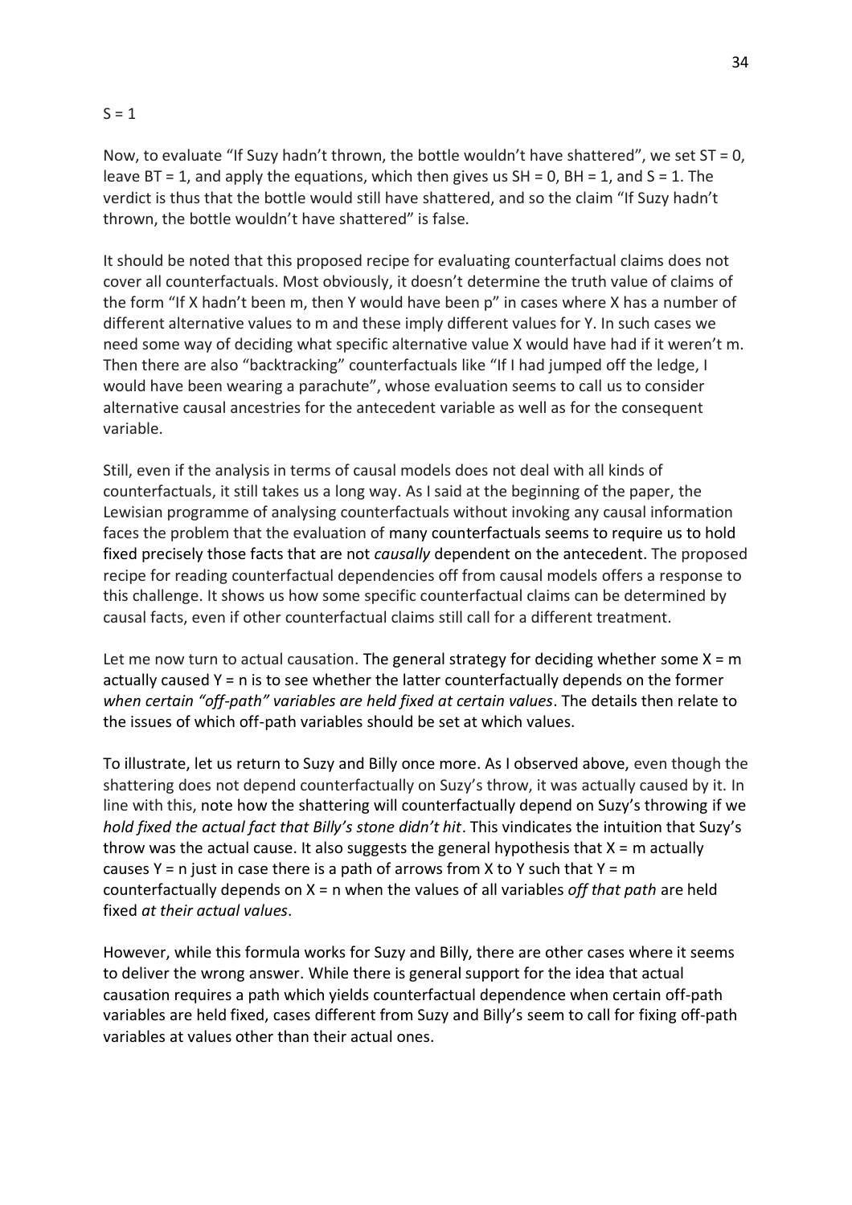$S = 1$

Now, to evaluate "If Suzy hadn't thrown, the bottle wouldn't have shattered", we set $ST = 0$, leave $BT = 1$, and apply the equations, which then gives us $SH = 0$, $BH = 1$, and $S = 1$. The verdict is thus that the bottle would still have shattered, and so the claim "If Suzy hadn't thrown, the bottle wouldn't have shattered" is false.

It should be noted that this proposed recipe for evaluating counterfactual claims does not cover all counterfactuals. Most obviously, it doesn't determine the truth value of claims of the form "If X hadn't been m, then Y would have been p" in cases where X has a number of different alternative values to m and these imply different values for Y. In such cases we need some way of deciding what specific alternative value X would have had if it weren't m. Then there are also "backtracking" counterfactuals like "If I had jumped off the ledge, I would have been wearing a parachute", whose evaluation seems to call us to consider alternative causal ancestries for the antecedent variable as well as for the consequent variable.

Still, even if the analysis in terms of causal models does not deal with all kinds of counterfactuals, it still takes us a long way. As I said at the beginning of the paper, the Lewisian programme of analysing counterfactuals without invoking any causal information faces the problem that the evaluation of many counterfactuals seems to require us to hold fixed precisely those facts that are not *causally* dependent on the antecedent. The proposed recipe for reading counterfactual dependencies off from causal models offers a response to this challenge. It shows us how some specific counterfactual claims can be determined by causal facts, even if other counterfactual claims still call for a different treatment.

Let me now turn to actual causation. The general strategy for deciding whether some $X = m$ actually caused $Y = n$ is to see whether the latter counterfactually depends on the former *when certain "off-path" variables are held fixed at certain values*. The details then relate to the issues of which off-path variables should be set at which values.

To illustrate, let us return to Suzy and Billy once more. As I observed above, even though the shattering does not depend counterfactually on Suzy's throw, it was actually caused by it. In line with this, note how the shattering will counterfactually depend on Suzy's throwing if we *hold fixed the actual fact that Billy's stone didn't hit*. This vindicates the intuition that Suzy's throw was the actual cause. It also suggests the general hypothesis that $X = m$ actually causes $Y = n$ just in case there is a path of arrows from X to Y such that $Y = m$ counterfactually depends on $X = n$ when the values of all variables *off that path* are held fixed *at their actual values*.

However, while this formula works for Suzy and Billy, there are other cases where it seems to deliver the wrong answer. While there is general support for the idea that actual causation requires a path which yields counterfactual dependence when certain off-path variables are held fixed, cases different from Suzy and Billy's seem to call for fixing off-path variables at values other than their actual ones.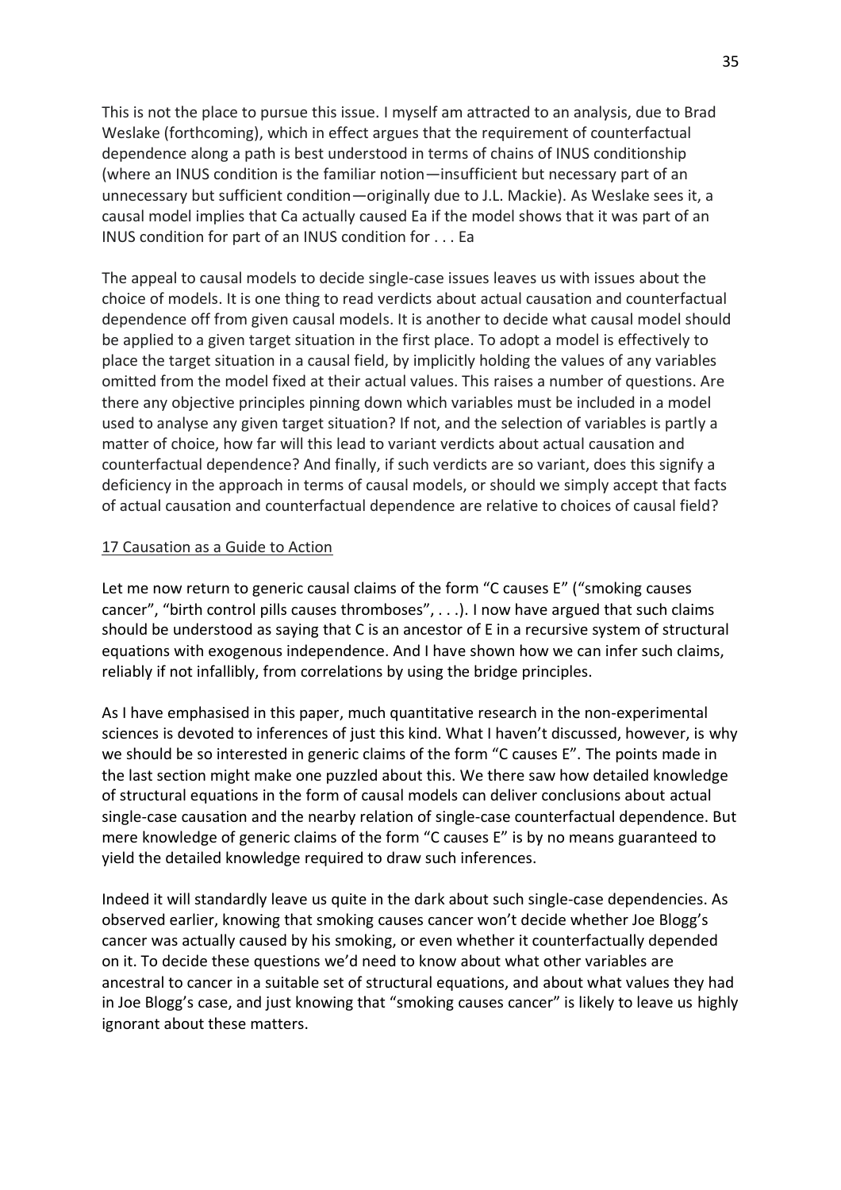This is not the place to pursue this issue. I myself am attracted to an analysis, due to Brad Weslake (forthcoming), which in effect argues that the requirement of counterfactual dependence along a path is best understood in terms of chains of INUS conditionship (where an INUS condition is the familiar notion—insufficient but necessary part of an unnecessary but sufficient condition—originally due to J.L. Mackie). As Weslake sees it, a causal model implies that Ca actually caused Ea if the model shows that it was part of an INUS condition for part of an INUS condition for . . . Ea

The appeal to causal models to decide single-case issues leaves us with issues about the choice of models. It is one thing to read verdicts about actual causation and counterfactual dependence off from given causal models. It is another to decide what causal model should be applied to a given target situation in the first place. To adopt a model is effectively to place the target situation in a causal field, by implicitly holding the values of any variables omitted from the model fixed at their actual values. This raises a number of questions. Are there any objective principles pinning down which variables must be included in a model used to analyse any given target situation? If not, and the selection of variables is partly a matter of choice, how far will this lead to variant verdicts about actual causation and counterfactual dependence? And finally, if such verdicts are so variant, does this signify a deficiency in the approach in terms of causal models, or should we simply accept that facts of actual causation and counterfactual dependence are relative to choices of causal field?

## 17 Causation as a Guide to Action

Let me now return to generic causal claims of the form "C causes E" ("smoking causes cancer", "birth control pills causes thromboses", . . .). I now have argued that such claims should be understood as saying that C is an ancestor of E in a recursive system of structural equations with exogenous independence. And I have shown how we can infer such claims, reliably if not infallibly, from correlations by using the bridge principles.

As I have emphasised in this paper, much quantitative research in the non-experimental sciences is devoted to inferences of just this kind. What I haven't discussed, however, is why we should be so interested in generic claims of the form "C causes E". The points made in the last section might make one puzzled about this. We there saw how detailed knowledge of structural equations in the form of causal models can deliver conclusions about actual single-case causation and the nearby relation of single-case counterfactual dependence. But mere knowledge of generic claims of the form "C causes E" is by no means guaranteed to yield the detailed knowledge required to draw such inferences.

Indeed it will standardly leave us quite in the dark about such single-case dependencies. As observed earlier, knowing that smoking causes cancer won't decide whether Joe Blogg's cancer was actually caused by his smoking, or even whether it counterfactually depended on it. To decide these questions we'd need to know about what other variables are ancestral to cancer in a suitable set of structural equations, and about what values they had in Joe Blogg's case, and just knowing that "smoking causes cancer" is likely to leave us highly ignorant about these matters.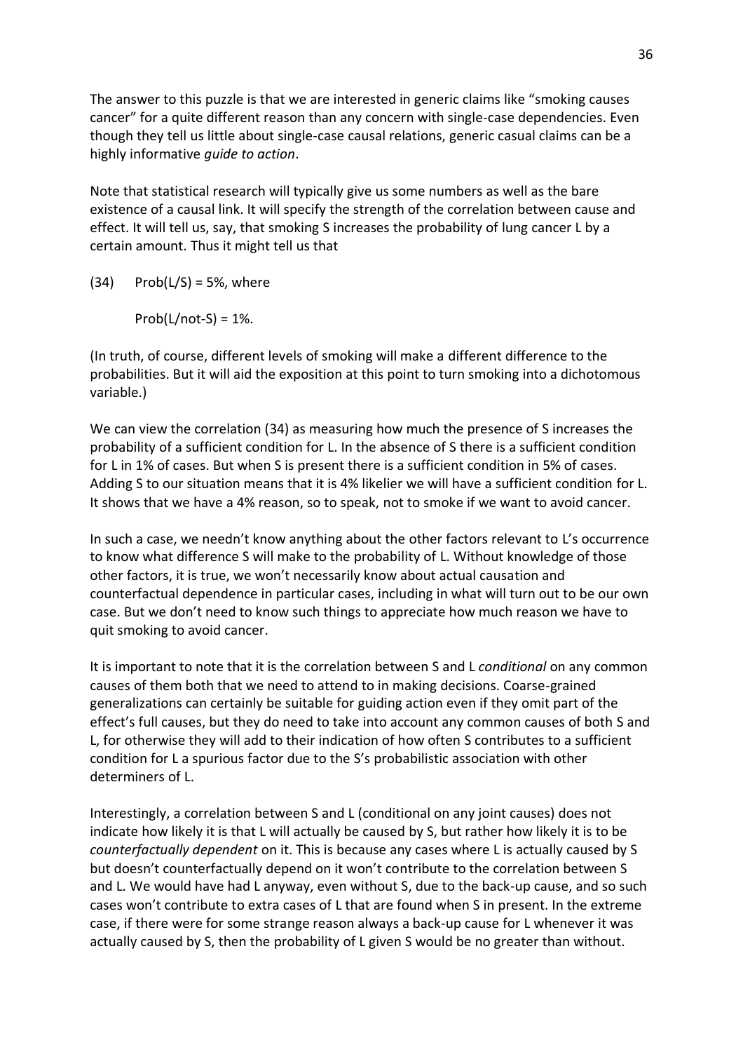The answer to this puzzle is that we are interested in generic claims like "smoking causes cancer" for a quite different reason than any concern with single-case dependencies. Even though they tell us little about single-case causal relations, generic casual claims can be a highly informative *guide to action*.

Note that statistical research will typically give us some numbers as well as the bare existence of a causal link. It will specify the strength of the correlation between cause and effect. It will tell us, say, that smoking S increases the probability of lung cancer L by a certain amount. Thus it might tell us that

(34) Prob(L/S) = 5%, where

Prob(L/not-S) = 1%.

(In truth, of course, different levels of smoking will make a different difference to the probabilities. But it will aid the exposition at this point to turn smoking into a dichotomous variable.)

We can view the correlation (34) as measuring how much the presence of S increases the probability of a sufficient condition for L. In the absence of S there is a sufficient condition for L in 1% of cases. But when S is present there is a sufficient condition in 5% of cases. Adding S to our situation means that it is 4% likelier we will have a sufficient condition for L. It shows that we have a 4% reason, so to speak, not to smoke if we want to avoid cancer.

In such a case, we needn't know anything about the other factors relevant to L's occurrence to know what difference S will make to the probability of L. Without knowledge of those other factors, it is true, we won't necessarily know about actual causation and counterfactual dependence in particular cases, including in what will turn out to be our own case. But we don't need to know such things to appreciate how much reason we have to quit smoking to avoid cancer.

It is important to note that it is the correlation between S and L *conditional* on any common causes of them both that we need to attend to in making decisions. Coarse-grained generalizations can certainly be suitable for guiding action even if they omit part of the effect's full causes, but they do need to take into account any common causes of both S and L, for otherwise they will add to their indication of how often S contributes to a sufficient condition for L a spurious factor due to the S's probabilistic association with other determiners of L.

Interestingly, a correlation between S and L (conditional on any joint causes) does not indicate how likely it is that L will actually be caused by S, but rather how likely it is to be *counterfactually dependent* on it. This is because any cases where L is actually caused by S but doesn't counterfactually depend on it won't contribute to the correlation between S and L. We would have had L anyway, even without S, due to the back-up cause, and so such cases won't contribute to extra cases of L that are found when S in present. In the extreme case, if there were for some strange reason always a back-up cause for L whenever it was actually caused by S, then the probability of L given S would be no greater than without.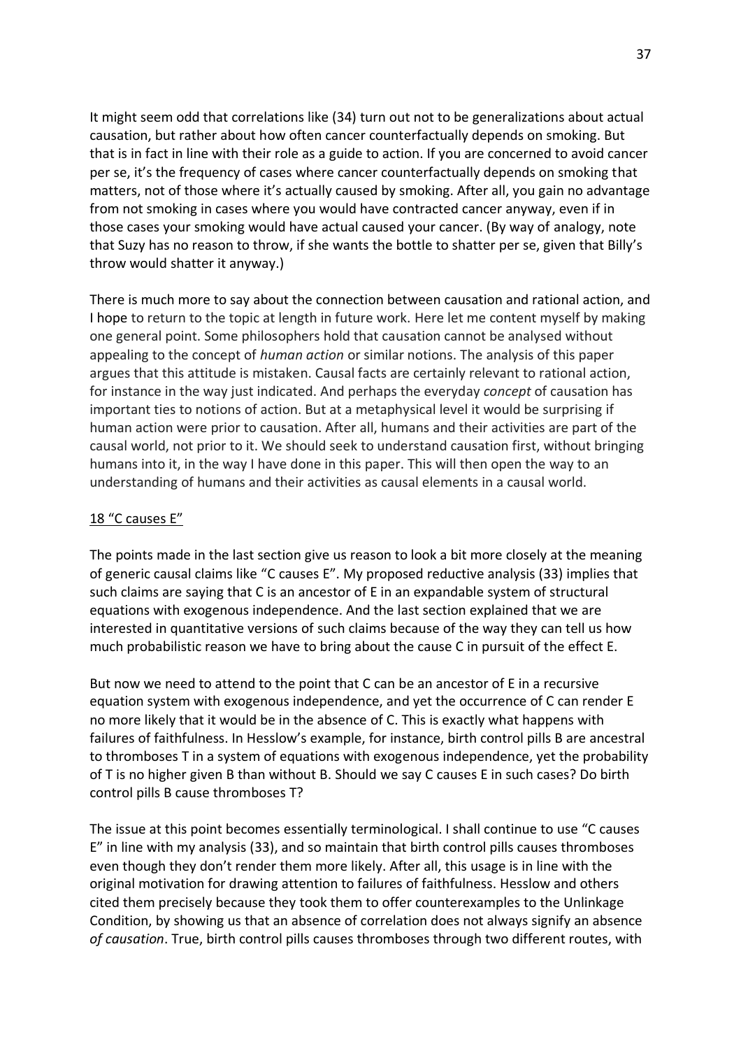It might seem odd that correlations like (34) turn out not to be generalizations about actual causation, but rather about how often cancer counterfactually depends on smoking. But that is in fact in line with their role as a guide to action. If you are concerned to avoid cancer per se, it's the frequency of cases where cancer counterfactually depends on smoking that matters, not of those where it's actually caused by smoking. After all, you gain no advantage from not smoking in cases where you would have contracted cancer anyway, even if in those cases your smoking would have actual caused your cancer. (By way of analogy, note that Suzy has no reason to throw, if she wants the bottle to shatter per se, given that Billy's throw would shatter it anyway.)

There is much more to say about the connection between causation and rational action, and I hope to return to the topic at length in future work. Here let me content myself by making one general point. Some philosophers hold that causation cannot be analysed without appealing to the concept of *human action* or similar notions. The analysis of this paper argues that this attitude is mistaken. Causal facts are certainly relevant to rational action, for instance in the way just indicated. And perhaps the everyday *concept* of causation has important ties to notions of action. But at a metaphysical level it would be surprising if human action were prior to causation. After all, humans and their activities are part of the causal world, not prior to it. We should seek to understand causation first, without bringing humans into it, in the way I have done in this paper. This will then open the way to an understanding of humans and their activities as causal elements in a causal world.

## 18 "C causes E"

The points made in the last section give us reason to look a bit more closely at the meaning of generic causal claims like "C causes E". My proposed reductive analysis (33) implies that such claims are saying that C is an ancestor of E in an expandable system of structural equations with exogenous independence. And the last section explained that we are interested in quantitative versions of such claims because of the way they can tell us how much probabilistic reason we have to bring about the cause C in pursuit of the effect E.

But now we need to attend to the point that C can be an ancestor of E in a recursive equation system with exogenous independence, and yet the occurrence of C can render E no more likely that it would be in the absence of C. This is exactly what happens with failures of faithfulness. In Hesslow's example, for instance, birth control pills B are ancestral to thromboses T in a system of equations with exogenous independence, yet the probability of T is no higher given B than without B. Should we say C causes E in such cases? Do birth control pills B cause thromboses T?

The issue at this point becomes essentially terminological. I shall continue to use "C causes E" in line with my analysis (33), and so maintain that birth control pills causes thromboses even though they don't render them more likely. After all, this usage is in line with the original motivation for drawing attention to failures of faithfulness. Hesslow and others cited them precisely because they took them to offer counterexamples to the Unlinkage Condition, by showing us that an absence of correlation does not always signify an absence *of causation*. True, birth control pills causes thromboses through two different routes, with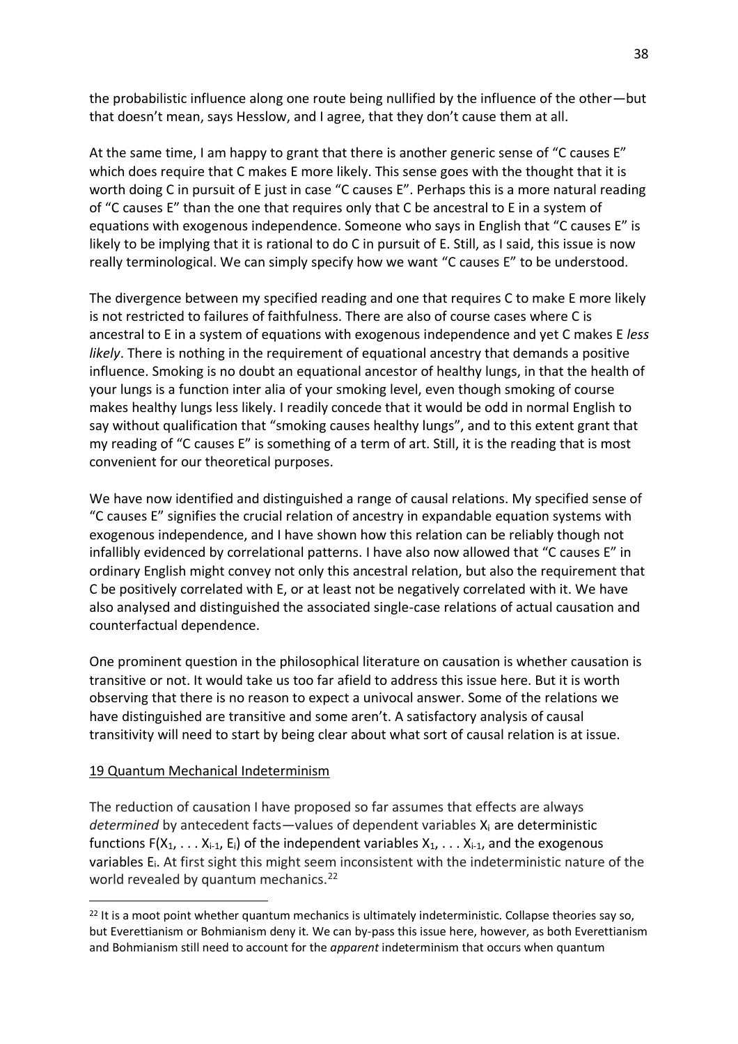the probabilistic influence along one route being nullified by the influence of the other—but that doesn't mean, says Hesslow, and I agree, that they don't cause them at all.

At the same time, I am happy to grant that there is another generic sense of "C causes E" which does require that C makes E more likely. This sense goes with the thought that it is worth doing C in pursuit of E just in case "C causes E". Perhaps this is a more natural reading of "C causes E" than the one that requires only that C be ancestral to E in a system of equations with exogenous independence. Someone who says in English that "C causes E" is likely to be implying that it is rational to do C in pursuit of E. Still, as I said, this issue is now really terminological. We can simply specify how we want "C causes E" to be understood.

The divergence between my specified reading and one that requires C to make E more likely is not restricted to failures of faithfulness. There are also of course cases where C is ancestral to E in a system of equations with exogenous independence and yet C makes E *less likely*. There is nothing in the requirement of equational ancestry that demands a positive influence. Smoking is no doubt an equational ancestor of healthy lungs, in that the health of your lungs is a function inter alia of your smoking level, even though smoking of course makes healthy lungs less likely. I readily concede that it would be odd in normal English to say without qualification that "smoking causes healthy lungs", and to this extent grant that my reading of "C causes E" is something of a term of art. Still, it is the reading that is most convenient for our theoretical purposes.

We have now identified and distinguished a range of causal relations. My specified sense of "C causes E" signifies the crucial relation of ancestry in expandable equation systems with exogenous independence, and I have shown how this relation can be reliably though not infallibly evidenced by correlational patterns. I have also now allowed that "C causes E" in ordinary English might convey not only this ancestral relation, but also the requirement that C be positively correlated with E, or at least not be negatively correlated with it. We have also analysed and distinguished the associated single-case relations of actual causation and counterfactual dependence.

One prominent question in the philosophical literature on causation is whether causation is transitive or not. It would take us too far afield to address this issue here. But it is worth observing that there is no reason to expect a univocal answer. Some of the relations we have distinguished are transitive and some aren't. A satisfactory analysis of causal transitivity will need to start by being clear about what sort of causal relation is at issue.

## 19 Quantum Mechanical Indeterminism

The reduction of causation I have proposed so far assumes that effects are always *determined* by antecedent facts—values of dependent variables $X_i$ are deterministic functions $F(X_1, \ldots X_{i-1}, E_i)$ of the independent variables $X_1, \ldots X_{i-1}$, and the exogenous variables $E_i$. At first sight this might seem inconsistent with the indeterministic nature of the world revealed by quantum mechanics.[22]

[22] It is a moot point whether quantum mechanics is ultimately indeterministic. Collapse theories say so, but Everettianism or Bohmianism deny it. We can by-pass this issue here, however, as both Everettianism and Bohmianism still need to account for the *apparent* indeterminism that occurs when quantum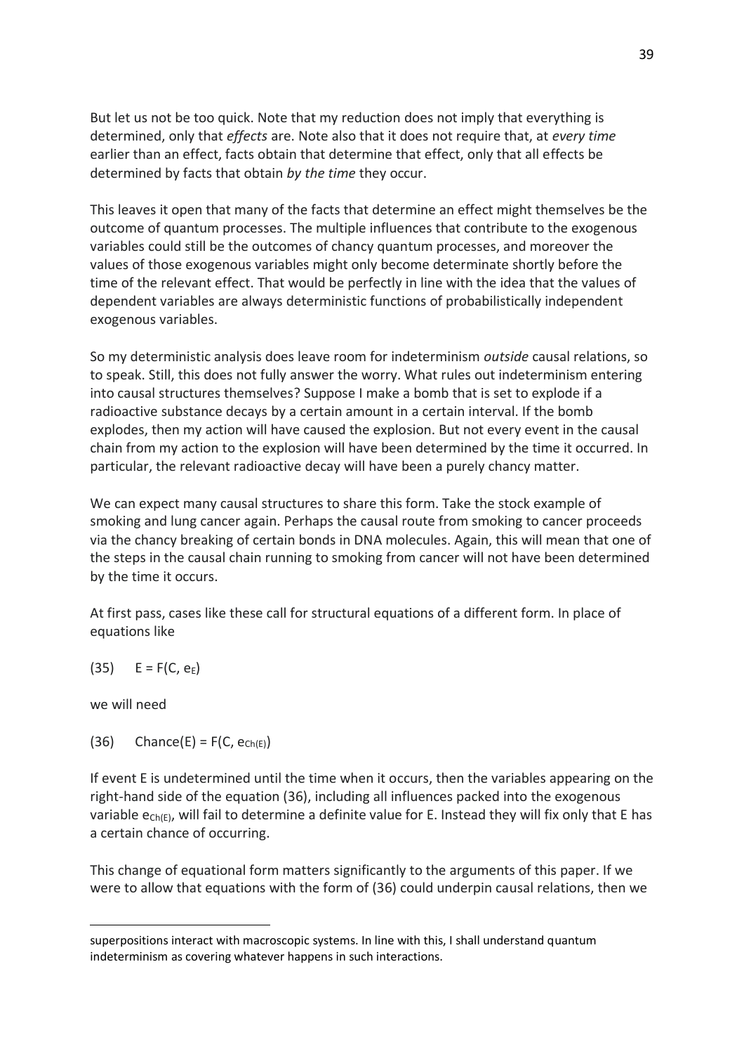But let us not be too quick. Note that my reduction does not imply that everything is determined, only that *effects* are. Note also that it does not require that, at *every time* earlier than an effect, facts obtain that determine that effect, only that all effects be determined by facts that obtain *by the time* they occur.

This leaves it open that many of the facts that determine an effect might themselves be the outcome of quantum processes. The multiple influences that contribute to the exogenous variables could still be the outcomes of chancy quantum processes, and moreover the values of those exogenous variables might only become determinate shortly before the time of the relevant effect. That would be perfectly in line with the idea that the values of dependent variables are always deterministic functions of probabilistically independent exogenous variables.

So my deterministic analysis does leave room for indeterminism *outside* causal relations, so to speak. Still, this does not fully answer the worry. What rules out indeterminism entering into causal structures themselves? Suppose I make a bomb that is set to explode if a radioactive substance decays by a certain amount in a certain interval. If the bomb explodes, then my action will have caused the explosion. But not every event in the causal chain from my action to the explosion will have been determined by the time it occurred. In particular, the relevant radioactive decay will have been a purely chancy matter.

We can expect many causal structures to share this form. Take the stock example of smoking and lung cancer again. Perhaps the causal route from smoking to cancer proceeds via the chancy breaking of certain bonds in DNA molecules. Again, this will mean that one of the steps in the causal chain running to smoking from cancer will not have been determined by the time it occurs.

At first pass, cases like these call for structural equations of a different form. In place of equations like

(35) $\quad E = F(C, e_E)$

we will need

(36) $\quad \text{Chance}(E) = F(C, e_{Ch(E)})$

If event E is undetermined until the time when it occurs, then the variables appearing on the right-hand side of the equation (36), including all influences packed into the exogenous variable $e_{Ch(E)}$, will fail to determine a definite value for E. Instead they will fix only that E has a certain chance of occurring.

This change of equational form matters significantly to the arguments of this paper. If we were to allow that equations with the form of (36) could underpin causal relations, then we

---

superpositions interact with macroscopic systems. In line with this, I shall understand quantum indeterminism as covering whatever happens in such interactions.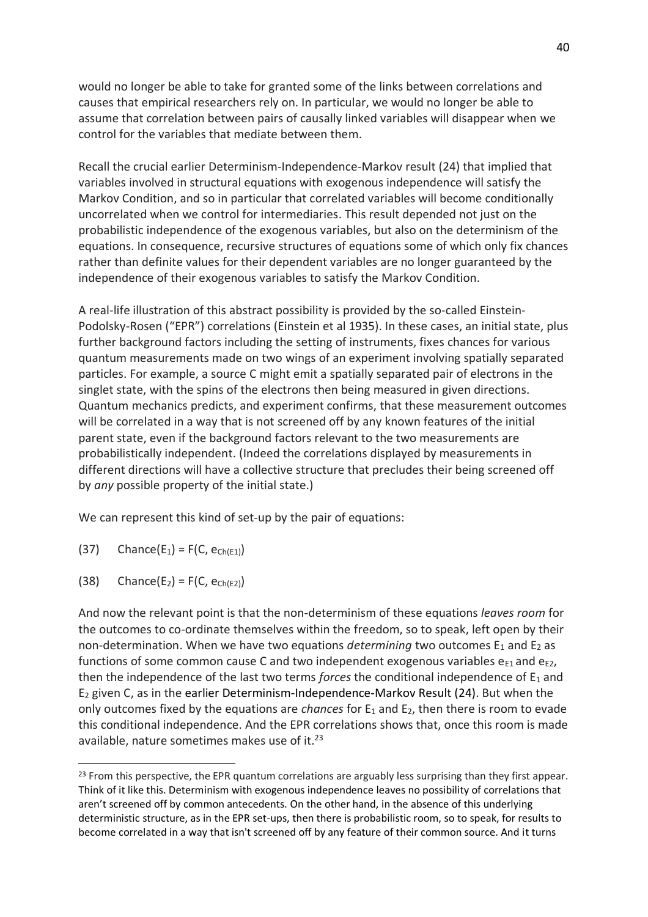would no longer be able to take for granted some of the links between correlations and causes that empirical researchers rely on. In particular, we would no longer be able to assume that correlation between pairs of causally linked variables will disappear when we control for the variables that mediate between them.

Recall the crucial earlier Determinism-Independence-Markov result (24) that implied that variables involved in structural equations with exogenous independence will satisfy the Markov Condition, and so in particular that correlated variables will become conditionally uncorrelated when we control for intermediaries. This result depended not just on the probabilistic independence of the exogenous variables, but also on the determinism of the equations. In consequence, recursive structures of equations some of which only fix chances rather than definite values for their dependent variables are no longer guaranteed by the independence of their exogenous variables to satisfy the Markov Condition.

A real-life illustration of this abstract possibility is provided by the so-called Einstein-Podolsky-Rosen ("EPR") correlations (Einstein et al 1935). In these cases, an initial state, plus further background factors including the setting of instruments, fixes chances for various quantum measurements made on two wings of an experiment involving spatially separated particles. For example, a source C might emit a spatially separated pair of electrons in the singlet state, with the spins of the electrons then being measured in given directions. Quantum mechanics predicts, and experiment confirms, that these measurement outcomes will be correlated in a way that is not screened off by any known features of the initial parent state, even if the background factors relevant to the two measurements are probabilistically independent. (Indeed the correlations displayed by measurements in different directions will have a collective structure that precludes their being screened off by *any* possible property of the initial state.)

We can represent this kind of set-up by the pair of equations:

(37) $\text{Chance}(E_1) = F(C, e_{Ch(E1)})$

(38) $\text{Chance}(E_2) = F(C, e_{Ch(E2)})$

And now the relevant point is that the non-determinism of these equations *leaves room* for the outcomes to co-ordinate themselves within the freedom, so to speak, left open by their non-determination. When we have two equations *determining* two outcomes $E_1$ and $E_2$ as functions of some common cause C and two independent exogenous variables $e_{E1}$ and $e_{E2}$, then the independence of the last two terms *forces* the conditional independence of $E_1$ and $E_2$ given C, as in the earlier Determinism-Independence-Markov Result (24). But when the only outcomes fixed by the equations are *chances* for $E_1$ and $E_2$, then there is room to evade this conditional independence. And the EPR correlations shows that, once this room is made available, nature sometimes makes use of it.[23]

[23] From this perspective, the EPR quantum correlations are arguably less surprising than they first appear. Think of it like this. Determinism with exogenous independence leaves no possibility of correlations that aren't screened off by common antecedents. On the other hand, in the absence of this underlying deterministic structure, as in the EPR set-ups, then there is probabilistic room, so to speak, for results to become correlated in a way that isn't screened off by any feature of their common source. And it turns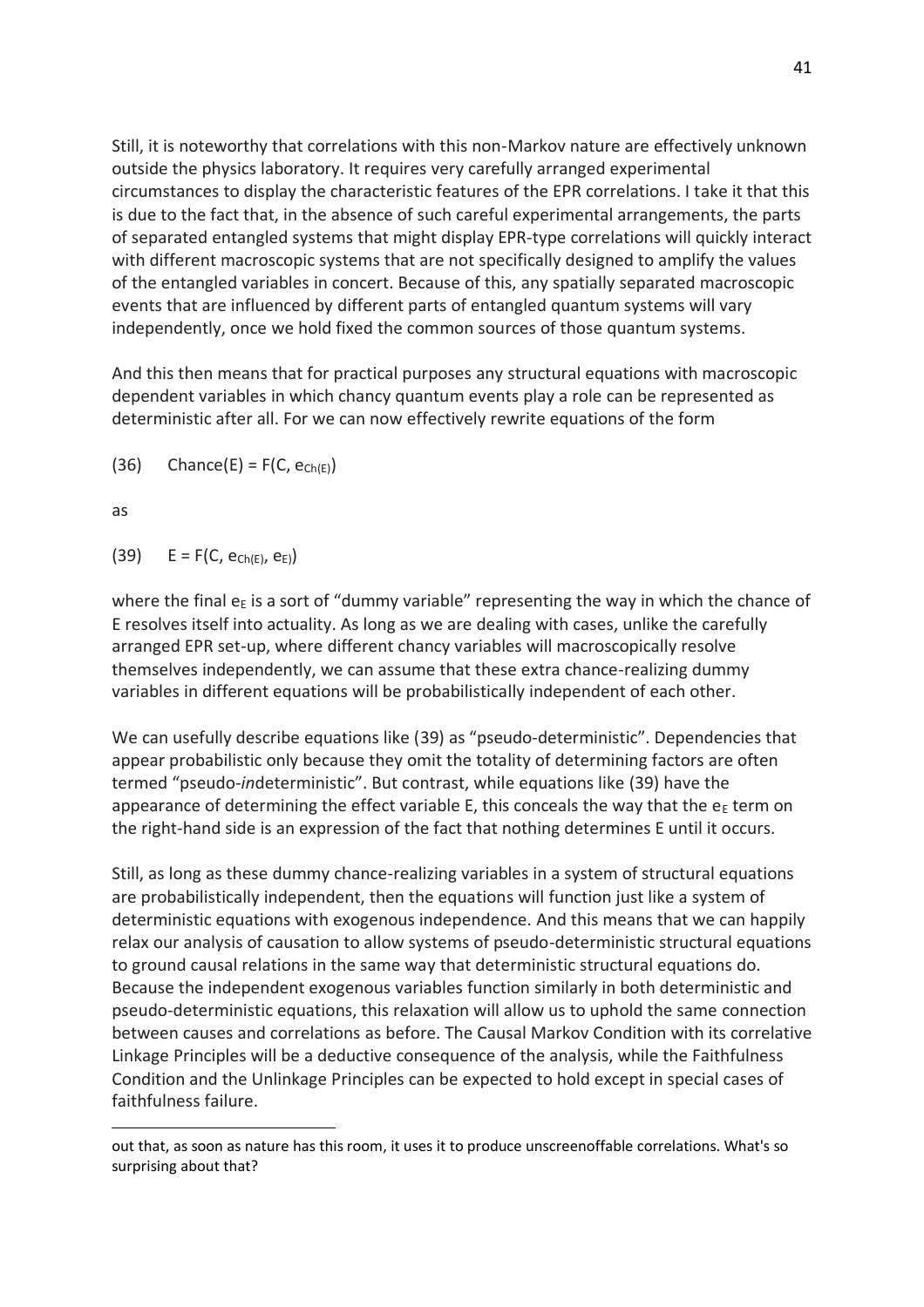Still, it is noteworthy that correlations with this non-Markov nature are effectively unknown outside the physics laboratory. It requires very carefully arranged experimental circumstances to display the characteristic features of the EPR correlations. I take it that this is due to the fact that, in the absence of such careful experimental arrangements, the parts of separated entangled systems that might display EPR-type correlations will quickly interact with different macroscopic systems that are not specifically designed to amplify the values of the entangled variables in concert. Because of this, any spatially separated macroscopic events that are influenced by different parts of entangled quantum systems will vary independently, once we hold fixed the common sources of those quantum systems.

And this then means that for practical purposes any structural equations with macroscopic dependent variables in which chancy quantum events play a role can be represented as deterministic after all. For we can now effectively rewrite equations of the form

(36) $\text{Chance}(E) = F(C, e_{Ch(E)})$

as

(39) $E = F(C, e_{Ch(E)}, e_{E})$

where the final $e_E$ is a sort of "dummy variable" representing the way in which the chance of E resolves itself into actuality. As long as we are dealing with cases, unlike the carefully arranged EPR set-up, where different chancy variables will macroscopically resolve themselves independently, we can assume that these extra chance-realizing dummy variables in different equations will be probabilistically independent of each other.

We can usefully describe equations like (39) as "pseudo-deterministic". Dependencies that appear probabilistic only because they omit the totality of determining factors are often termed "pseudo-*in*deterministic". But contrast, while equations like (39) have the appearance of determining the effect variable E, this conceals the way that the $e_E$ term on the right-hand side is an expression of the fact that nothing determines E until it occurs.

Still, as long as these dummy chance-realizing variables in a system of structural equations are probabilistically independent, then the equations will function just like a system of deterministic equations with exogenous independence. And this means that we can happily relax our analysis of causation to allow systems of pseudo-deterministic structural equations to ground causal relations in the same way that deterministic structural equations do. Because the independent exogenous variables function similarly in both deterministic and pseudo-deterministic equations, this relaxation will allow us to uphold the same connection between causes and correlations as before. The Causal Markov Condition with its correlative Linkage Principles will be a deductive consequence of the analysis, while the Faithfulness Condition and the Unlinkage Principles can be expected to hold except in special cases of faithfulness failure.

out that, as soon as nature has this room, it uses it to produce unscreenoffable correlations. What's so surprising about that?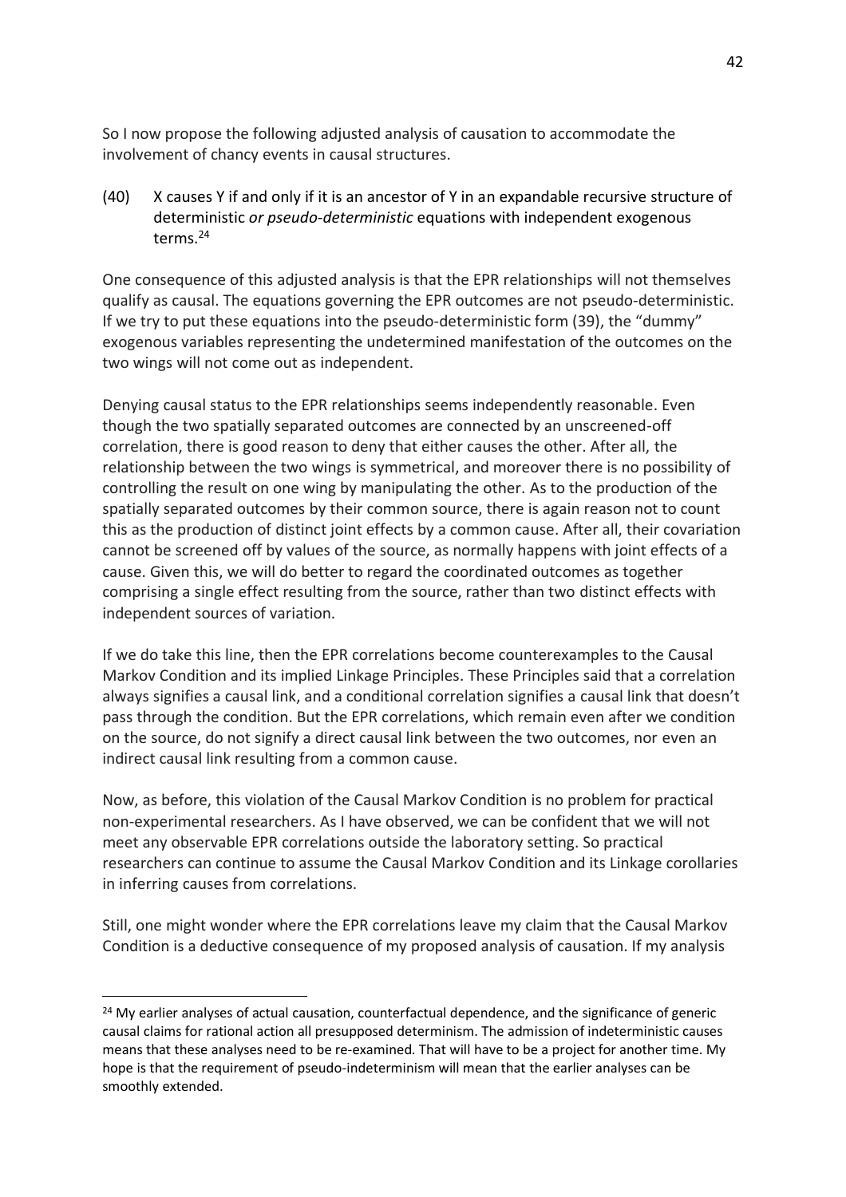So I now propose the following adjusted analysis of causation to accommodate the involvement of chancy events in causal structures.

(40) X causes Y if and only if it is an ancestor of Y in an expandable recursive structure of deterministic *or pseudo-deterministic* equations with independent exogenous terms.[24]

One consequence of this adjusted analysis is that the EPR relationships will not themselves qualify as causal. The equations governing the EPR outcomes are not pseudo-deterministic. If we try to put these equations into the pseudo-deterministic form (39), the "dummy" exogenous variables representing the undetermined manifestation of the outcomes on the two wings will not come out as independent.

Denying causal status to the EPR relationships seems independently reasonable. Even though the two spatially separated outcomes are connected by an unscreened-off correlation, there is good reason to deny that either causes the other. After all, the relationship between the two wings is symmetrical, and moreover there is no possibility of controlling the result on one wing by manipulating the other. As to the production of the spatially separated outcomes by their common source, there is again reason not to count this as the production of distinct joint effects by a common cause. After all, their covariation cannot be screened off by values of the source, as normally happens with joint effects of a cause. Given this, we will do better to regard the coordinated outcomes as together comprising a single effect resulting from the source, rather than two distinct effects with independent sources of variation.

If we do take this line, then the EPR correlations become counterexamples to the Causal Markov Condition and its implied Linkage Principles. These Principles said that a correlation always signifies a causal link, and a conditional correlation signifies a causal link that doesn't pass through the condition. But the EPR correlations, which remain even after we condition on the source, do not signify a direct causal link between the two outcomes, nor even an indirect causal link resulting from a common cause.

Now, as before, this violation of the Causal Markov Condition is no problem for practical non-experimental researchers. As I have observed, we can be confident that we will not meet any observable EPR correlations outside the laboratory setting. So practical researchers can continue to assume the Causal Markov Condition and its Linkage corollaries in inferring causes from correlations.

Still, one might wonder where the EPR correlations leave my claim that the Causal Markov Condition is a deductive consequence of my proposed analysis of causation. If my analysis

---

[24] My earlier analyses of actual causation, counterfactual dependence, and the significance of generic causal claims for rational action all presupposed determinism. The admission of indeterministic causes means that these analyses need to be re-examined. That will have to be a project for another time. My hope is that the requirement of pseudo-indeterminism will mean that the earlier analyses can be smoothly extended.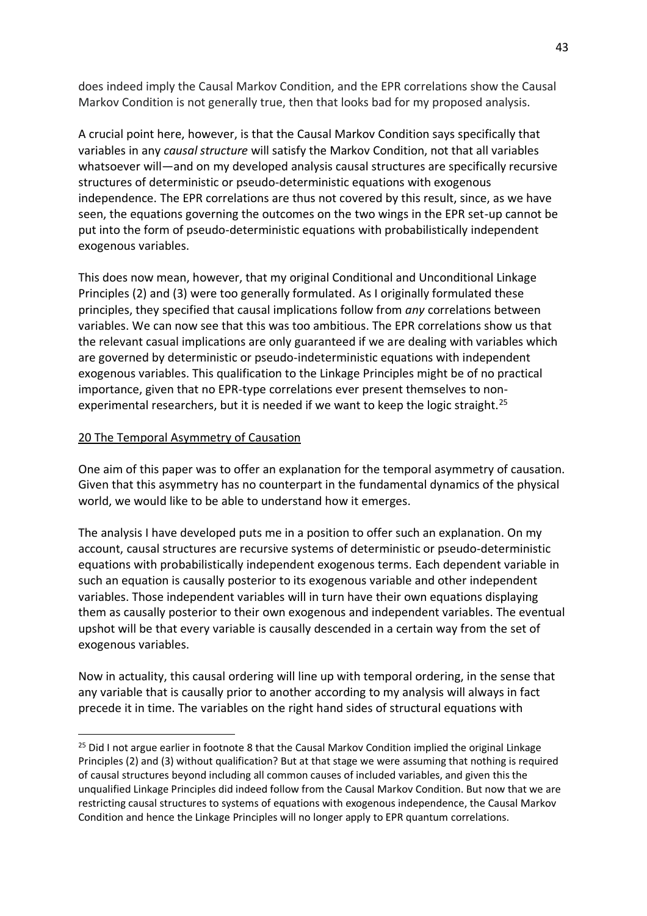does indeed imply the Causal Markov Condition, and the EPR correlations show the Causal Markov Condition is not generally true, then that looks bad for my proposed analysis.

A crucial point here, however, is that the Causal Markov Condition says specifically that variables in any *causal structure* will satisfy the Markov Condition, not that all variables whatsoever will—and on my developed analysis causal structures are specifically recursive structures of deterministic or pseudo-deterministic equations with exogenous independence. The EPR correlations are thus not covered by this result, since, as we have seen, the equations governing the outcomes on the two wings in the EPR set-up cannot be put into the form of pseudo-deterministic equations with probabilistically independent exogenous variables.

This does now mean, however, that my original Conditional and Unconditional Linkage Principles (2) and (3) were too generally formulated. As I originally formulated these principles, they specified that causal implications follow from *any* correlations between variables. We can now see that this was too ambitious. The EPR correlations show us that the relevant casual implications are only guaranteed if we are dealing with variables which are governed by deterministic or pseudo-indeterministic equations with independent exogenous variables. This qualification to the Linkage Principles might be of no practical importance, given that no EPR-type correlations ever present themselves to non-experimental researchers, but it is needed if we want to keep the logic straight.[25]

## 20 The Temporal Asymmetry of Causation

One aim of this paper was to offer an explanation for the temporal asymmetry of causation. Given that this asymmetry has no counterpart in the fundamental dynamics of the physical world, we would like to be able to understand how it emerges.

The analysis I have developed puts me in a position to offer such an explanation. On my account, causal structures are recursive systems of deterministic or pseudo-deterministic equations with probabilistically independent exogenous terms. Each dependent variable in such an equation is causally posterior to its exogenous variable and other independent variables. Those independent variables will in turn have their own equations displaying them as causally posterior to their own exogenous and independent variables. The eventual upshot will be that every variable is causally descended in a certain way from the set of exogenous variables.

Now in actuality, this causal ordering will line up with temporal ordering, in the sense that any variable that is causally prior to another according to my analysis will always in fact precede it in time. The variables on the right hand sides of structural equations with

---

[25] Did I not argue earlier in footnote 8 that the Causal Markov Condition implied the original Linkage Principles (2) and (3) without qualification? But at that stage we were assuming that nothing is required of causal structures beyond including all common causes of included variables, and given this the unqualified Linkage Principles did indeed follow from the Causal Markov Condition. But now that we are restricting causal structures to systems of equations with exogenous independence, the Causal Markov Condition and hence the Linkage Principles will no longer apply to EPR quantum correlations.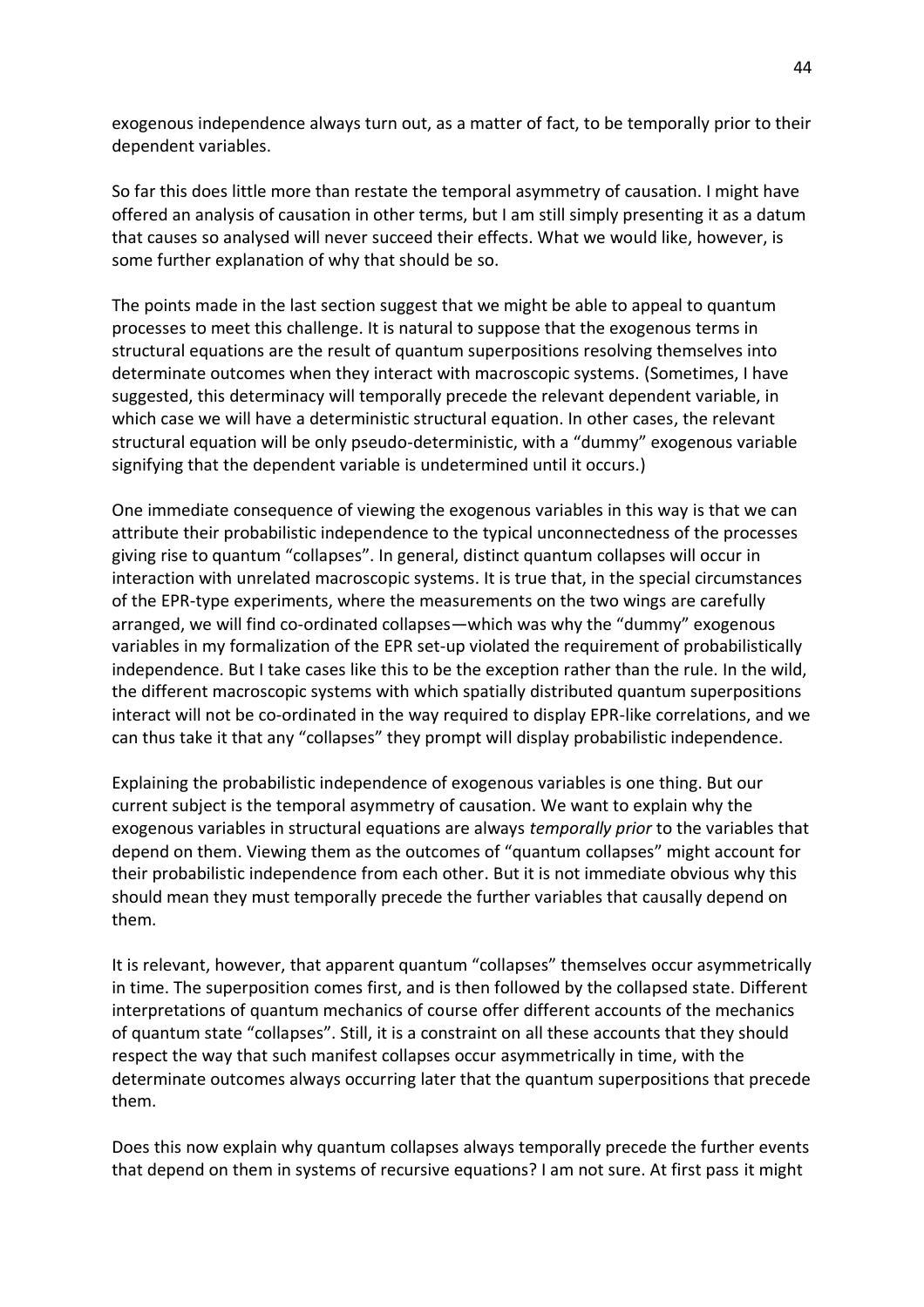exogenous independence always turn out, as a matter of fact, to be temporally prior to their dependent variables.

So far this does little more than restate the temporal asymmetry of causation. I might have offered an analysis of causation in other terms, but I am still simply presenting it as a datum that causes so analysed will never succeed their effects. What we would like, however, is some further explanation of why that should be so.

The points made in the last section suggest that we might be able to appeal to quantum processes to meet this challenge. It is natural to suppose that the exogenous terms in structural equations are the result of quantum superpositions resolving themselves into determinate outcomes when they interact with macroscopic systems. (Sometimes, I have suggested, this determinacy will temporally precede the relevant dependent variable, in which case we will have a deterministic structural equation. In other cases, the relevant structural equation will be only pseudo-deterministic, with a "dummy" exogenous variable signifying that the dependent variable is undetermined until it occurs.)

One immediate consequence of viewing the exogenous variables in this way is that we can attribute their probabilistic independence to the typical unconnectedness of the processes giving rise to quantum "collapses". In general, distinct quantum collapses will occur in interaction with unrelated macroscopic systems. It is true that, in the special circumstances of the EPR-type experiments, where the measurements on the two wings are carefully arranged, we will find co-ordinated collapses—which was why the "dummy" exogenous variables in my formalization of the EPR set-up violated the requirement of probabilistically independence. But I take cases like this to be the exception rather than the rule. In the wild, the different macroscopic systems with which spatially distributed quantum superpositions interact will not be co-ordinated in the way required to display EPR-like correlations, and we can thus take it that any "collapses" they prompt will display probabilistic independence.

Explaining the probabilistic independence of exogenous variables is one thing. But our current subject is the temporal asymmetry of causation. We want to explain why the exogenous variables in structural equations are always *temporally prior* to the variables that depend on them. Viewing them as the outcomes of "quantum collapses" might account for their probabilistic independence from each other. But it is not immediate obvious why this should mean they must temporally precede the further variables that causally depend on them.

It is relevant, however, that apparent quantum "collapses" themselves occur asymmetrically in time. The superposition comes first, and is then followed by the collapsed state. Different interpretations of quantum mechanics of course offer different accounts of the mechanics of quantum state "collapses". Still, it is a constraint on all these accounts that they should respect the way that such manifest collapses occur asymmetrically in time, with the determinate outcomes always occurring later that the quantum superpositions that precede them.

Does this now explain why quantum collapses always temporally precede the further events that depend on them in systems of recursive equations? I am not sure. At first pass it might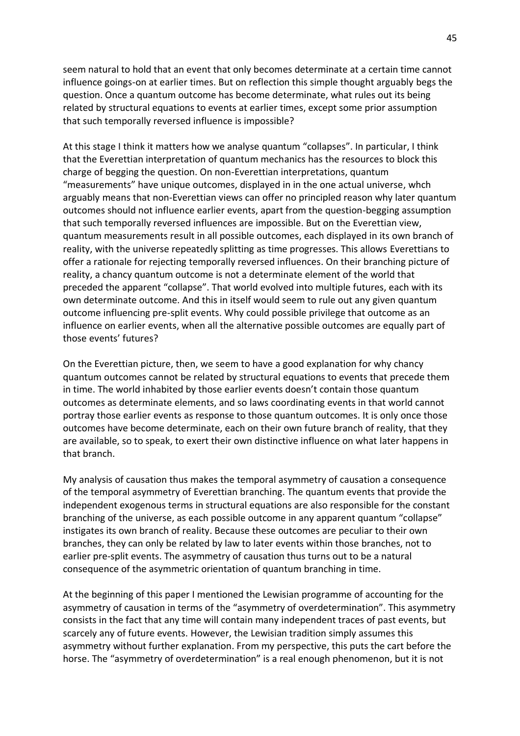seem natural to hold that an event that only becomes determinate at a certain time cannot influence goings-on at earlier times. But on reflection this simple thought arguably begs the question. Once a quantum outcome has become determinate, what rules out its being related by structural equations to events at earlier times, except some prior assumption that such temporally reversed influence is impossible?

At this stage I think it matters how we analyse quantum "collapses". In particular, I think that the Everettian interpretation of quantum mechanics has the resources to block this charge of begging the question. On non-Everettian interpretations, quantum "measurements" have unique outcomes, displayed in in the one actual universe, whch arguably means that non-Everettian views can offer no principled reason why later quantum outcomes should not influence earlier events, apart from the question-begging assumption that such temporally reversed influences are impossible. But on the Everettian view, quantum measurements result in all possible outcomes, each displayed in its own branch of reality, with the universe repeatedly splitting as time progresses. This allows Everettians to offer a rationale for rejecting temporally reversed influences. On their branching picture of reality, a chancy quantum outcome is not a determinate element of the world that preceded the apparent "collapse". That world evolved into multiple futures, each with its own determinate outcome. And this in itself would seem to rule out any given quantum outcome influencing pre-split events. Why could possible privilege that outcome as an influence on earlier events, when all the alternative possible outcomes are equally part of those events' futures?

On the Everettian picture, then, we seem to have a good explanation for why chancy quantum outcomes cannot be related by structural equations to events that precede them in time. The world inhabited by those earlier events doesn't contain those quantum outcomes as determinate elements, and so laws coordinating events in that world cannot portray those earlier events as response to those quantum outcomes. It is only once those outcomes have become determinate, each on their own future branch of reality, that they are available, so to speak, to exert their own distinctive influence on what later happens in that branch.

My analysis of causation thus makes the temporal asymmetry of causation a consequence of the temporal asymmetry of Everettian branching. The quantum events that provide the independent exogenous terms in structural equations are also responsible for the constant branching of the universe, as each possible outcome in any apparent quantum "collapse" instigates its own branch of reality. Because these outcomes are peculiar to their own branches, they can only be related by law to later events within those branches, not to earlier pre-split events. The asymmetry of causation thus turns out to be a natural consequence of the asymmetric orientation of quantum branching in time.

At the beginning of this paper I mentioned the Lewisian programme of accounting for the asymmetry of causation in terms of the "asymmetry of overdetermination". This asymmetry consists in the fact that any time will contain many independent traces of past events, but scarcely any of future events. However, the Lewisian tradition simply assumes this asymmetry without further explanation. From my perspective, this puts the cart before the horse. The "asymmetry of overdetermination" is a real enough phenomenon, but it is not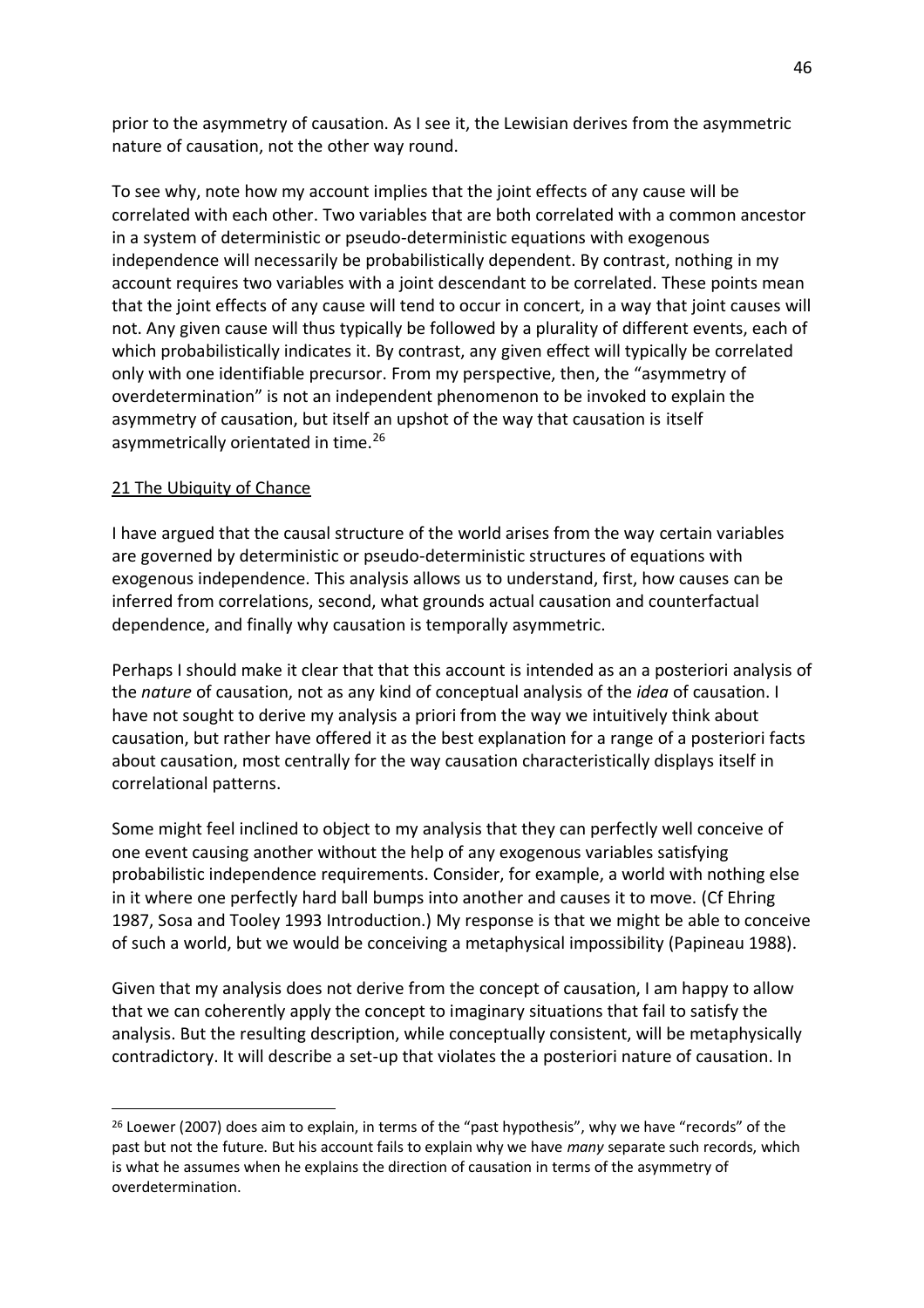prior to the asymmetry of causation. As I see it, the Lewisian derives from the asymmetric nature of causation, not the other way round.

To see why, note how my account implies that the joint effects of any cause will be correlated with each other. Two variables that are both correlated with a common ancestor in a system of deterministic or pseudo-deterministic equations with exogenous independence will necessarily be probabilistically dependent. By contrast, nothing in my account requires two variables with a joint descendant to be correlated. These points mean that the joint effects of any cause will tend to occur in concert, in a way that joint causes will not. Any given cause will thus typically be followed by a plurality of different events, each of which probabilistically indicates it. By contrast, any given effect will typically be correlated only with one identifiable precursor. From my perspective, then, the "asymmetry of overdetermination" is not an independent phenomenon to be invoked to explain the asymmetry of causation, but itself an upshot of the way that causation is itself asymmetrically orientated in time.[26]

## 21 The Ubiquity of Chance

I have argued that the causal structure of the world arises from the way certain variables are governed by deterministic or pseudo-deterministic structures of equations with exogenous independence. This analysis allows us to understand, first, how causes can be inferred from correlations, second, what grounds actual causation and counterfactual dependence, and finally why causation is temporally asymmetric.

Perhaps I should make it clear that that this account is intended as an a posteriori analysis of the *nature* of causation, not as any kind of conceptual analysis of the *idea* of causation. I have not sought to derive my analysis a priori from the way we intuitively think about causation, but rather have offered it as the best explanation for a range of a posteriori facts about causation, most centrally for the way causation characteristically displays itself in correlational patterns.

Some might feel inclined to object to my analysis that they can perfectly well conceive of one event causing another without the help of any exogenous variables satisfying probabilistic independence requirements. Consider, for example, a world with nothing else in it where one perfectly hard ball bumps into another and causes it to move. (Cf Ehring 1987, Sosa and Tooley 1993 Introduction.) My response is that we might be able to conceive of such a world, but we would be conceiving a metaphysical impossibility (Papineau 1988).

Given that my analysis does not derive from the concept of causation, I am happy to allow that we can coherently apply the concept to imaginary situations that fail to satisfy the analysis. But the resulting description, while conceptually consistent, will be metaphysically contradictory. It will describe a set-up that violates the a posteriori nature of causation. In

[26] Loewer (2007) does aim to explain, in terms of the "past hypothesis", why we have "records" of the past but not the future. But his account fails to explain why we have *many* separate such records, which is what he assumes when he explains the direction of causation in terms of the asymmetry of overdetermination.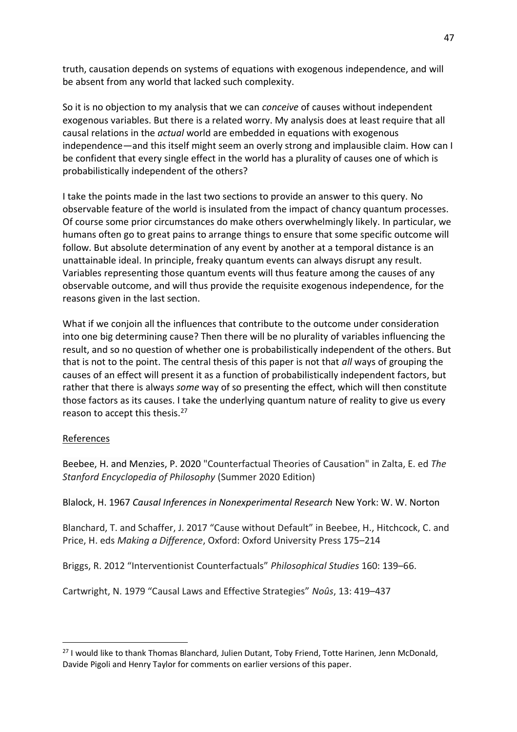truth, causation depends on systems of equations with exogenous independence, and will be absent from any world that lacked such complexity.

So it is no objection to my analysis that we can *conceive* of causes without independent exogenous variables. But there is a related worry. My analysis does at least require that all causal relations in the *actual* world are embedded in equations with exogenous independence—and this itself might seem an overly strong and implausible claim. How can I be confident that every single effect in the world has a plurality of causes one of which is probabilistically independent of the others?

I take the points made in the last two sections to provide an answer to this query. No observable feature of the world is insulated from the impact of chancy quantum processes. Of course some prior circumstances do make others overwhelmingly likely. In particular, we humans often go to great pains to arrange things to ensure that some specific outcome will follow. But absolute determination of any event by another at a temporal distance is an unattainable ideal. In principle, freaky quantum events can always disrupt any result. Variables representing those quantum events will thus feature among the causes of any observable outcome, and will thus provide the requisite exogenous independence, for the reasons given in the last section.

What if we conjoin all the influences that contribute to the outcome under consideration into one big determining cause? Then there will be no plurality of variables influencing the result, and so no question of whether one is probabilistically independent of the others. But that is not to the point. The central thesis of this paper is not that *all* ways of grouping the causes of an effect will present it as a function of probabilistically independent factors, but rather that there is always *some* way of so presenting the effect, which will then constitute those factors as its causes. I take the underlying quantum nature of reality to give us every reason to accept this thesis.[27]

## References

Beebee, H. and Menzies, P. 2020 "Counterfactual Theories of Causation" in Zalta, E. ed *The Stanford Encyclopedia of Philosophy* (Summer 2020 Edition)

Blalock, H. 1967 *Causal Inferences in Nonexperimental Research* New York: W. W. Norton

Blanchard, T. and Schaffer, J. 2017 "Cause without Default" in Beebee, H., Hitchcock, C. and Price, H. eds *Making a Difference*, Oxford: Oxford University Press 175–214

Briggs, R. 2012 "Interventionist Counterfactuals" *Philosophical Studies* 160: 139–66.

Cartwright, N. 1979 "Causal Laws and Effective Strategies" *Noûs*, 13: 419–437

---

[27] I would like to thank Thomas Blanchard, Julien Dutant, Toby Friend, Totte Harinen, Jenn McDonald, Davide Pigoli and Henry Taylor for comments on earlier versions of this paper.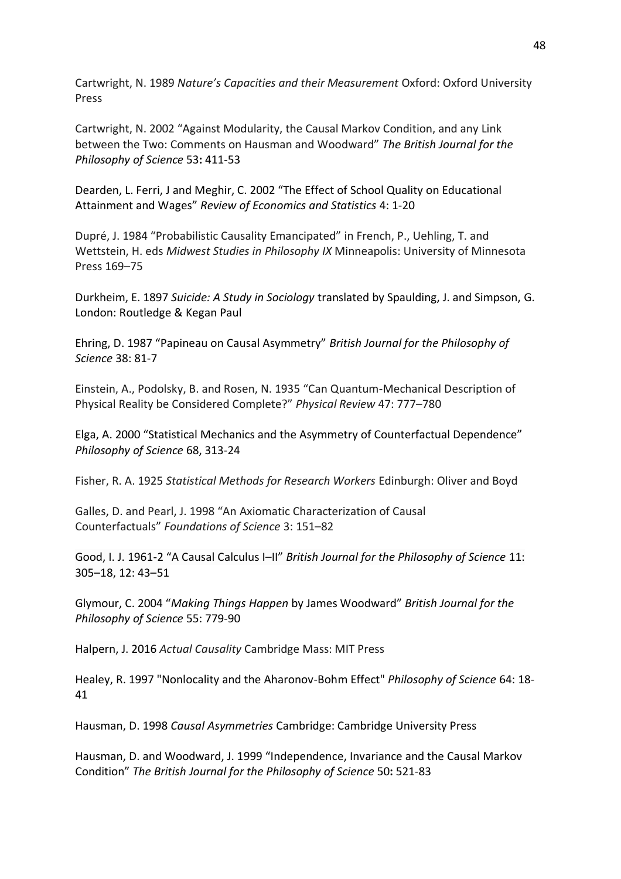Cartwright, N. 1989 *Nature's Capacities and their Measurement* Oxford: Oxford University Press

Cartwright, N. 2002 "Against Modularity, the Causal Markov Condition, and any Link between the Two: Comments on Hausman and Woodward" *The British Journal for the Philosophy of Science* 53**:** 411-53

Dearden, L. Ferri, J and Meghir, C. 2002 "The Effect of School Quality on Educational Attainment and Wages" *Review of Economics and Statistics* 4: 1-20

Dupré, J. 1984 "Probabilistic Causality Emancipated" in French, P., Uehling, T. and Wettstein, H. eds *Midwest Studies in Philosophy IX* Minneapolis: University of Minnesota Press 169–75

Durkheim, E. 1897 *Suicide: A Study in Sociology* translated by Spaulding, J. and Simpson, G. London: Routledge & Kegan Paul

Ehring, D. 1987 "Papineau on Causal Asymmetry" *British Journal for the Philosophy of Science* 38: 81-7

Einstein, A., Podolsky, B. and Rosen, N. 1935 "Can Quantum-Mechanical Description of Physical Reality be Considered Complete?" *Physical Review* 47: 777–780

Elga, A. 2000 "Statistical Mechanics and the Asymmetry of Counterfactual Dependence" *Philosophy of Science* 68, 313-24

Fisher, R. A. 1925 *Statistical Methods for Research Workers* Edinburgh: Oliver and Boyd

Galles, D. and Pearl, J. 1998 "An Axiomatic Characterization of Causal Counterfactuals" *Foundations of Science* 3: 151–82

Good, I. J. 1961-2 "A Causal Calculus I–II" *British Journal for the Philosophy of Science* 11: 305–18, 12: 43–51

Glymour, C. 2004 "*Making Things Happen* by James Woodward" *British Journal for the Philosophy of Science* 55: 779-90

Halpern, J. 2016 *Actual Causality* Cambridge Mass: MIT Press

Healey, R. 1997 "Nonlocality and the Aharonov-Bohm Effect" *Philosophy of Science* 64: 18-41

Hausman, D. 1998 *Causal Asymmetries* Cambridge: Cambridge University Press

Hausman, D. and Woodward, J. 1999 "Independence, Invariance and the Causal Markov Condition" *The British Journal for the Philosophy of Science* 50**:** 521-83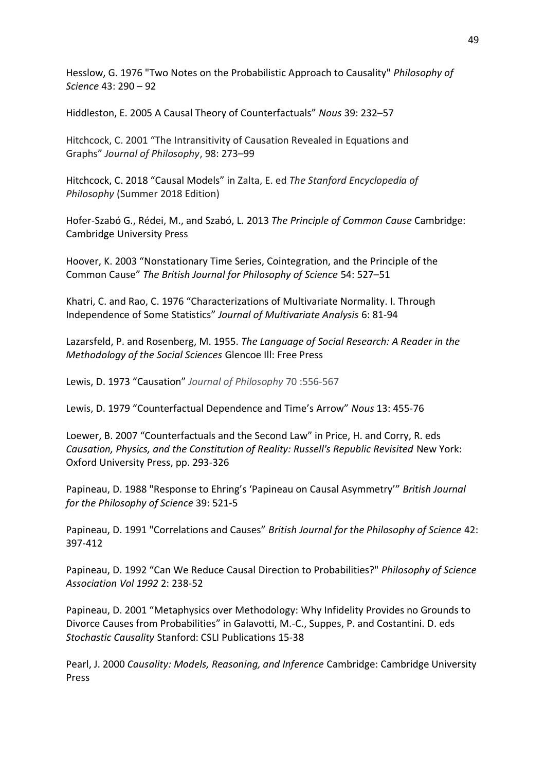Hesslow, G. 1976 "Two Notes on the Probabilistic Approach to Causality" *Philosophy of Science* 43: 290 – 92

Hiddleston, E. 2005 A Causal Theory of Counterfactuals" *Nous* 39: 232–57

Hitchcock, C. 2001 "The Intransitivity of Causation Revealed in Equations and Graphs" *Journal of Philosophy*, 98: 273–99

Hitchcock, C. 2018 "Causal Models" in Zalta, E. ed *The Stanford Encyclopedia of Philosophy* (Summer 2018 Edition)

Hofer-Szabó G., Rédei, M., and Szabó, L. 2013 *The Principle of Common Cause* Cambridge: Cambridge University Press

Hoover, K. 2003 "Nonstationary Time Series, Cointegration, and the Principle of the Common Cause" *The British Journal for Philosophy of Science* 54: 527–51

Khatri, C. and Rao, C. 1976 "Characterizations of Multivariate Normality. I. Through Independence of Some Statistics" *Journal of Multivariate Analysis* 6: 81-94

Lazarsfeld, P. and Rosenberg, M. 1955. *The Language of Social Research: A Reader in the Methodology of the Social Sciences* Glencoe Ill: Free Press

Lewis, D. 1973 "Causation" *Journal of Philosophy* 70 :556-567

Lewis, D. 1979 "Counterfactual Dependence and Time's Arrow" *Nous* 13: 455-76

Loewer, B. 2007 "Counterfactuals and the Second Law" in Price, H. and Corry, R. eds *Causation, Physics, and the Constitution of Reality: Russell's Republic Revisited* New York: Oxford University Press, pp. 293-326

Papineau, D. 1988 "Response to Ehring's 'Papineau on Causal Asymmetry'" *British Journal for the Philosophy of Science* 39: 521-5

Papineau, D. 1991 "Correlations and Causes" *British Journal for the Philosophy of Science* 42: 397-412

Papineau, D. 1992 "Can We Reduce Causal Direction to Probabilities?" *Philosophy of Science Association Vol 1992* 2: 238-52

Papineau, D. 2001 "Metaphysics over Methodology: Why Infidelity Provides no Grounds to Divorce Causes from Probabilities" in Galavotti, M.-C., Suppes, P. and Costantini. D. eds *Stochastic Causality* Stanford: CSLI Publications 15-38

Pearl, J. 2000 *Causality: Models, Reasoning, and Inference* Cambridge: Cambridge University Press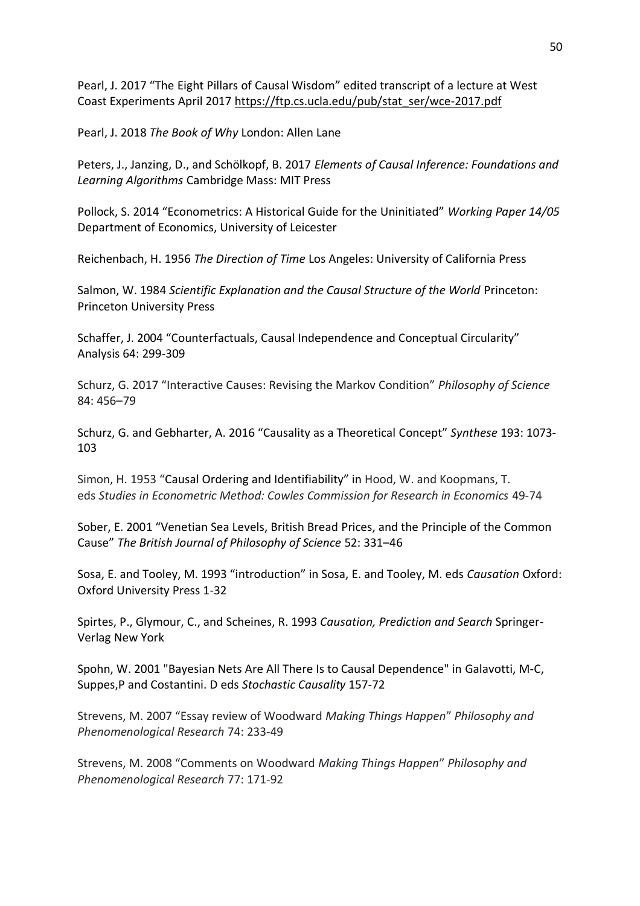Pearl, J. 2017 “The Eight Pillars of Causal Wisdom” edited transcript of a lecture at West Coast Experiments April 2017 https://ftp.cs.ucla.edu/pub/stat_ser/wce-2017.pdf

Pearl, J. 2018 *The Book of Why* London: Allen Lane

Peters, J., Janzing, D., and Schölkopf, B. 2017 *Elements of Causal Inference: Foundations and Learning Algorithms* Cambridge Mass: MIT Press

Pollock, S. 2014 “Econometrics: A Historical Guide for the Uninitiated” *Working Paper 14/05* Department of Economics, University of Leicester

Reichenbach, H. 1956 *The Direction of Time* Los Angeles: University of California Press

Salmon, W. 1984 *Scientific Explanation and the Causal Structure of the World* Princeton: Princeton University Press

Schaffer, J. 2004 “Counterfactuals, Causal Independence and Conceptual Circularity” Analysis 64: 299-309

Schurz, G. 2017 “Interactive Causes: Revising the Markov Condition” *Philosophy of Science* 84: 456–79

Schurz, G. and Gebharter, A. 2016 “Causality as a Theoretical Concept” *Synthese* 193: 1073-103

Simon, H. 1953 “Causal Ordering and Identifiability” in Hood, W. and Koopmans, T. eds *Studies in Econometric Method: Cowles Commission for Research in Economics* 49-74

Sober, E. 2001 “Venetian Sea Levels, British Bread Prices, and the Principle of the Common Cause” *The British Journal of Philosophy of Science* 52: 331–46

Sosa, E. and Tooley, M. 1993 “introduction” in Sosa, E. and Tooley, M. eds *Causation* Oxford: Oxford University Press 1-32

Spirtes, P., Glymour, C., and Scheines, R. 1993 *Causation, Prediction and Search* Springer-Verlag New York

Spohn, W. 2001 "Bayesian Nets Are All There Is to Causal Dependence" in Galavotti, M-C, Suppes,P and Costantini. D eds *Stochastic Causality* 157-72

Strevens, M. 2007 “Essay review of Woodward *Making Things Happen*” *Philosophy and Phenomenological Research* 74: 233-49

Strevens, M. 2008 “Comments on Woodward *Making Things Happen*” *Philosophy and Phenomenological Research* 77: 171-92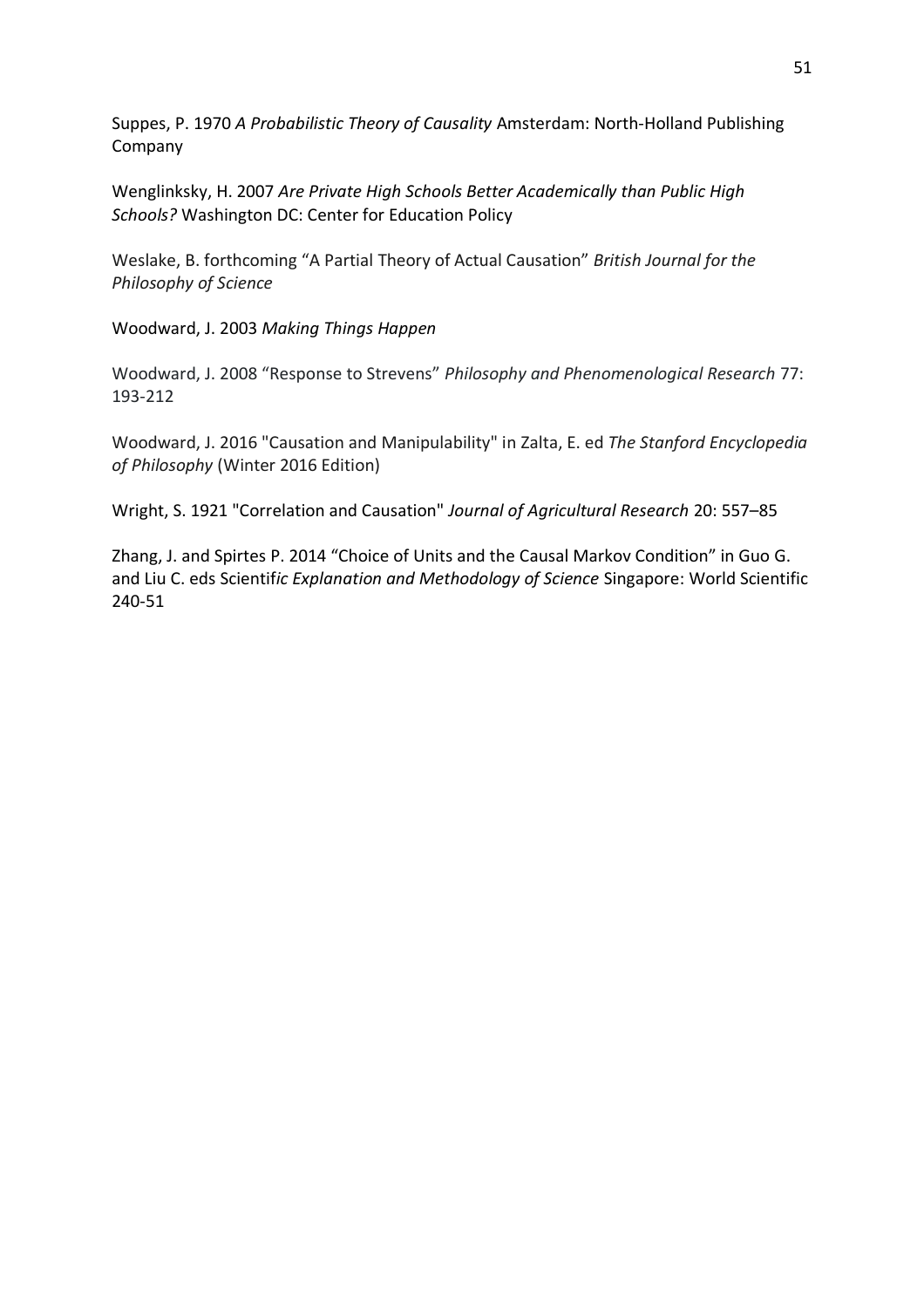Suppes, P. 1970 *A Probabilistic Theory of Causality* Amsterdam: North-Holland Publishing Company

Wenglinksky, H. 2007 *Are Private High Schools Better Academically than Public High Schools?* Washington DC: Center for Education Policy

Weslake, B. forthcoming "A Partial Theory of Actual Causation" *British Journal for the Philosophy of Science*

Woodward, J. 2003 *Making Things Happen*

Woodward, J. 2008 "Response to Strevens" *Philosophy and Phenomenological Research* 77: 193-212

Woodward, J. 2016 "Causation and Manipulability" in Zalta, E. ed *The Stanford Encyclopedia of Philosophy* (Winter 2016 Edition)

Wright, S. 1921 "Correlation and Causation" *Journal of Agricultural Research* 20: 557–85

Zhang, J. and Spirtes P. 2014 "Choice of Units and the Causal Markov Condition" in Guo G. and Liu C. eds Scientif*ic Explanation and Methodology of Science* Singapore: World Scientific 240-51